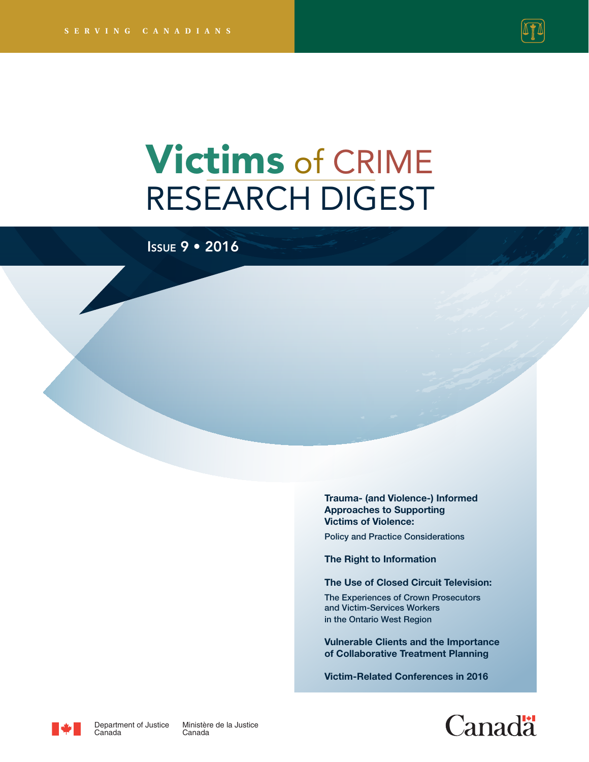SERVING CANADIANS

# Victims of CRIME RESEARCH DIGEST

Issue 9 • 2016

**Trauma- (and Violence-) Informed Approaches to Supporting Victims of Violence:**

Policy and Practice Considerations

**The Right to Information**

**The Use of Closed Circuit Television:**

The Experiences of Crown Prosecutors and Victim-Services Workers in the Ontario West Region

**Vulnerable Clients and the Importance of Collaborative Treatment Planning**

**Victim-Related Conferences in 2016**

Department of Justice Canada | Ministère de la Justice Canada

Canada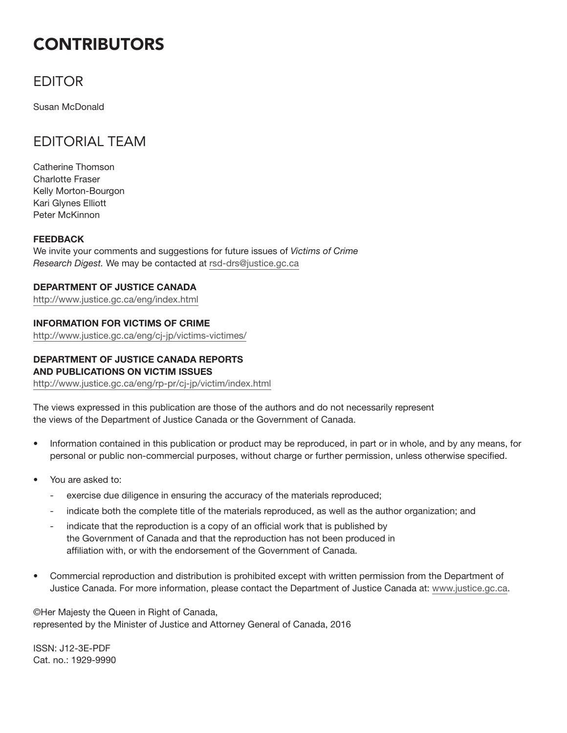# CONTRIBUTORS

## EDITOR

Susan McDonald

## EDITORIAL TEAM

Catherine Thomson
Charlotte Fraser
Kelly Morton-Bourgon
Kari Glynes Elliott
Peter McKinnon

**FEEDBACK**
We invite your comments and suggestions for future issues of *Victims of Crime Research Digest.* We may be contacted at rsd-drs@justice.gc.ca

**DEPARTMENT OF JUSTICE CANADA**
http://www.justice.gc.ca/eng/index.html

**INFORMATION FOR VICTIMS OF CRIME**
http://www.justice.gc.ca/eng/cj-jp/victims-victimes/

**DEPARTMENT OF JUSTICE CANADA REPORTS AND PUBLICATIONS ON VICTIM ISSUES**
http://www.justice.gc.ca/eng/rp-pr/cj-jp/victim/index.html

The views expressed in this publication are those of the authors and do not necessarily represent the views of the Department of Justice Canada or the Government of Canada.

- Information contained in this publication or product may be reproduced, in part or in whole, and by any means, for personal or public non-commercial purposes, without charge or further permission, unless otherwise specified.
- You are asked to:
  - exercise due diligence in ensuring the accuracy of the materials reproduced;
  - indicate both the complete title of the materials reproduced, as well as the author organization; and
  - indicate that the reproduction is a copy of an official work that is published by the Government of Canada and that the reproduction has not been produced in affiliation with, or with the endorsement of the Government of Canada.
- Commercial reproduction and distribution is prohibited except with written permission from the Department of Justice Canada. For more information, please contact the Department of Justice Canada at: www.justice.gc.ca.

©Her Majesty the Queen in Right of Canada,
represented by the Minister of Justice and Attorney General of Canada, 2016

ISSN: J12-3E-PDF
Cat. no.: 1929-9990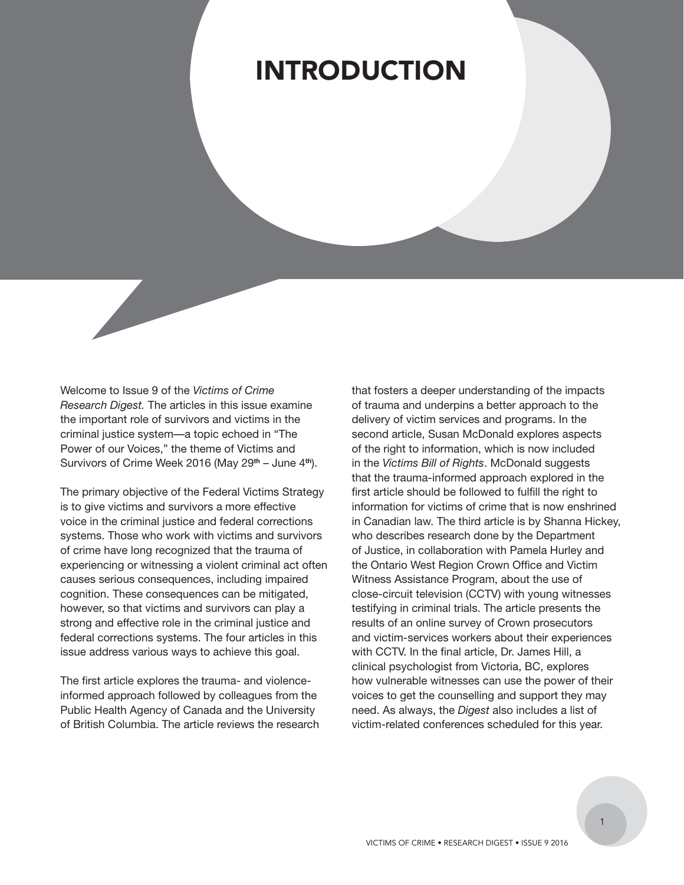# INTRODUCTION

Welcome to Issue 9 of the *Victims of Crime Research Digest.* The articles in this issue examine the important role of survivors and victims in the criminal justice system—a topic echoed in "The Power of our Voices," the theme of Victims and Survivors of Crime Week 2016 (May 29th – June 4th).

The primary objective of the Federal Victims Strategy is to give victims and survivors a more effective voice in the criminal justice and federal corrections systems. Those who work with victims and survivors of crime have long recognized that the trauma of experiencing or witnessing a violent criminal act often causes serious consequences, including impaired cognition. These consequences can be mitigated, however, so that victims and survivors can play a strong and effective role in the criminal justice and federal corrections systems. The four articles in this issue address various ways to achieve this goal.

The first article explores the trauma- and violence-informed approach followed by colleagues from the Public Health Agency of Canada and the University of British Columbia. The article reviews the research that fosters a deeper understanding of the impacts of trauma and underpins a better approach to the delivery of victim services and programs. In the second article, Susan McDonald explores aspects of the right to information, which is now included in the *Victims Bill of Rights*. McDonald suggests that the trauma-informed approach explored in the first article should be followed to fulfill the right to information for victims of crime that is now enshrined in Canadian law. The third article is by Shanna Hickey, who describes research done by the Department of Justice, in collaboration with Pamela Hurley and the Ontario West Region Crown Office and Victim Witness Assistance Program, about the use of close-circuit television (CCTV) with young witnesses testifying in criminal trials. The article presents the results of an online survey of Crown prosecutors and victim-services workers about their experiences with CCTV. In the final article, Dr. James Hill, a clinical psychologist from Victoria, BC, explores how vulnerable witnesses can use the power of their voices to get the counselling and support they may need. As always, the *Digest* also includes a list of victim-related conferences scheduled for this year.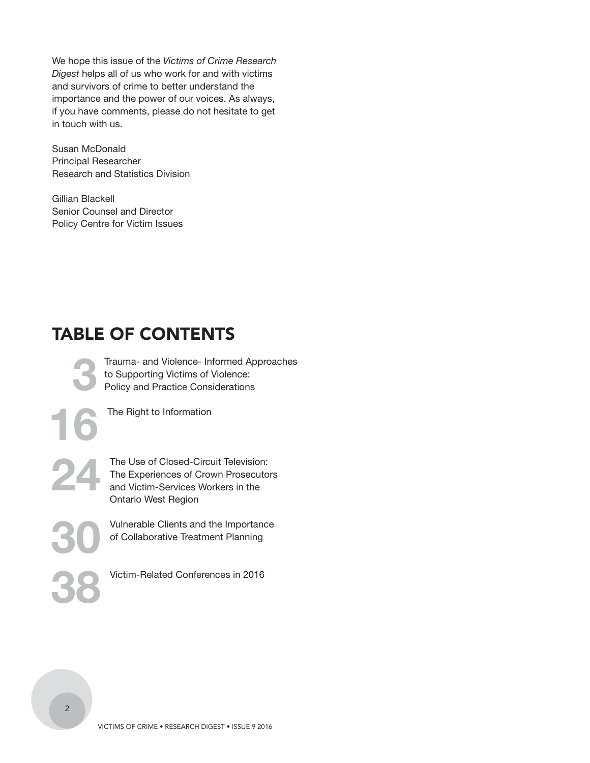We hope this issue of the *Victims of Crime Research Digest* helps all of us who work for and with victims and survivors of crime to better understand the importance and the power of our voices. As always, if you have comments, please do not hesitate to get in touch with us.

Susan McDonald
Principal Researcher
Research and Statistics Division

Gillian Blackell
Senior Counsel and Director
Policy Centre for Victim Issues

## TABLE OF CONTENTS

**3** Trauma- and Violence- Informed Approaches to Supporting Victims of Violence: Policy and Practice Considerations

**16** The Right to Information

**24** The Use of Closed-Circuit Television: The Experiences of Crown Prosecutors and Victim-Services Workers in the Ontario West Region

**30** Vulnerable Clients and the Importance of Collaborative Treatment Planning

**38** Victim-Related Conferences in 2016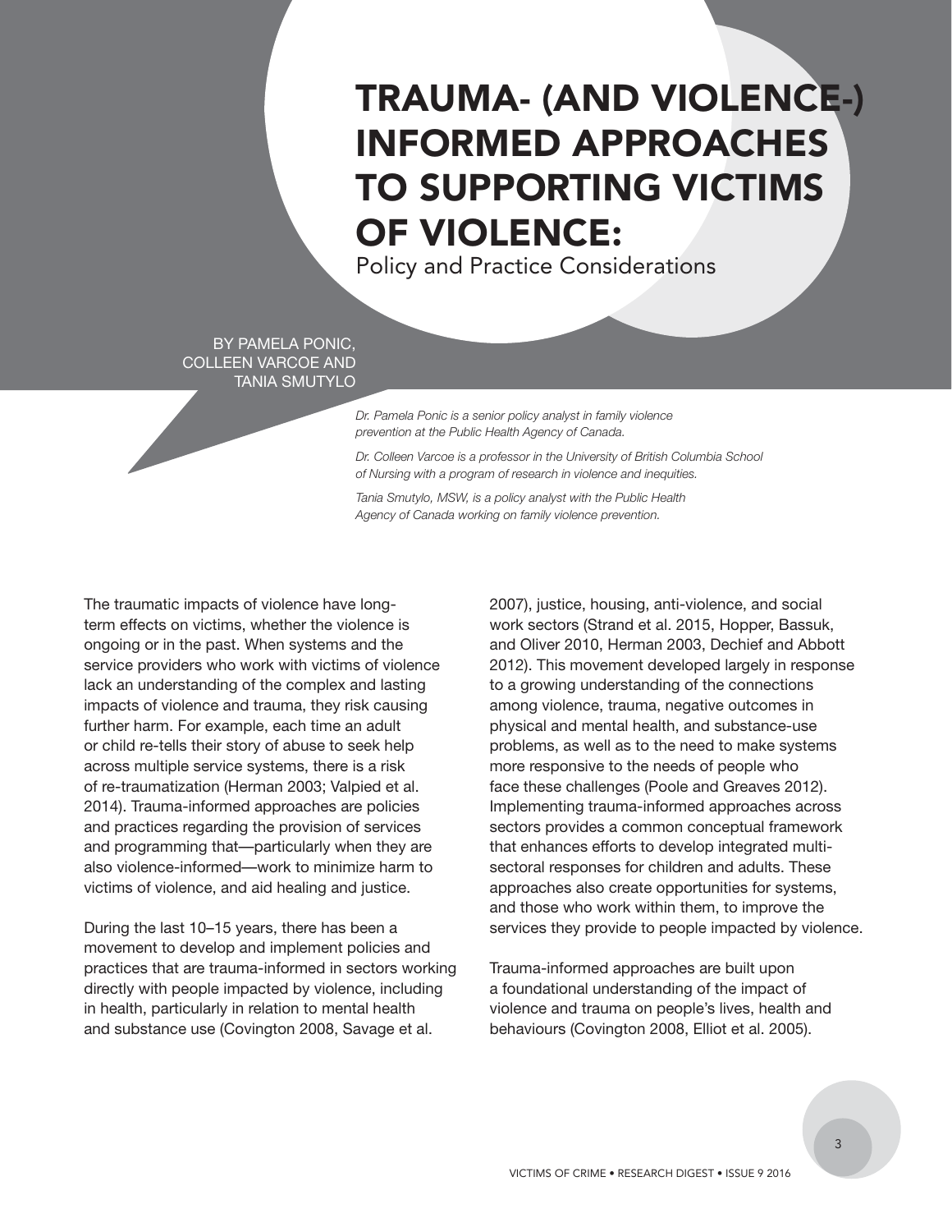# TRAUMA- (AND VIOLENCE-) INFORMED APPROACHES TO SUPPORTING VICTIMS OF VIOLENCE:

## Policy and Practice Considerations

BY PAMELA PONIC, COLLEEN VARCOE AND TANIA SMUTYLO

*Dr. Pamela Ponic is a senior policy analyst in family violence prevention at the Public Health Agency of Canada.*

*Dr. Colleen Varcoe is a professor in the University of British Columbia School of Nursing with a program of research in violence and inequities.*

*Tania Smutylo, MSW, is a policy analyst with the Public Health Agency of Canada working on family violence prevention.*

The traumatic impacts of violence have long-term effects on victims, whether the violence is ongoing or in the past. When systems and the service providers who work with victims of violence lack an understanding of the complex and lasting impacts of violence and trauma, they risk causing further harm. For example, each time an adult or child re-tells their story of abuse to seek help across multiple service systems, there is a risk of re-traumatization (Herman 2003; Valpied et al. 2014). Trauma-informed approaches are policies and practices regarding the provision of services and programming that—particularly when they are also violence-informed—work to minimize harm to victims of violence, and aid healing and justice.

During the last 10–15 years, there has been a movement to develop and implement policies and practices that are trauma-informed in sectors working directly with people impacted by violence, including in health, particularly in relation to mental health and substance use (Covington 2008, Savage et al. 2007), justice, housing, anti-violence, and social work sectors (Strand et al. 2015, Hopper, Bassuk, and Oliver 2010, Herman 2003, Dechief and Abbott 2012). This movement developed largely in response to a growing understanding of the connections among violence, trauma, negative outcomes in physical and mental health, and substance-use problems, as well as to the need to make systems more responsive to the needs of people who face these challenges (Poole and Greaves 2012). Implementing trauma-informed approaches across sectors provides a common conceptual framework that enhances efforts to develop integrated multi-sectoral responses for children and adults. These approaches also create opportunities for systems, and those who work within them, to improve the services they provide to people impacted by violence.

Trauma-informed approaches are built upon a foundational understanding of the impact of violence and trauma on people's lives, health and behaviours (Covington 2008, Elliot et al. 2005).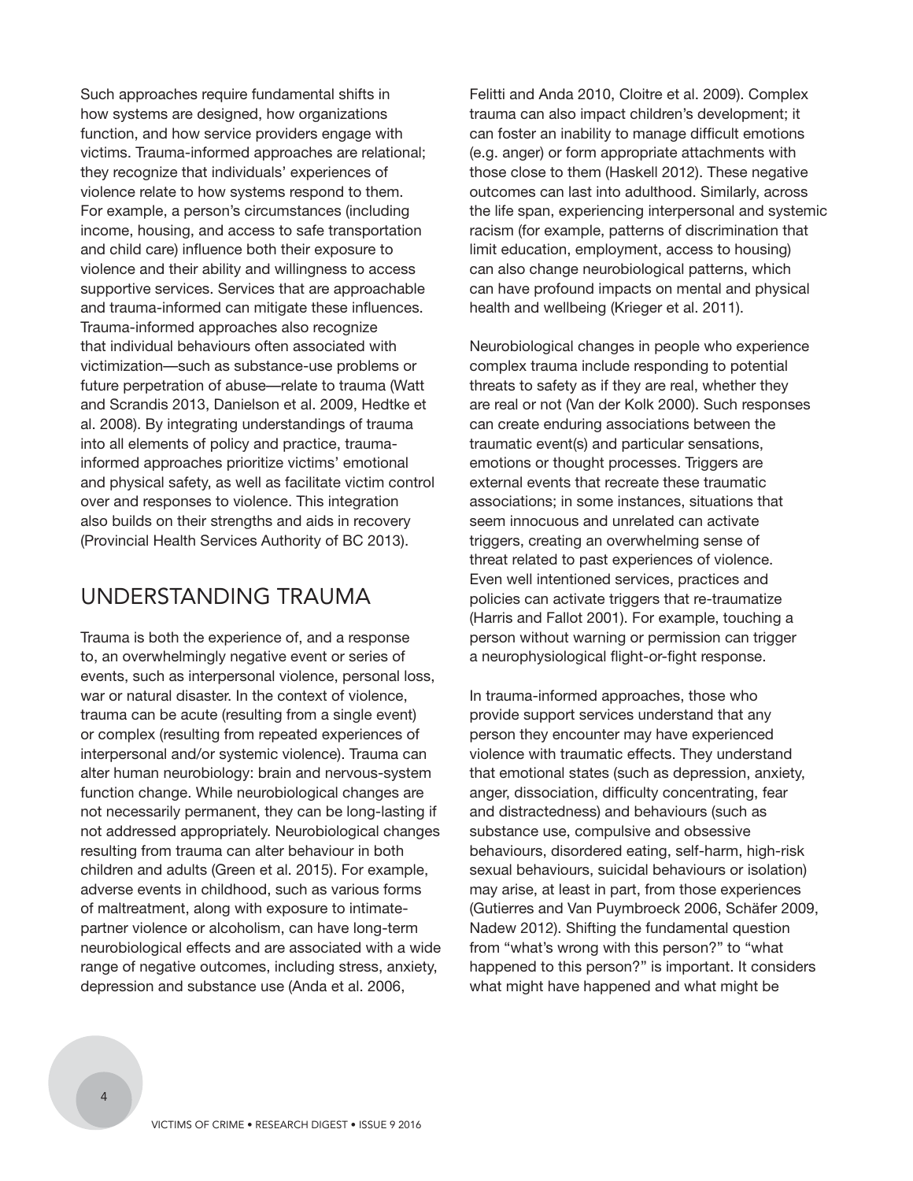Such approaches require fundamental shifts in how systems are designed, how organizations function, and how service providers engage with victims. Trauma-informed approaches are relational; they recognize that individuals' experiences of violence relate to how systems respond to them. For example, a person's circumstances (including income, housing, and access to safe transportation and child care) influence both their exposure to violence and their ability and willingness to access supportive services. Services that are approachable and trauma-informed can mitigate these influences. Trauma-informed approaches also recognize that individual behaviours often associated with victimization—such as substance-use problems or future perpetration of abuse—relate to trauma (Watt and Scrandis 2013, Danielson et al. 2009, Hedtke et al. 2008). By integrating understandings of trauma into all elements of policy and practice, trauma-informed approaches prioritize victims' emotional and physical safety, as well as facilitate victim control over and responses to violence. This integration also builds on their strengths and aids in recovery (Provincial Health Services Authority of BC 2013).

## UNDERSTANDING TRAUMA

Trauma is both the experience of, and a response to, an overwhelmingly negative event or series of events, such as interpersonal violence, personal loss, war or natural disaster. In the context of violence, trauma can be acute (resulting from a single event) or complex (resulting from repeated experiences of interpersonal and/or systemic violence). Trauma can alter human neurobiology: brain and nervous-system function change. While neurobiological changes are not necessarily permanent, they can be long-lasting if not addressed appropriately. Neurobiological changes resulting from trauma can alter behaviour in both children and adults (Green et al. 2015). For example, adverse events in childhood, such as various forms of maltreatment, along with exposure to intimate-partner violence or alcoholism, can have long-term neurobiological effects and are associated with a wide range of negative outcomes, including stress, anxiety, depression and substance use (Anda et al. 2006, Felitti and Anda 2010, Cloitre et al. 2009). Complex trauma can also impact children's development; it can foster an inability to manage difficult emotions (e.g. anger) or form appropriate attachments with those close to them (Haskell 2012). These negative outcomes can last into adulthood. Similarly, across the life span, experiencing interpersonal and systemic racism (for example, patterns of discrimination that limit education, employment, access to housing) can also change neurobiological patterns, which can have profound impacts on mental and physical health and wellbeing (Krieger et al. 2011).

Neurobiological changes in people who experience complex trauma include responding to potential threats to safety as if they are real, whether they are real or not (Van der Kolk 2000). Such responses can create enduring associations between the traumatic event(s) and particular sensations, emotions or thought processes. Triggers are external events that recreate these traumatic associations; in some instances, situations that seem innocuous and unrelated can activate triggers, creating an overwhelming sense of threat related to past experiences of violence. Even well intentioned services, practices and policies can activate triggers that re-traumatize (Harris and Fallot 2001). For example, touching a person without warning or permission can trigger a neurophysiological flight-or-fight response.

In trauma-informed approaches, those who provide support services understand that any person they encounter may have experienced violence with traumatic effects. They understand that emotional states (such as depression, anxiety, anger, dissociation, difficulty concentrating, fear and distractedness) and behaviours (such as substance use, compulsive and obsessive behaviours, disordered eating, self-harm, high-risk sexual behaviours, suicidal behaviours or isolation) may arise, at least in part, from those experiences (Gutierres and Van Puymbroeck 2006, Schäfer 2009, Nadew 2012). Shifting the fundamental question from "what's wrong with this person?" to "what happened to this person?" is important. It considers what might have happened and what might be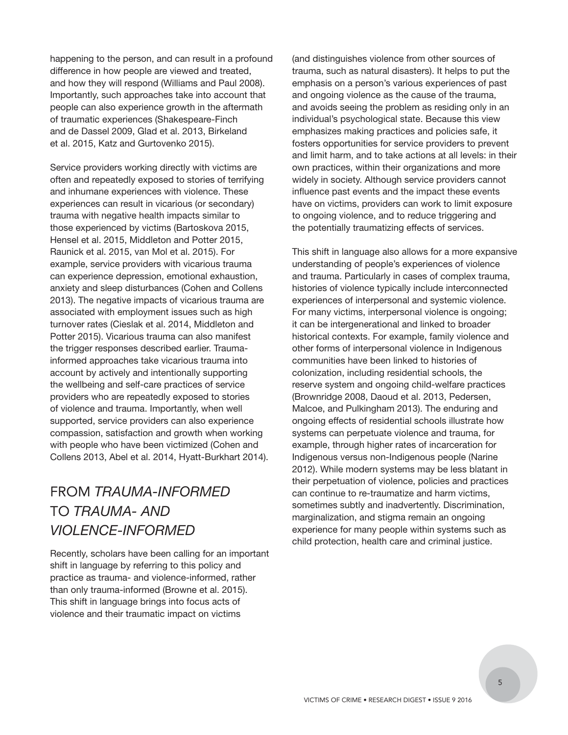happening to the person, and can result in a profound difference in how people are viewed and treated, and how they will respond (Williams and Paul 2008). Importantly, such approaches take into account that people can also experience growth in the aftermath of traumatic experiences (Shakespeare-Finch and de Dassel 2009, Glad et al. 2013, Birkeland et al. 2015, Katz and Gurtovenko 2015).

Service providers working directly with victims are often and repeatedly exposed to stories of terrifying and inhumane experiences with violence. These experiences can result in vicarious (or secondary) trauma with negative health impacts similar to those experienced by victims (Bartoskova 2015, Hensel et al. 2015, Middleton and Potter 2015, Raunick et al. 2015, van Mol et al. 2015). For example, service providers with vicarious trauma can experience depression, emotional exhaustion, anxiety and sleep disturbances (Cohen and Collens 2013). The negative impacts of vicarious trauma are associated with employment issues such as high turnover rates (Cieslak et al. 2014, Middleton and Potter 2015). Vicarious trauma can also manifest the trigger responses described earlier. Trauma-informed approaches take vicarious trauma into account by actively and intentionally supporting the wellbeing and self-care practices of service providers who are repeatedly exposed to stories of violence and trauma. Importantly, when well supported, service providers can also experience compassion, satisfaction and growth when working with people who have been victimized (Cohen and Collens 2013, Abel et al. 2014, Hyatt-Burkhart 2014).

## FROM *TRAUMA-INFORMED* TO *TRAUMA- AND VIOLENCE-INFORMED*

Recently, scholars have been calling for an important shift in language by referring to this policy and practice as trauma- and violence-informed, rather than only trauma-informed (Browne et al. 2015). This shift in language brings into focus acts of violence and their traumatic impact on victims (and distinguishes violence from other sources of trauma, such as natural disasters). It helps to put the emphasis on a person's various experiences of past and ongoing violence as the cause of the trauma, and avoids seeing the problem as residing only in an individual's psychological state. Because this view emphasizes making practices and policies safe, it fosters opportunities for service providers to prevent and limit harm, and to take actions at all levels: in their own practices, within their organizations and more widely in society. Although service providers cannot influence past events and the impact these events have on victims, providers can work to limit exposure to ongoing violence, and to reduce triggering and the potentially traumatizing effects of services.

This shift in language also allows for a more expansive understanding of people's experiences of violence and trauma. Particularly in cases of complex trauma, histories of violence typically include interconnected experiences of interpersonal and systemic violence. For many victims, interpersonal violence is ongoing; it can be intergenerational and linked to broader historical contexts. For example, family violence and other forms of interpersonal violence in Indigenous communities have been linked to histories of colonization, including residential schools, the reserve system and ongoing child-welfare practices (Brownridge 2008, Daoud et al. 2013, Pedersen, Malcoe, and Pulkingham 2013). The enduring and ongoing effects of residential schools illustrate how systems can perpetuate violence and trauma, for example, through higher rates of incarceration for Indigenous versus non-Indigenous people (Narine 2012). While modern systems may be less blatant in their perpetuation of violence, policies and practices can continue to re-traumatize and harm victims, sometimes subtly and inadvertently. Discrimination, marginalization, and stigma remain an ongoing experience for many people within systems such as child protection, health care and criminal justice.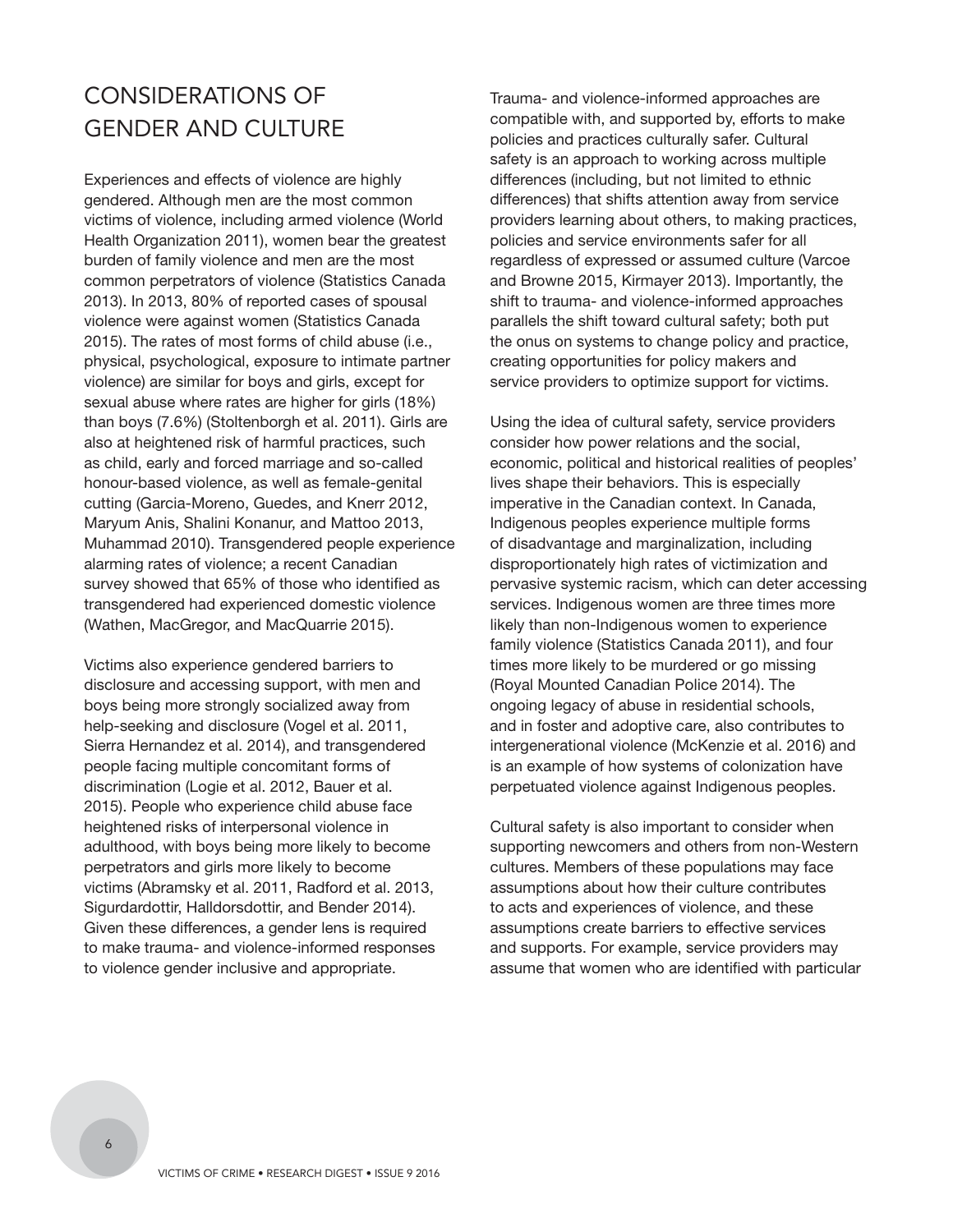## CONSIDERATIONS OF GENDER AND CULTURE

Experiences and effects of violence are highly gendered. Although men are the most common victims of violence, including armed violence (World Health Organization 2011), women bear the greatest burden of family violence and men are the most common perpetrators of violence (Statistics Canada 2013). In 2013, 80% of reported cases of spousal violence were against women (Statistics Canada 2015). The rates of most forms of child abuse (i.e., physical, psychological, exposure to intimate partner violence) are similar for boys and girls, except for sexual abuse where rates are higher for girls (18%) than boys (7.6%) (Stoltenborgh et al. 2011). Girls are also at heightened risk of harmful practices, such as child, early and forced marriage and so-called honour-based violence, as well as female-genital cutting (Garcia-Moreno, Guedes, and Knerr 2012, Maryum Anis, Shalini Konanur, and Mattoo 2013, Muhammad 2010). Transgendered people experience alarming rates of violence; a recent Canadian survey showed that 65% of those who identified as transgendered had experienced domestic violence (Wathen, MacGregor, and MacQuarrie 2015).

Victims also experience gendered barriers to disclosure and accessing support, with men and boys being more strongly socialized away from help-seeking and disclosure (Vogel et al. 2011, Sierra Hernandez et al. 2014), and transgendered people facing multiple concomitant forms of discrimination (Logie et al. 2012, Bauer et al. 2015). People who experience child abuse face heightened risks of interpersonal violence in adulthood, with boys being more likely to become perpetrators and girls more likely to become victims (Abramsky et al. 2011, Radford et al. 2013, Sigurdardottir, Halldorsdottir, and Bender 2014). Given these differences, a gender lens is required to make trauma- and violence-informed responses to violence gender inclusive and appropriate.

Trauma- and violence-informed approaches are compatible with, and supported by, efforts to make policies and practices culturally safer. Cultural safety is an approach to working across multiple differences (including, but not limited to ethnic differences) that shifts attention away from service providers learning about others, to making practices, policies and service environments safer for all regardless of expressed or assumed culture (Varcoe and Browne 2015, Kirmayer 2013). Importantly, the shift to trauma- and violence-informed approaches parallels the shift toward cultural safety; both put the onus on systems to change policy and practice, creating opportunities for policy makers and service providers to optimize support for victims.

Using the idea of cultural safety, service providers consider how power relations and the social, economic, political and historical realities of peoples' lives shape their behaviors. This is especially imperative in the Canadian context. In Canada, Indigenous peoples experience multiple forms of disadvantage and marginalization, including disproportionately high rates of victimization and pervasive systemic racism, which can deter accessing services. Indigenous women are three times more likely than non-Indigenous women to experience family violence (Statistics Canada 2011), and four times more likely to be murdered or go missing (Royal Mounted Canadian Police 2014). The ongoing legacy of abuse in residential schools, and in foster and adoptive care, also contributes to intergenerational violence (McKenzie et al. 2016) and is an example of how systems of colonization have perpetuated violence against Indigenous peoples.

Cultural safety is also important to consider when supporting newcomers and others from non-Western cultures. Members of these populations may face assumptions about how their culture contributes to acts and experiences of violence, and these assumptions create barriers to effective services and supports. For example, service providers may assume that women who are identified with particular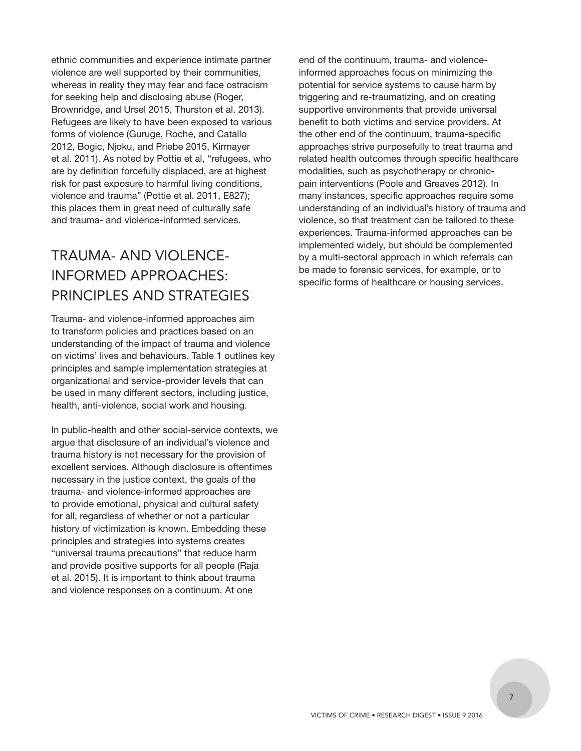ethnic communities and experience intimate partner violence are well supported by their communities, whereas in reality they may fear and face ostracism for seeking help and disclosing abuse (Roger, Brownridge, and Ursel 2015, Thurston et al. 2013). Refugees are likely to have been exposed to various forms of violence (Guruge, Roche, and Catallo 2012, Bogic, Njoku, and Priebe 2015, Kirmayer et al. 2011). As noted by Pottie et al, "refugees, who are by definition forcefully displaced, are at highest risk for past exposure to harmful living conditions, violence and trauma" (Pottie et al. 2011, E827); this places them in great need of culturally safe and trauma- and violence-informed services.

## TRAUMA- AND VIOLENCE-INFORMED APPROACHES: PRINCIPLES AND STRATEGIES

Trauma- and violence-informed approaches aim to transform policies and practices based on an understanding of the impact of trauma and violence on victims' lives and behaviours. Table 1 outlines key principles and sample implementation strategies at organizational and service-provider levels that can be used in many different sectors, including justice, health, anti-violence, social work and housing.

In public-health and other social-service contexts, we argue that disclosure of an individual's violence and trauma history is not necessary for the provision of excellent services. Although disclosure is oftentimes necessary in the justice context, the goals of the trauma- and violence-informed approaches are to provide emotional, physical and cultural safety for all, regardless of whether or not a particular history of victimization is known. Embedding these principles and strategies into systems creates "universal trauma precautions" that reduce harm and provide positive supports for all people (Raja et al. 2015). It is important to think about trauma and violence responses on a continuum. At one end of the continuum, trauma- and violence-informed approaches focus on minimizing the potential for service systems to cause harm by triggering and re-traumatizing, and on creating supportive environments that provide universal benefit to both victims and service providers. At the other end of the continuum, trauma-specific approaches strive purposefully to treat trauma and related health outcomes through specific healthcare modalities, such as psychotherapy or chronic-pain interventions (Poole and Greaves 2012). In many instances, specific approaches require some understanding of an individual's history of trauma and violence, so that treatment can be tailored to these experiences. Trauma-informed approaches can be implemented widely, but should be complemented by a multi-sectoral approach in which referrals can be made to forensic services, for example, or to specific forms of healthcare or housing services.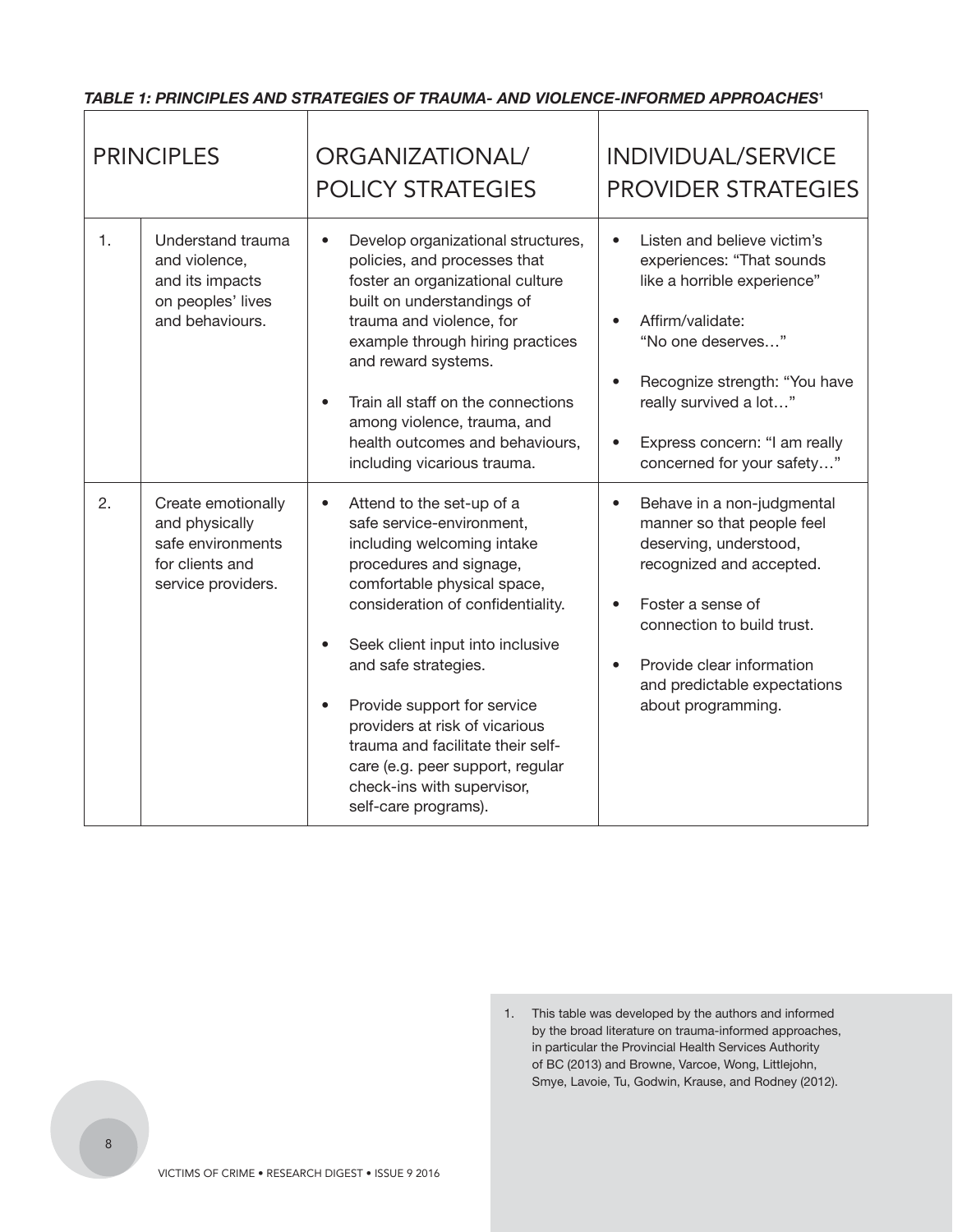***TABLE 1: PRINCIPLES AND STRATEGIES OF TRAUMA- AND VIOLENCE-INFORMED APPROACHES[1]***

| PRINCIPLES | | ORGANIZATIONAL/ POLICY STRATEGIES | INDIVIDUAL/SERVICE PROVIDER STRATEGIES |
|---|---|---|---|
| 1. | Understand trauma and violence, and its impacts on peoples' lives and behaviours. | • Develop organizational structures, policies, and processes that foster an organizational culture built on understandings of trauma and violence, for example through hiring practices and reward systems.<br>• Train all staff on the connections among violence, trauma, and health outcomes and behaviours, including vicarious trauma. | • Listen and believe victim's experiences: "That sounds like a horrible experience"<br>• Affirm/validate: "No one deserves…"<br>• Recognize strength: "You have really survived a lot…"<br>• Express concern: "I am really concerned for your safety…" |
| 2. | Create emotionally and physically safe environments for clients and service providers. | • Attend to the set-up of a safe service-environment, including welcoming intake procedures and signage, comfortable physical space, consideration of confidentiality.<br>• Seek client input into inclusive and safe strategies.<br>• Provide support for service providers at risk of vicarious trauma and facilitate their self-care (e.g. peer support, regular check-ins with supervisor, self-care programs). | • Behave in a non-judgmental manner so that people feel deserving, understood, recognized and accepted.<br>• Foster a sense of connection to build trust.<br>• Provide clear information and predictable expectations about programming. |

1. This table was developed by the authors and informed by the broad literature on trauma-informed approaches, in particular the Provincial Health Services Authority of BC (2013) and Browne, Varcoe, Wong, Littlejohn, Smye, Lavoie, Tu, Godwin, Krause, and Rodney (2012).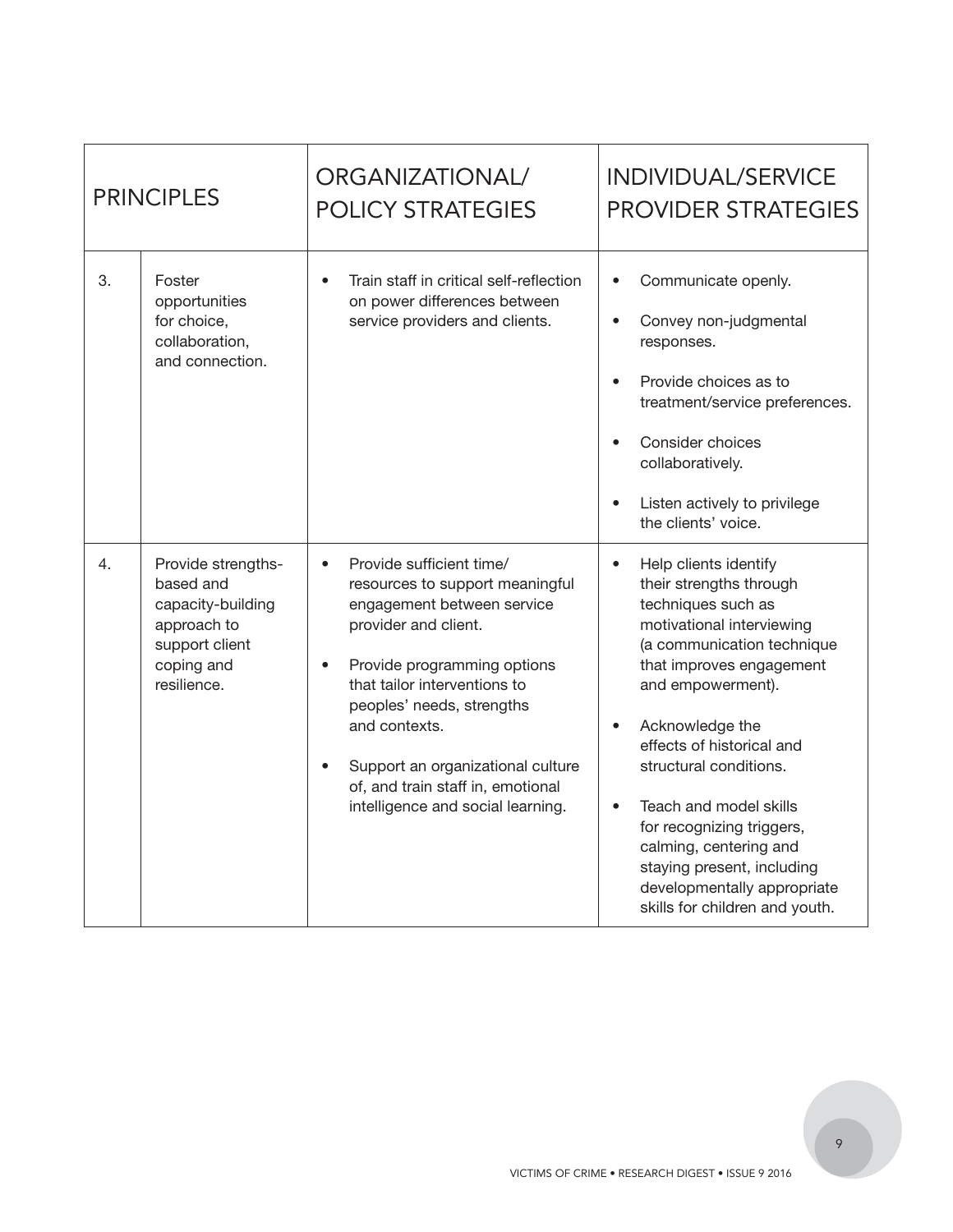| PRINCIPLES | | ORGANIZATIONAL/ POLICY STRATEGIES | INDIVIDUAL/SERVICE PROVIDER STRATEGIES |
|---|---|---|---|
| 3. | Foster opportunities for choice, collaboration, and connection. | • Train staff in critical self-reflection on power differences between service providers and clients. | • Communicate openly.<br>• Convey non-judgmental responses.<br>• Provide choices as to treatment/service preferences.<br>• Consider choices collaboratively.<br>• Listen actively to privilege the clients' voice. |
| 4. | Provide strengths-based and capacity-building approach to support client coping and resilience. | • Provide sufficient time/ resources to support meaningful engagement between service provider and client.<br>• Provide programming options that tailor interventions to peoples' needs, strengths and contexts.<br>• Support an organizational culture of, and train staff in, emotional intelligence and social learning. | • Help clients identify their strengths through techniques such as motivational interviewing (a communication technique that improves engagement and empowerment).<br>• Acknowledge the effects of historical and structural conditions.<br>• Teach and model skills for recognizing triggers, calming, centering and staying present, including developmentally appropriate skills for children and youth. |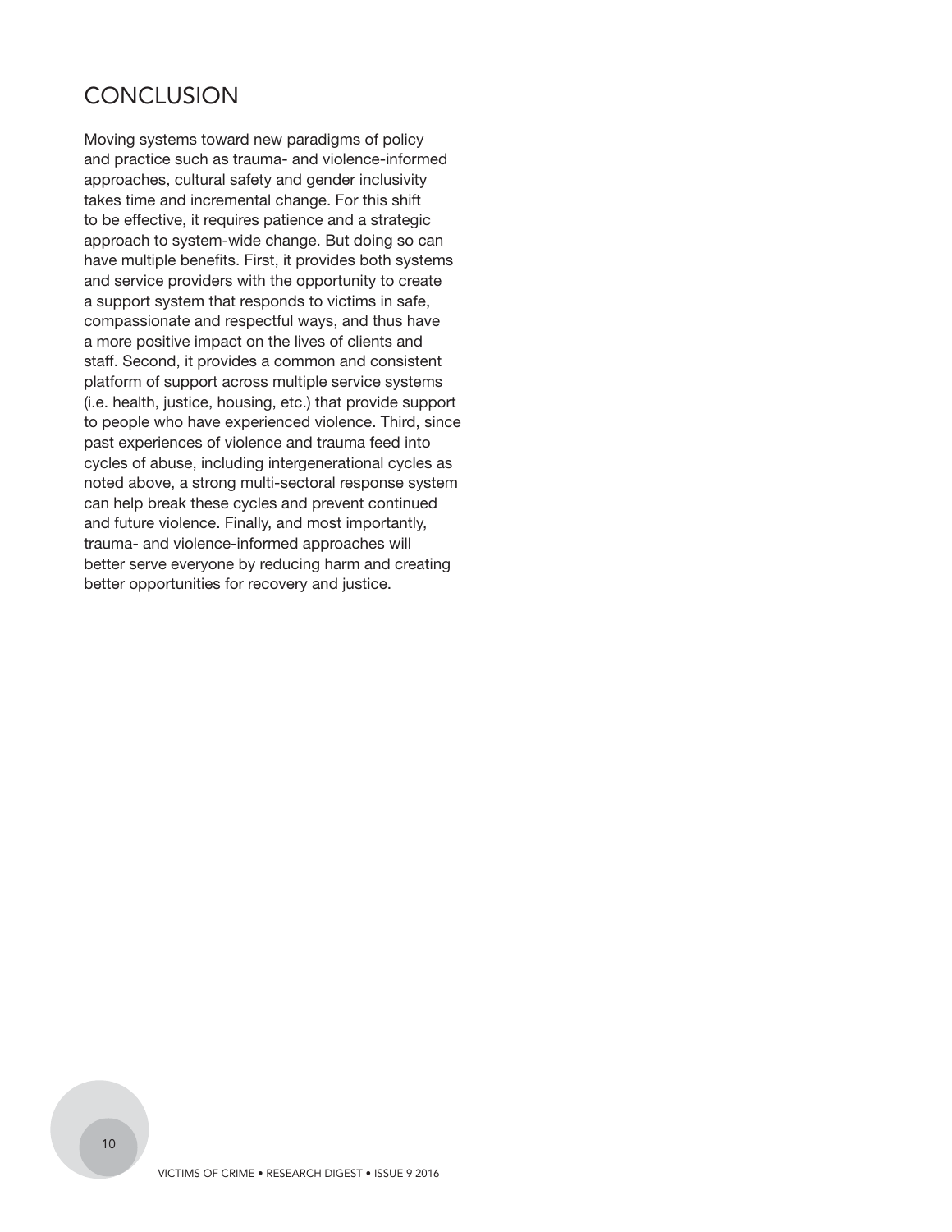## CONCLUSION

Moving systems toward new paradigms of policy and practice such as trauma- and violence-informed approaches, cultural safety and gender inclusivity takes time and incremental change. For this shift to be effective, it requires patience and a strategic approach to system-wide change. But doing so can have multiple benefits. First, it provides both systems and service providers with the opportunity to create a support system that responds to victims in safe, compassionate and respectful ways, and thus have a more positive impact on the lives of clients and staff. Second, it provides a common and consistent platform of support across multiple service systems (i.e. health, justice, housing, etc.) that provide support to people who have experienced violence. Third, since past experiences of violence and trauma feed into cycles of abuse, including intergenerational cycles as noted above, a strong multi-sectoral response system can help break these cycles and prevent continued and future violence. Finally, and most importantly, trauma- and violence-informed approaches will better serve everyone by reducing harm and creating better opportunities for recovery and justice.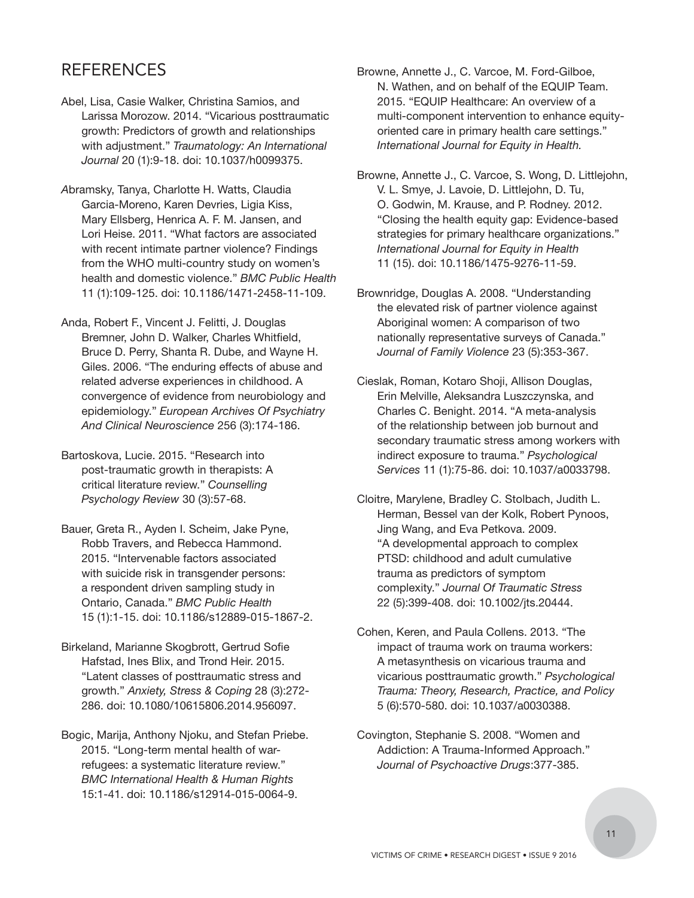## REFERENCES

Abel, Lisa, Casie Walker, Christina Samios, and Larissa Morozow. 2014. "Vicarious posttraumatic growth: Predictors of growth and relationships with adjustment." *Traumatology: An International Journal* 20 (1):9-18. doi: 10.1037/h0099375.

Abramsky, Tanya, Charlotte H. Watts, Claudia Garcia-Moreno, Karen Devries, Ligia Kiss, Mary Ellsberg, Henrica A. F. M. Jansen, and Lori Heise. 2011. "What factors are associated with recent intimate partner violence? Findings from the WHO multi-country study on women's health and domestic violence." *BMC Public Health* 11 (1):109-125. doi: 10.1186/1471-2458-11-109.

Anda, Robert F., Vincent J. Felitti, J. Douglas Bremner, John D. Walker, Charles Whitfield, Bruce D. Perry, Shanta R. Dube, and Wayne H. Giles. 2006. "The enduring effects of abuse and related adverse experiences in childhood. A convergence of evidence from neurobiology and epidemiology." *European Archives Of Psychiatry And Clinical Neuroscience* 256 (3):174-186.

Bartoskova, Lucie. 2015. "Research into post-traumatic growth in therapists: A critical literature review." *Counselling Psychology Review* 30 (3):57-68.

Bauer, Greta R., Ayden I. Scheim, Jake Pyne, Robb Travers, and Rebecca Hammond. 2015. "Intervenable factors associated with suicide risk in transgender persons: a respondent driven sampling study in Ontario, Canada." *BMC Public Health* 15 (1):1-15. doi: 10.1186/s12889-015-1867-2.

Birkeland, Marianne Skogbrott, Gertrud Sofie Hafstad, Ines Blix, and Trond Heir. 2015. "Latent classes of posttraumatic stress and growth." *Anxiety, Stress & Coping* 28 (3):272-286. doi: 10.1080/10615806.2014.956097.

Bogic, Marija, Anthony Njoku, and Stefan Priebe. 2015. "Long-term mental health of war-refugees: a systematic literature review." *BMC International Health & Human Rights* 15:1-41. doi: 10.1186/s12914-015-0064-9.

Browne, Annette J., C. Varcoe, M. Ford-Gilboe, N. Wathen, and on behalf of the EQUIP Team. 2015. "EQUIP Healthcare: An overview of a multi-component intervention to enhance equity-oriented care in primary health care settings." *International Journal for Equity in Health.*

Browne, Annette J., C. Varcoe, S. Wong, D. Littlejohn, V. L. Smye, J. Lavoie, D. Littlejohn, D. Tu, O. Godwin, M. Krause, and P. Rodney. 2012. "Closing the health equity gap: Evidence-based strategies for primary healthcare organizations." *International Journal for Equity in Health* 11 (15). doi: 10.1186/1475-9276-11-59.

Brownridge, Douglas A. 2008. "Understanding the elevated risk of partner violence against Aboriginal women: A comparison of two nationally representative surveys of Canada." *Journal of Family Violence* 23 (5):353-367.

Cieslak, Roman, Kotaro Shoji, Allison Douglas, Erin Melville, Aleksandra Luszczynska, and Charles C. Benight. 2014. "A meta-analysis of the relationship between job burnout and secondary traumatic stress among workers with indirect exposure to trauma." *Psychological Services* 11 (1):75-86. doi: 10.1037/a0033798.

Cloitre, Marylene, Bradley C. Stolbach, Judith L. Herman, Bessel van der Kolk, Robert Pynoos, Jing Wang, and Eva Petkova. 2009. "A developmental approach to complex PTSD: childhood and adult cumulative trauma as predictors of symptom complexity." *Journal Of Traumatic Stress* 22 (5):399-408. doi: 10.1002/jts.20444.

Cohen, Keren, and Paula Collens. 2013. "The impact of trauma work on trauma workers: A metasynthesis on vicarious trauma and vicarious posttraumatic growth." *Psychological Trauma: Theory, Research, Practice, and Policy* 5 (6):570-580. doi: 10.1037/a0030388.

Covington, Stephanie S. 2008. "Women and Addiction: A Trauma-Informed Approach." *Journal of Psychoactive Drugs*:377-385.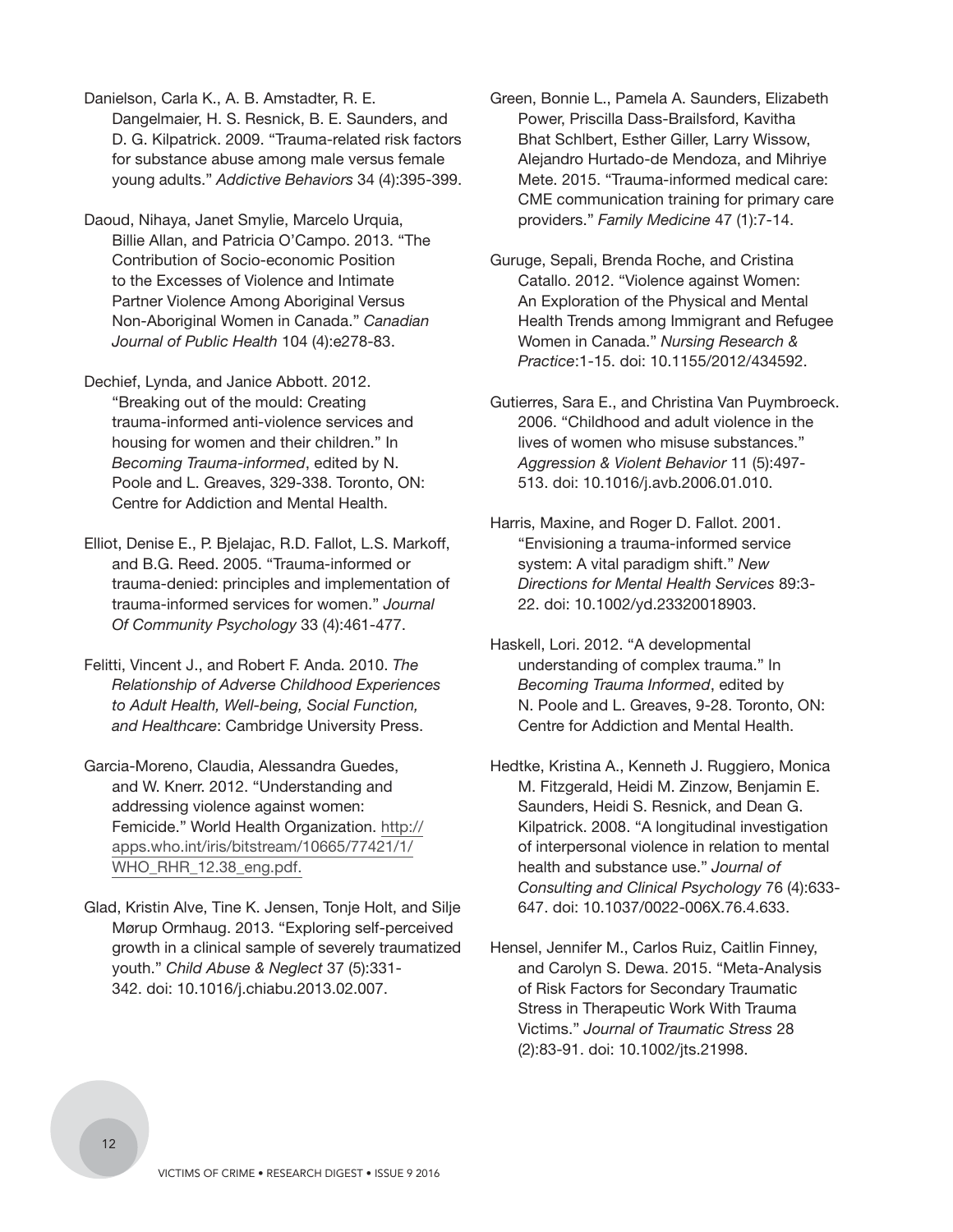Danielson, Carla K., A. B. Amstadter, R. E. Dangelmaier, H. S. Resnick, B. E. Saunders, and D. G. Kilpatrick. 2009. "Trauma-related risk factors for substance abuse among male versus female young adults." *Addictive Behaviors* 34 (4):395-399.

Daoud, Nihaya, Janet Smylie, Marcelo Urquia, Billie Allan, and Patricia O'Campo. 2013. "The Contribution of Socio-economic Position to the Excesses of Violence and Intimate Partner Violence Among Aboriginal Versus Non-Aboriginal Women in Canada." *Canadian Journal of Public Health* 104 (4):e278-83.

Dechief, Lynda, and Janice Abbott. 2012. "Breaking out of the mould: Creating trauma-informed anti-violence services and housing for women and their children." In *Becoming Trauma-informed*, edited by N. Poole and L. Greaves, 329-338. Toronto, ON: Centre for Addiction and Mental Health.

Elliot, Denise E., P. Bjelajac, R.D. Fallot, L.S. Markoff, and B.G. Reed. 2005. "Trauma-informed or trauma-denied: principles and implementation of trauma-informed services for women." *Journal Of Community Psychology* 33 (4):461-477.

Felitti, Vincent J., and Robert F. Anda. 2010. *The Relationship of Adverse Childhood Experiences to Adult Health, Well-being, Social Function, and Healthcare*: Cambridge University Press.

Garcia-Moreno, Claudia, Alessandra Guedes, and W. Knerr. 2012. "Understanding and addressing violence against women: Femicide." World Health Organization. http://apps.who.int/iris/bitstream/10665/77421/1/WHO_RHR_12.38_eng.pdf.

Glad, Kristin Alve, Tine K. Jensen, Tonje Holt, and Silje Mørup Ormhaug. 2013. "Exploring self-perceived growth in a clinical sample of severely traumatized youth." *Child Abuse & Neglect* 37 (5):331-342. doi: 10.1016/j.chiabu.2013.02.007.

Green, Bonnie L., Pamela A. Saunders, Elizabeth Power, Priscilla Dass-Brailsford, Kavitha Bhat Schlbert, Esther Giller, Larry Wissow, Alejandro Hurtado-de Mendoza, and Mihriye Mete. 2015. "Trauma-informed medical care: CME communication training for primary care providers." *Family Medicine* 47 (1):7-14.

Guruge, Sepali, Brenda Roche, and Cristina Catallo. 2012. "Violence against Women: An Exploration of the Physical and Mental Health Trends among Immigrant and Refugee Women in Canada." *Nursing Research & Practice*:1-15. doi: 10.1155/2012/434592.

Gutierres, Sara E., and Christina Van Puymbroeck. 2006. "Childhood and adult violence in the lives of women who misuse substances." *Aggression & Violent Behavior* 11 (5):497-513. doi: 10.1016/j.avb.2006.01.010.

Harris, Maxine, and Roger D. Fallot. 2001. "Envisioning a trauma-informed service system: A vital paradigm shift." *New Directions for Mental Health Services* 89:3-22. doi: 10.1002/yd.23320018903.

Haskell, Lori. 2012. "A developmental understanding of complex trauma." In *Becoming Trauma Informed*, edited by N. Poole and L. Greaves, 9-28. Toronto, ON: Centre for Addiction and Mental Health.

Hedtke, Kristina A., Kenneth J. Ruggiero, Monica M. Fitzgerald, Heidi M. Zinzow, Benjamin E. Saunders, Heidi S. Resnick, and Dean G. Kilpatrick. 2008. "A longitudinal investigation of interpersonal violence in relation to mental health and substance use." *Journal of Consulting and Clinical Psychology* 76 (4):633-647. doi: 10.1037/0022-006X.76.4.633.

Hensel, Jennifer M., Carlos Ruiz, Caitlin Finney, and Carolyn S. Dewa. 2015. "Meta-Analysis of Risk Factors for Secondary Traumatic Stress in Therapeutic Work With Trauma Victims." *Journal of Traumatic Stress* 28 (2):83-91. doi: 10.1002/jts.21998.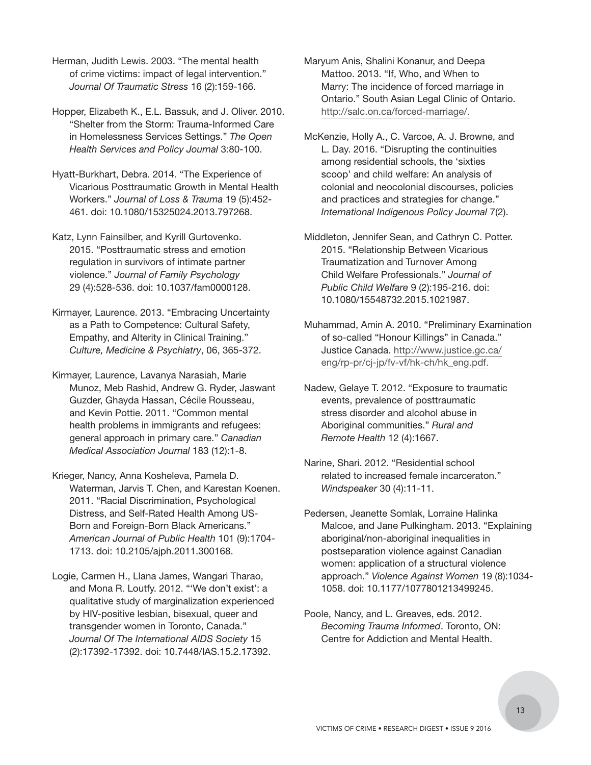Herman, Judith Lewis. 2003. "The mental health of crime victims: impact of legal intervention." *Journal Of Traumatic Stress* 16 (2):159-166.

Hopper, Elizabeth K., E.L. Bassuk, and J. Oliver. 2010. "Shelter from the Storm: Trauma-Informed Care in Homelessness Services Settings." *The Open Health Services and Policy Journal* 3:80-100.

Hyatt-Burkhart, Debra. 2014. "The Experience of Vicarious Posttraumatic Growth in Mental Health Workers." *Journal of Loss & Trauma* 19 (5):452-461. doi: 10.1080/15325024.2013.797268.

Katz, Lynn Fainsilber, and Kyrill Gurtovenko. 2015. "Posttraumatic stress and emotion regulation in survivors of intimate partner violence." *Journal of Family Psychology* 29 (4):528-536. doi: 10.1037/fam0000128.

Kirmayer, Laurence. 2013. "Embracing Uncertainty as a Path to Competence: Cultural Safety, Empathy, and Alterity in Clinical Training." *Culture, Medicine & Psychiatry*, 06, 365-372.

Kirmayer, Laurence, Lavanya Narasiah, Marie Munoz, Meb Rashid, Andrew G. Ryder, Jaswant Guzder, Ghayda Hassan, Cécile Rousseau, and Kevin Pottie. 2011. "Common mental health problems in immigrants and refugees: general approach in primary care." *Canadian Medical Association Journal* 183 (12):1-8.

Krieger, Nancy, Anna Kosheleva, Pamela D. Waterman, Jarvis T. Chen, and Karestan Koenen. 2011. "Racial Discrimination, Psychological Distress, and Self-Rated Health Among US-Born and Foreign-Born Black Americans." *American Journal of Public Health* 101 (9):1704-1713. doi: 10.2105/ajph.2011.300168.

Logie, Carmen H., Llana James, Wangari Tharao, and Mona R. Loutfy. 2012. "'We don't exist': a qualitative study of marginalization experienced by HIV-positive lesbian, bisexual, queer and transgender women in Toronto, Canada." *Journal Of The International AIDS Society* 15 (2):17392-17392. doi: 10.7448/IAS.15.2.17392.

Maryum Anis, Shalini Konanur, and Deepa Mattoo. 2013. "If, Who, and When to Marry: The incidence of forced marriage in Ontario." South Asian Legal Clinic of Ontario. http://salc.on.ca/forced-marriage/.

McKenzie, Holly A., C. Varcoe, A. J. Browne, and L. Day. 2016. "Disrupting the continuities among residential schools, the 'sixties scoop' and child welfare: An analysis of colonial and neocolonial discourses, policies and practices and strategies for change." *International Indigenous Policy Journal* 7(2).

Middleton, Jennifer Sean, and Cathryn C. Potter. 2015. "Relationship Between Vicarious Traumatization and Turnover Among Child Welfare Professionals." *Journal of Public Child Welfare* 9 (2):195-216. doi: 10.1080/15548732.2015.1021987.

Muhammad, Amin A. 2010. "Preliminary Examination of so-called "Honour Killings" in Canada." Justice Canada. http://www.justice.gc.ca/eng/rp-pr/cj-jp/fv-vf/hk-ch/hk_eng.pdf.

Nadew, Gelaye T. 2012. "Exposure to traumatic events, prevalence of posttraumatic stress disorder and alcohol abuse in Aboriginal communities." *Rural and Remote Health* 12 (4):1667.

Narine, Shari. 2012. "Residential school related to increased female incarceraton." *Windspeaker* 30 (4):11-11.

Pedersen, Jeanette Somlak, Lorraine Halinka Malcoe, and Jane Pulkingham. 2013. "Explaining aboriginal/non-aboriginal inequalities in postseparation violence against Canadian women: application of a structural violence approach." *Violence Against Women* 19 (8):1034-1058. doi: 10.1177/1077801213499245.

Poole, Nancy, and L. Greaves, eds. 2012. *Becoming Trauma Informed*. Toronto, ON: Centre for Addiction and Mental Health.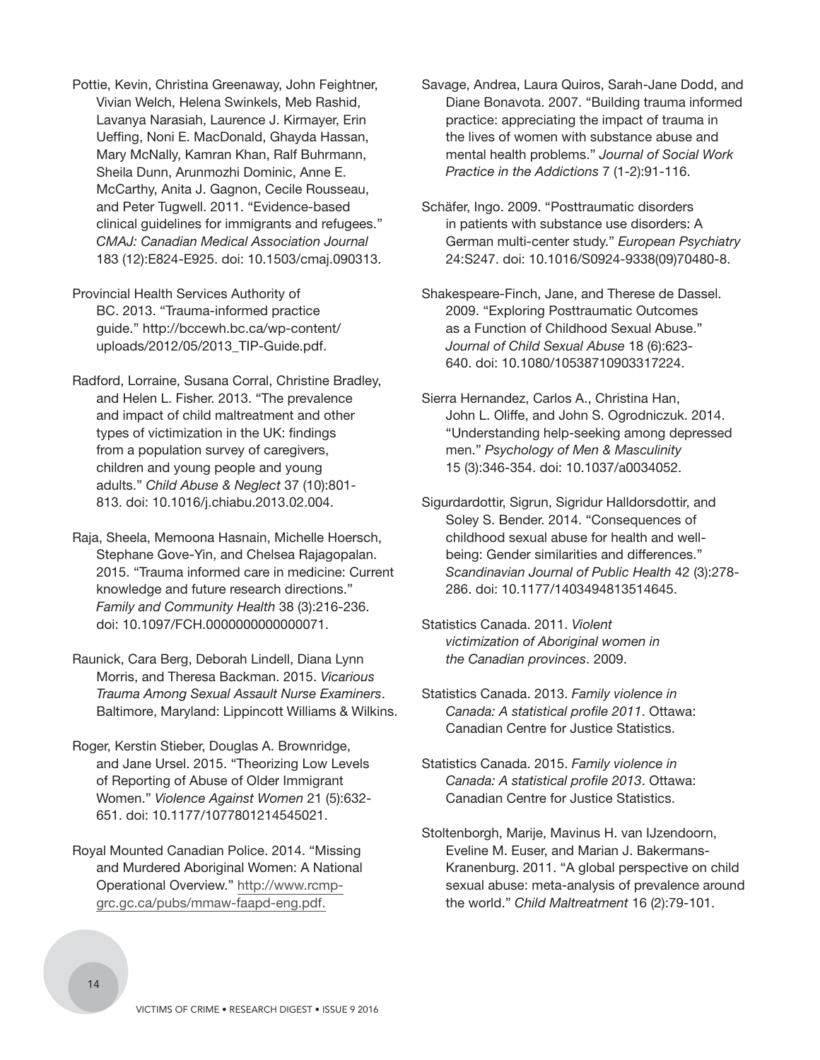Pottie, Kevin, Christina Greenaway, John Feightner, Vivian Welch, Helena Swinkels, Meb Rashid, Lavanya Narasiah, Laurence J. Kirmayer, Erin Ueffing, Noni E. MacDonald, Ghayda Hassan, Mary McNally, Kamran Khan, Ralf Buhrmann, Sheila Dunn, Arunmozhi Dominic, Anne E. McCarthy, Anita J. Gagnon, Cecile Rousseau, and Peter Tugwell. 2011. "Evidence-based clinical guidelines for immigrants and refugees." *CMAJ: Canadian Medical Association Journal* 183 (12):E824-E925. doi: 10.1503/cmaj.090313.

Provincial Health Services Authority of BC. 2013. "Trauma-informed practice guide." http://bccewh.bc.ca/wp-content/uploads/2012/05/2013_TIP-Guide.pdf.

Radford, Lorraine, Susana Corral, Christine Bradley, and Helen L. Fisher. 2013. "The prevalence and impact of child maltreatment and other types of victimization in the UK: findings from a population survey of caregivers, children and young people and young adults." *Child Abuse & Neglect* 37 (10):801-813. doi: 10.1016/j.chiabu.2013.02.004.

Raja, Sheela, Memoona Hasnain, Michelle Hoersch, Stephane Gove-Yin, and Chelsea Rajagopalan. 2015. "Trauma informed care in medicine: Current knowledge and future research directions." *Family and Community Health* 38 (3):216-236. doi: 10.1097/FCH.0000000000000071.

Raunick, Cara Berg, Deborah Lindell, Diana Lynn Morris, and Theresa Backman. 2015. *Vicarious Trauma Among Sexual Assault Nurse Examiners*. Baltimore, Maryland: Lippincott Williams & Wilkins.

Roger, Kerstin Stieber, Douglas A. Brownridge, and Jane Ursel. 2015. "Theorizing Low Levels of Reporting of Abuse of Older Immigrant Women." *Violence Against Women* 21 (5):632-651. doi: 10.1177/1077801214545021.

Royal Mounted Canadian Police. 2014. "Missing and Murdered Aboriginal Women: A National Operational Overview." http://www.rcmp-grc.gc.ca/pubs/mmaw-faapd-eng.pdf.

Savage, Andrea, Laura Quiros, Sarah-Jane Dodd, and Diane Bonavota. 2007. "Building trauma informed practice: appreciating the impact of trauma in the lives of women with substance abuse and mental health problems." *Journal of Social Work Practice in the Addictions* 7 (1-2):91-116.

Schäfer, Ingo. 2009. "Posttraumatic disorders in patients with substance use disorders: A German multi-center study." *European Psychiatry* 24:S247. doi: 10.1016/S0924-9338(09)70480-8.

Shakespeare-Finch, Jane, and Therese de Dassel. 2009. "Exploring Posttraumatic Outcomes as a Function of Childhood Sexual Abuse." *Journal of Child Sexual Abuse* 18 (6):623-640. doi: 10.1080/10538710903317224.

Sierra Hernandez, Carlos A., Christina Han, John L. Oliffe, and John S. Ogrodniczuk. 2014. "Understanding help-seeking among depressed men." *Psychology of Men & Masculinity* 15 (3):346-354. doi: 10.1037/a0034052.

Sigurdardottir, Sigrun, Sigridur Halldorsdottir, and Soley S. Bender. 2014. "Consequences of childhood sexual abuse for health and well-being: Gender similarities and differences." *Scandinavian Journal of Public Health* 42 (3):278-286. doi: 10.1177/1403494813514645.

Statistics Canada. 2011. *Violent victimization of Aboriginal women in the Canadian provinces*. 2009.

Statistics Canada. 2013. *Family violence in Canada: A statistical profile 2011*. Ottawa: Canadian Centre for Justice Statistics.

Statistics Canada. 2015. *Family violence in Canada: A statistical profile 2013*. Ottawa: Canadian Centre for Justice Statistics.

Stoltenborgh, Marije, Mavinus H. van IJzendoorn, Eveline M. Euser, and Marian J. Bakermans-Kranenburg. 2011. "A global perspective on child sexual abuse: meta-analysis of prevalence around the world." *Child Maltreatment* 16 (2):79-101.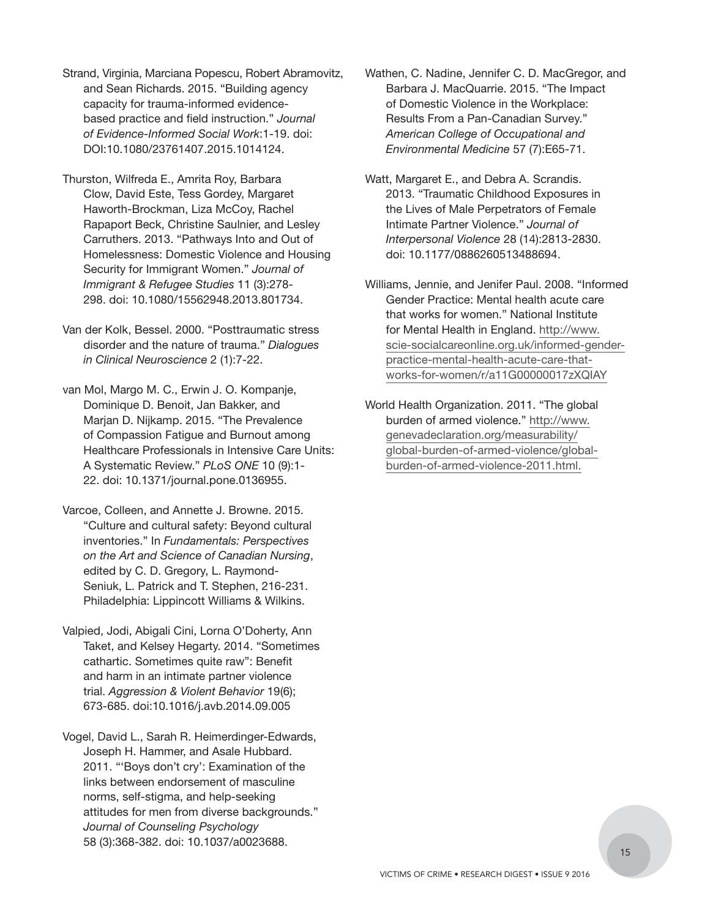Strand, Virginia, Marciana Popescu, Robert Abramovitz, and Sean Richards. 2015. "Building agency capacity for trauma-informed evidence-based practice and field instruction." *Journal of Evidence-Informed Social Work*:1-19. doi: DOI:10.1080/23761407.2015.1014124.

Thurston, Wilfreda E., Amrita Roy, Barbara Clow, David Este, Tess Gordey, Margaret Haworth-Brockman, Liza McCoy, Rachel Rapaport Beck, Christine Saulnier, and Lesley Carruthers. 2013. "Pathways Into and Out of Homelessness: Domestic Violence and Housing Security for Immigrant Women." *Journal of Immigrant & Refugee Studies* 11 (3):278-298. doi: 10.1080/15562948.2013.801734.

Van der Kolk, Bessel. 2000. "Posttraumatic stress disorder and the nature of trauma." *Dialogues in Clinical Neuroscience* 2 (1):7-22.

van Mol, Margo M. C., Erwin J. O. Kompanje, Dominique D. Benoit, Jan Bakker, and Marjan D. Nijkamp. 2015. "The Prevalence of Compassion Fatigue and Burnout among Healthcare Professionals in Intensive Care Units: A Systematic Review." *PLoS ONE* 10 (9):1-22. doi: 10.1371/journal.pone.0136955.

Varcoe, Colleen, and Annette J. Browne. 2015. "Culture and cultural safety: Beyond cultural inventories." In *Fundamentals: Perspectives on the Art and Science of Canadian Nursing*, edited by C. D. Gregory, L. Raymond-Seniuk, L. Patrick and T. Stephen, 216-231. Philadelphia: Lippincott Williams & Wilkins.

Valpied, Jodi, Abigali Cini, Lorna O'Doherty, Ann Taket, and Kelsey Hegarty. 2014. "Sometimes cathartic. Sometimes quite raw": Benefit and harm in an intimate partner violence trial. *Aggression & Violent Behavior* 19(6); 673-685. doi:10.1016/j.avb.2014.09.005

Vogel, David L., Sarah R. Heimerdinger-Edwards, Joseph H. Hammer, and Asale Hubbard. 2011. "'Boys don't cry': Examination of the links between endorsement of masculine norms, self-stigma, and help-seeking attitudes for men from diverse backgrounds." *Journal of Counseling Psychology* 58 (3):368-382. doi: 10.1037/a0023688.

Wathen, C. Nadine, Jennifer C. D. MacGregor, and Barbara J. MacQuarrie. 2015. "The Impact of Domestic Violence in the Workplace: Results From a Pan-Canadian Survey." *American College of Occupational and Environmental Medicine* 57 (7):E65-71.

Watt, Margaret E., and Debra A. Scrandis. 2013. "Traumatic Childhood Exposures in the Lives of Male Perpetrators of Female Intimate Partner Violence." *Journal of Interpersonal Violence* 28 (14):2813-2830. doi: 10.1177/0886260513488694.

Williams, Jennie, and Jenifer Paul. 2008. "Informed Gender Practice: Mental health acute care that works for women." National Institute for Mental Health in England. http://www.scie-socialcareonline.org.uk/informed-gender-practice-mental-health-acute-care-that-works-for-women/r/a11G00000017zXQIAY

World Health Organization. 2011. "The global burden of armed violence." http://www.genevadeclaration.org/measurability/global-burden-of-armed-violence/global-burden-of-armed-violence-2011.html.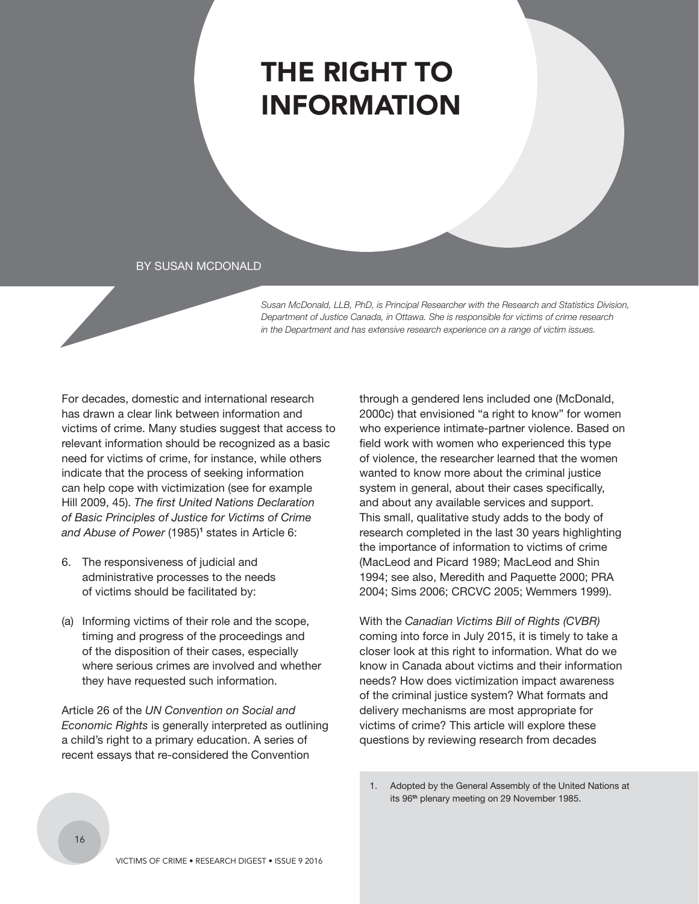# THE RIGHT TO INFORMATION

BY SUSAN MCDONALD

*Susan McDonald, LLB, PhD, is Principal Researcher with the Research and Statistics Division, Department of Justice Canada, in Ottawa. She is responsible for victims of crime research in the Department and has extensive research experience on a range of victim issues.*

For decades, domestic and international research has drawn a clear link between information and victims of crime. Many studies suggest that access to relevant information should be recognized as a basic need for victims of crime, for instance, while others indicate that the process of seeking information can help cope with victimization (see for example Hill 2009, 45). *The first United Nations Declaration of Basic Principles of Justice for Victims of Crime and Abuse of Power* (1985)[1] states in Article 6:

6. The responsiveness of judicial and administrative processes to the needs of victims should be facilitated by:

(a) Informing victims of their role and the scope, timing and progress of the proceedings and of the disposition of their cases, especially where serious crimes are involved and whether they have requested such information.

Article 26 of the *UN Convention on Social and Economic Rights* is generally interpreted as outlining a child's right to a primary education. A series of recent essays that re-considered the Convention through a gendered lens included one (McDonald, 2000c) that envisioned "a right to know" for women who experience intimate-partner violence. Based on field work with women who experienced this type of violence, the researcher learned that the women wanted to know more about the criminal justice system in general, about their cases specifically, and about any available services and support. This small, qualitative study adds to the body of research completed in the last 30 years highlighting the importance of information to victims of crime (MacLeod and Picard 1989; MacLeod and Shin 1994; see also, Meredith and Paquette 2000; PRA 2004; Sims 2006; CRCVC 2005; Wemmers 1999).

With the *Canadian Victims Bill of Rights (CVBR)* coming into force in July 2015, it is timely to take a closer look at this right to information. What do we know in Canada about victims and their information needs? How does victimization impact awareness of the criminal justice system? What formats and delivery mechanisms are most appropriate for victims of crime? This article will explore these questions by reviewing research from decades

1. Adopted by the General Assembly of the United Nations at its 96th plenary meeting on 29 November 1985.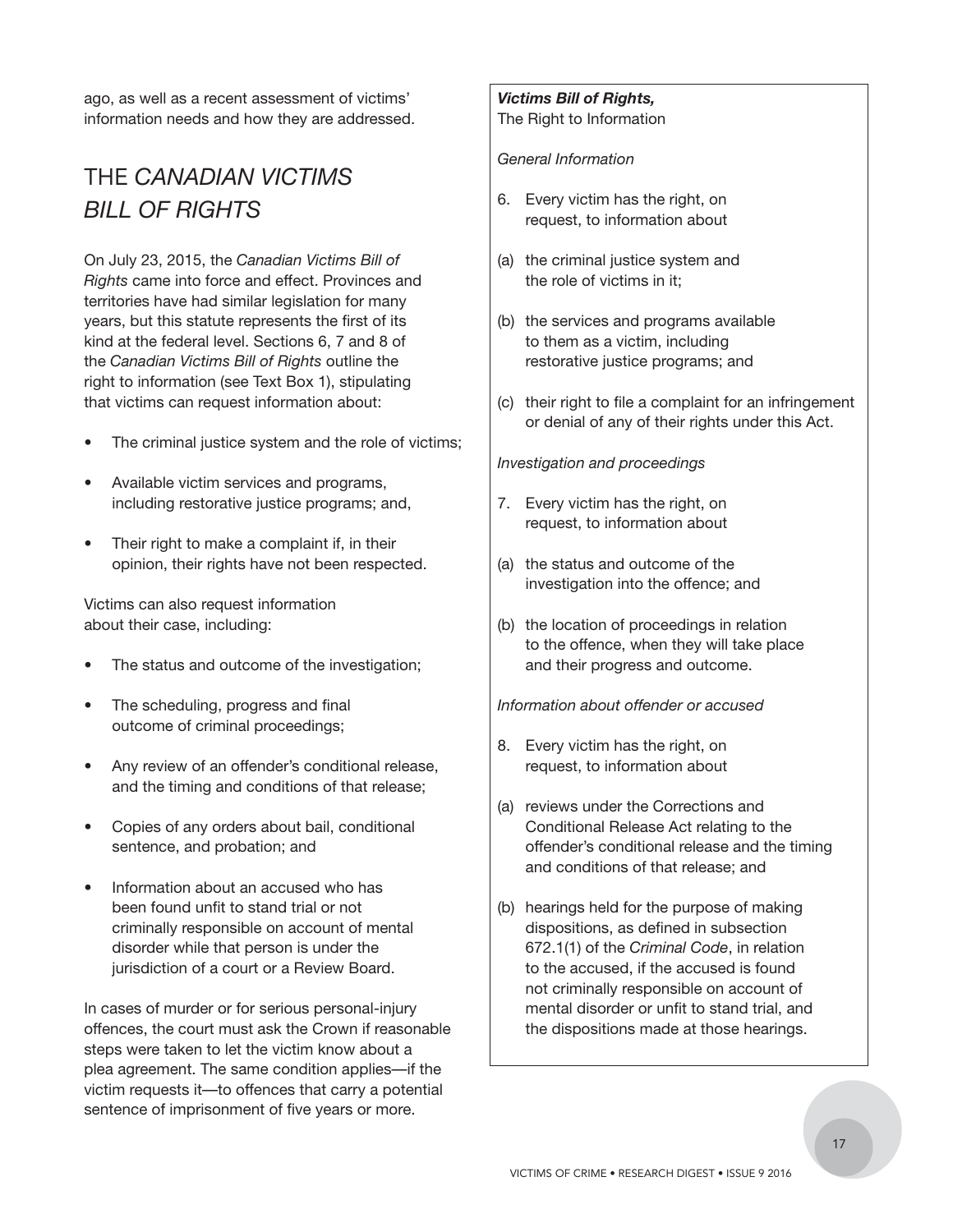ago, as well as a recent assessment of victims' information needs and how they are addressed.

## THE *CANADIAN VICTIMS BILL OF RIGHTS*

On July 23, 2015, the *Canadian Victims Bill of Rights* came into force and effect. Provinces and territories have had similar legislation for many years, but this statute represents the first of its kind at the federal level. Sections 6, 7 and 8 of the *Canadian Victims Bill of Rights* outline the right to information (see Text Box 1), stipulating that victims can request information about:

- The criminal justice system and the role of victims;
- Available victim services and programs, including restorative justice programs; and,
- Their right to make a complaint if, in their opinion, their rights have not been respected.

Victims can also request information about their case, including:

- The status and outcome of the investigation;
- The scheduling, progress and final outcome of criminal proceedings;
- Any review of an offender's conditional release, and the timing and conditions of that release;
- Copies of any orders about bail, conditional sentence, and probation; and
- Information about an accused who has been found unfit to stand trial or not criminally responsible on account of mental disorder while that person is under the jurisdiction of a court or a Review Board.

In cases of murder or for serious personal-injury offences, the court must ask the Crown if reasonable steps were taken to let the victim know about a plea agreement. The same condition applies—if the victim requests it—to offences that carry a potential sentence of imprisonment of five years or more.

***Victims Bill of Rights,***
The Right to Information

*General Information*

6. Every victim has the right, on request, to information about

(a) the criminal justice system and the role of victims in it;

(b) the services and programs available to them as a victim, including restorative justice programs; and

(c) their right to file a complaint for an infringement or denial of any of their rights under this Act.

*Investigation and proceedings*

7. Every victim has the right, on request, to information about

(a) the status and outcome of the investigation into the offence; and

(b) the location of proceedings in relation to the offence, when they will take place and their progress and outcome.

*Information about offender or accused*

8. Every victim has the right, on request, to information about

(a) reviews under the Corrections and Conditional Release Act relating to the offender's conditional release and the timing and conditions of that release; and

(b) hearings held for the purpose of making dispositions, as defined in subsection 672.1(1) of the *Criminal Code*, in relation to the accused, if the accused is found not criminally responsible on account of mental disorder or unfit to stand trial, and the dispositions made at those hearings.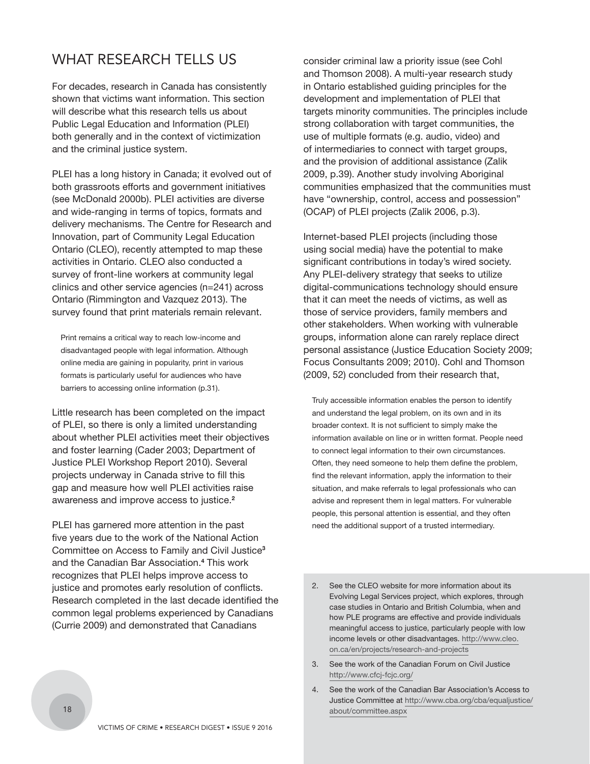## WHAT RESEARCH TELLS US

For decades, research in Canada has consistently shown that victims want information. This section will describe what this research tells us about Public Legal Education and Information (PLEI) both generally and in the context of victimization and the criminal justice system.

PLEI has a long history in Canada; it evolved out of both grassroots efforts and government initiatives (see McDonald 2000b). PLEI activities are diverse and wide-ranging in terms of topics, formats and delivery mechanisms. The Centre for Research and Innovation, part of Community Legal Education Ontario (CLEO), recently attempted to map these activities in Ontario. CLEO also conducted a survey of front-line workers at community legal clinics and other service agencies (n=241) across Ontario (Rimmington and Vazquez 2013). The survey found that print materials remain relevant.

> Print remains a critical way to reach low-income and disadvantaged people with legal information. Although online media are gaining in popularity, print in various formats is particularly useful for audiences who have barriers to accessing online information (p.31).

Little research has been completed on the impact of PLEI, so there is only a limited understanding about whether PLEI activities meet their objectives and foster learning (Cader 2003; Department of Justice PLEI Workshop Report 2010). Several projects underway in Canada strive to fill this gap and measure how well PLEI activities raise awareness and improve access to justice.[2]

PLEI has garnered more attention in the past five years due to the work of the National Action Committee on Access to Family and Civil Justice[3] and the Canadian Bar Association.[4] This work recognizes that PLEI helps improve access to justice and promotes early resolution of conflicts. Research completed in the last decade identified the common legal problems experienced by Canadians (Currie 2009) and demonstrated that Canadians consider criminal law a priority issue (see Cohl and Thomson 2008). A multi-year research study in Ontario established guiding principles for the development and implementation of PLEI that targets minority communities. The principles include strong collaboration with target communities, the use of multiple formats (e.g. audio, video) and of intermediaries to connect with target groups, and the provision of additional assistance (Zalik 2009, p.39). Another study involving Aboriginal communities emphasized that the communities must have "ownership, control, access and possession" (OCAP) of PLEI projects (Zalik 2006, p.3).

Internet-based PLEI projects (including those using social media) have the potential to make significant contributions in today's wired society. Any PLEI-delivery strategy that seeks to utilize digital-communications technology should ensure that it can meet the needs of victims, as well as those of service providers, family members and other stakeholders. When working with vulnerable groups, information alone can rarely replace direct personal assistance (Justice Education Society 2009; Focus Consultants 2009; 2010). Cohl and Thomson (2009, 52) concluded from their research that,

> Truly accessible information enables the person to identify and understand the legal problem, on its own and in its broader context. It is not sufficient to simply make the information available on line or in written format. People need to connect legal information to their own circumstances. Often, they need someone to help them define the problem, find the relevant information, apply the information to their situation, and make referrals to legal professionals who can advise and represent them in legal matters. For vulnerable people, this personal attention is essential, and they often need the additional support of a trusted intermediary.

2. See the CLEO website for more information about its Evolving Legal Services project, which explores, through case studies in Ontario and British Columbia, when and how PLE programs are effective and provide individuals meaningful access to justice, particularly people with low income levels or other disadvantages. http://www.cleo.on.ca/en/projects/research-and-projects
3. See the work of the Canadian Forum on Civil Justice http://www.cfcj-fcjc.org/
4. See the work of the Canadian Bar Association's Access to Justice Committee at http://www.cba.org/cba/equaljustice/about/committee.aspx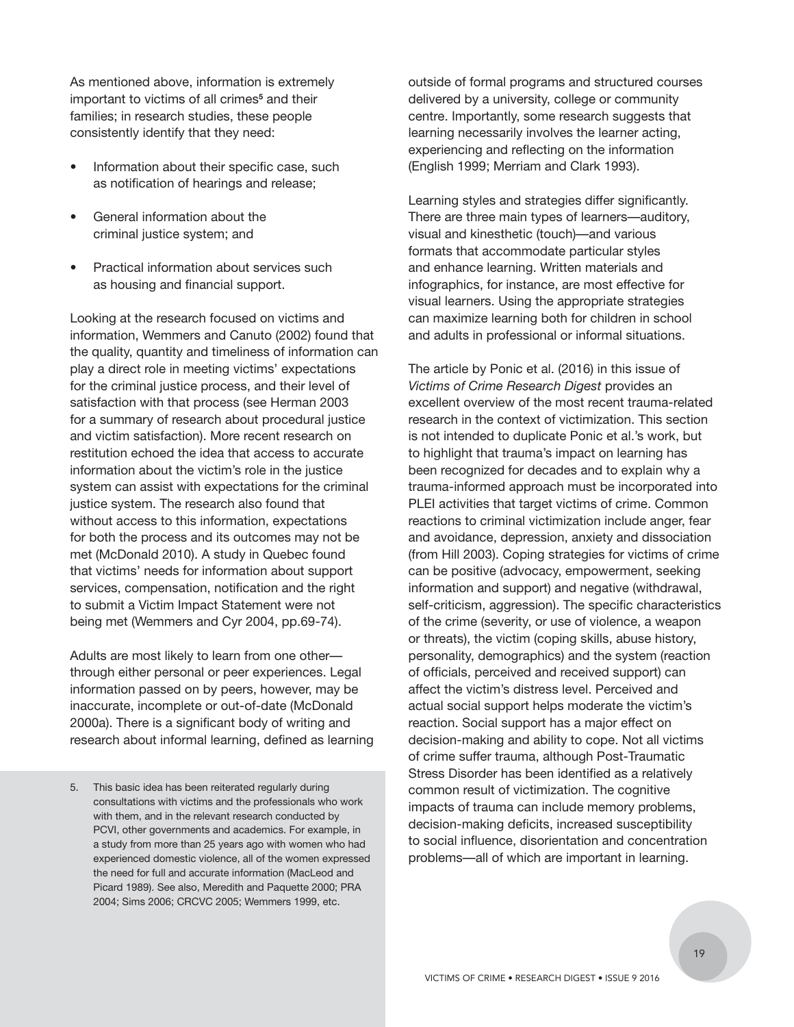As mentioned above, information is extremely important to victims of all crimes[5] and their families; in research studies, these people consistently identify that they need:

- Information about their specific case, such as notification of hearings and release;
- General information about the criminal justice system; and
- Practical information about services such as housing and financial support.

Looking at the research focused on victims and information, Wemmers and Canuto (2002) found that the quality, quantity and timeliness of information can play a direct role in meeting victims' expectations for the criminal justice process, and their level of satisfaction with that process (see Herman 2003 for a summary of research about procedural justice and victim satisfaction). More recent research on restitution echoed the idea that access to accurate information about the victim's role in the justice system can assist with expectations for the criminal justice system. The research also found that without access to this information, expectations for both the process and its outcomes may not be met (McDonald 2010). A study in Quebec found that victims' needs for information about support services, compensation, notification and the right to submit a Victim Impact Statement were not being met (Wemmers and Cyr 2004, pp.69-74).

Adults are most likely to learn from one other—through either personal or peer experiences. Legal information passed on by peers, however, may be inaccurate, incomplete or out-of-date (McDonald 2000a). There is a significant body of writing and research about informal learning, defined as learning outside of formal programs and structured courses delivered by a university, college or community centre. Importantly, some research suggests that learning necessarily involves the learner acting, experiencing and reflecting on the information (English 1999; Merriam and Clark 1993).

Learning styles and strategies differ significantly. There are three main types of learners—auditory, visual and kinesthetic (touch)—and various formats that accommodate particular styles and enhance learning. Written materials and infographics, for instance, are most effective for visual learners. Using the appropriate strategies can maximize learning both for children in school and adults in professional or informal situations.

The article by Ponic et al. (2016) in this issue of *Victims of Crime Research Digest* provides an excellent overview of the most recent trauma-related research in the context of victimization. This section is not intended to duplicate Ponic et al.'s work, but to highlight that trauma's impact on learning has been recognized for decades and to explain why a trauma-informed approach must be incorporated into PLEI activities that target victims of crime. Common reactions to criminal victimization include anger, fear and avoidance, depression, anxiety and dissociation (from Hill 2003). Coping strategies for victims of crime can be positive (advocacy, empowerment, seeking information and support) and negative (withdrawal, self-criticism, aggression). The specific characteristics of the crime (severity, or use of violence, a weapon or threats), the victim (coping skills, abuse history, personality, demographics) and the system (reaction of officials, perceived and received support) can affect the victim's distress level. Perceived and actual social support helps moderate the victim's reaction. Social support has a major effect on decision-making and ability to cope. Not all victims of crime suffer trauma, although Post-Traumatic Stress Disorder has been identified as a relatively common result of victimization. The cognitive impacts of trauma can include memory problems, decision-making deficits, increased susceptibility to social influence, disorientation and concentration problems—all of which are important in learning.

5. This basic idea has been reiterated regularly during consultations with victims and the professionals who work with them, and in the relevant research conducted by PCVI, other governments and academics. For example, in a study from more than 25 years ago with women who had experienced domestic violence, all of the women expressed the need for full and accurate information (MacLeod and Picard 1989). See also, Meredith and Paquette 2000; PRA 2004; Sims 2006; CRCVC 2005; Wemmers 1999, etc.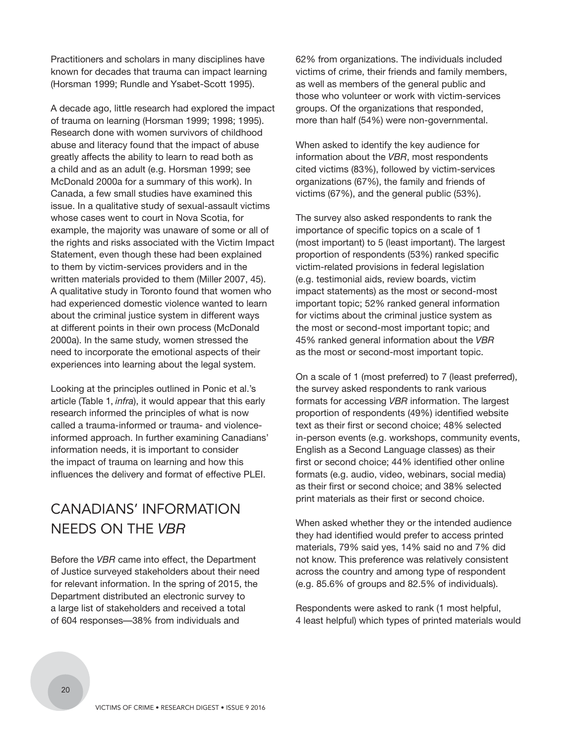Practitioners and scholars in many disciplines have known for decades that trauma can impact learning (Horsman 1999; Rundle and Ysabet-Scott 1995).

A decade ago, little research had explored the impact of trauma on learning (Horsman 1999; 1998; 1995). Research done with women survivors of childhood abuse and literacy found that the impact of abuse greatly affects the ability to learn to read both as a child and as an adult (e.g. Horsman 1999; see McDonald 2000a for a summary of this work). In Canada, a few small studies have examined this issue. In a qualitative study of sexual-assault victims whose cases went to court in Nova Scotia, for example, the majority was unaware of some or all of the rights and risks associated with the Victim Impact Statement, even though these had been explained to them by victim-services providers and in the written materials provided to them (Miller 2007, 45). A qualitative study in Toronto found that women who had experienced domestic violence wanted to learn about the criminal justice system in different ways at different points in their own process (McDonald 2000a). In the same study, women stressed the need to incorporate the emotional aspects of their experiences into learning about the legal system.

Looking at the principles outlined in Ponic et al.'s article (Table 1, *infra*), it would appear that this early research informed the principles of what is now called a trauma-informed or trauma- and violence-informed approach. In further examining Canadians' information needs, it is important to consider the impact of trauma on learning and how this influences the delivery and format of effective PLEI.

## CANADIANS' INFORMATION NEEDS ON THE *VBR*

Before the *VBR* came into effect, the Department of Justice surveyed stakeholders about their need for relevant information. In the spring of 2015, the Department distributed an electronic survey to a large list of stakeholders and received a total of 604 responses—38% from individuals and 62% from organizations. The individuals included victims of crime, their friends and family members, as well as members of the general public and those who volunteer or work with victim-services groups. Of the organizations that responded, more than half (54%) were non-governmental.

When asked to identify the key audience for information about the *VBR*, most respondents cited victims (83%), followed by victim-services organizations (67%), the family and friends of victims (67%), and the general public (53%).

The survey also asked respondents to rank the importance of specific topics on a scale of 1 (most important) to 5 (least important). The largest proportion of respondents (53%) ranked specific victim-related provisions in federal legislation (e.g. testimonial aids, review boards, victim impact statements) as the most or second-most important topic; 52% ranked general information for victims about the criminal justice system as the most or second-most important topic; and 45% ranked general information about the *VBR* as the most or second-most important topic.

On a scale of 1 (most preferred) to 7 (least preferred), the survey asked respondents to rank various formats for accessing *VBR* information. The largest proportion of respondents (49%) identified website text as their first or second choice; 48% selected in-person events (e.g. workshops, community events, English as a Second Language classes) as their first or second choice; 44% identified other online formats (e.g. audio, video, webinars, social media) as their first or second choice; and 38% selected print materials as their first or second choice.

When asked whether they or the intended audience they had identified would prefer to access printed materials, 79% said yes, 14% said no and 7% did not know. This preference was relatively consistent across the country and among type of respondent (e.g. 85.6% of groups and 82.5% of individuals).

Respondents were asked to rank (1 most helpful, 4 least helpful) which types of printed materials would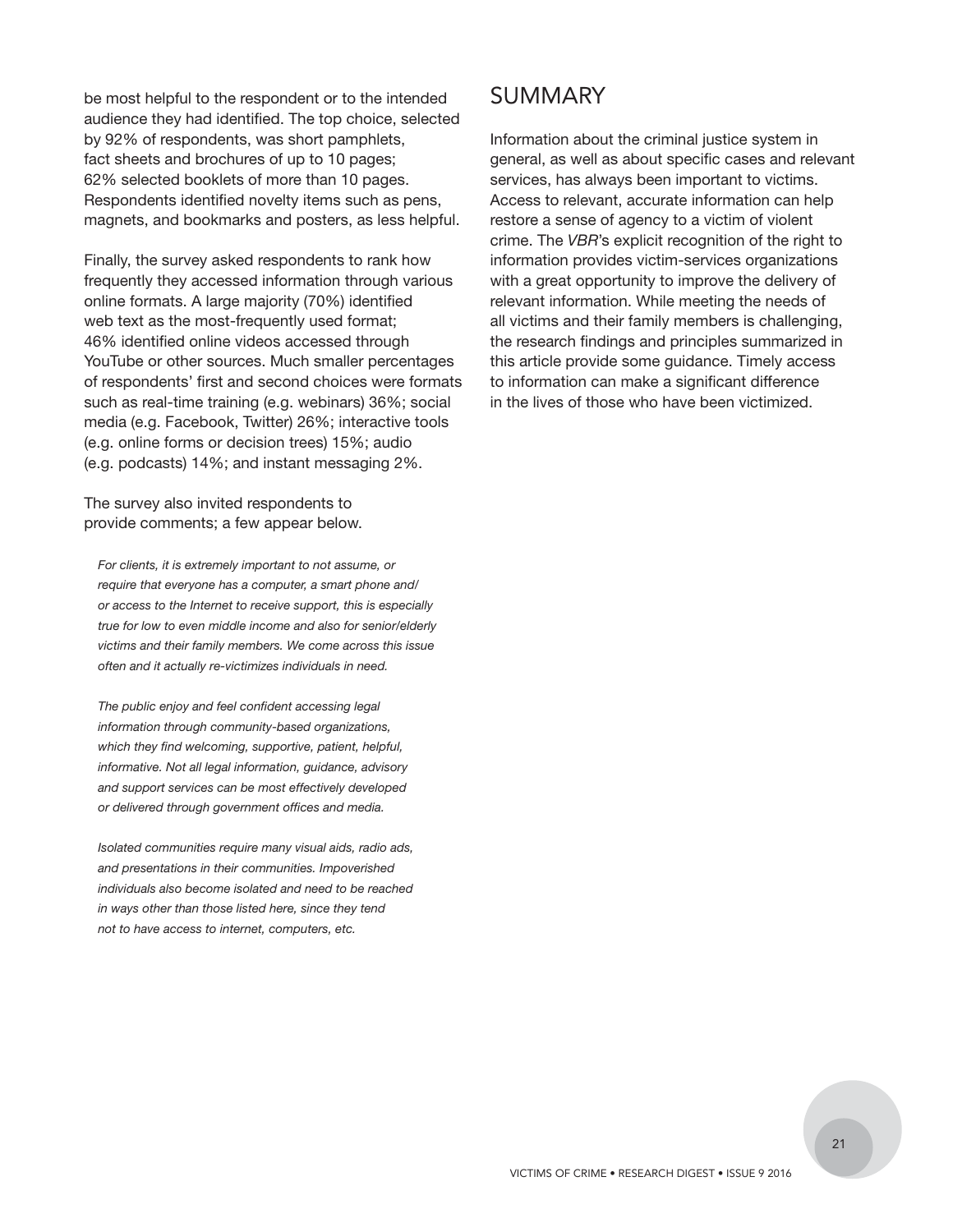be most helpful to the respondent or to the intended audience they had identified. The top choice, selected by 92% of respondents, was short pamphlets, fact sheets and brochures of up to 10 pages; 62% selected booklets of more than 10 pages. Respondents identified novelty items such as pens, magnets, and bookmarks and posters, as less helpful.

Finally, the survey asked respondents to rank how frequently they accessed information through various online formats. A large majority (70%) identified web text as the most-frequently used format; 46% identified online videos accessed through YouTube or other sources. Much smaller percentages of respondents' first and second choices were formats such as real-time training (e.g. webinars) 36%; social media (e.g. Facebook, Twitter) 26%; interactive tools (e.g. online forms or decision trees) 15%; audio (e.g. podcasts) 14%; and instant messaging 2%.

The survey also invited respondents to provide comments; a few appear below.

> *For clients, it is extremely important to not assume, or require that everyone has a computer, a smart phone and/or access to the Internet to receive support, this is especially true for low to even middle income and also for senior/elderly victims and their family members. We come across this issue often and it actually re-victimizes individuals in need.*

> *The public enjoy and feel confident accessing legal information through community-based organizations, which they find welcoming, supportive, patient, helpful, informative. Not all legal information, guidance, advisory and support services can be most effectively developed or delivered through government offices and media.*

> *Isolated communities require many visual aids, radio ads, and presentations in their communities. Impoverished individuals also become isolated and need to be reached in ways other than those listed here, since they tend not to have access to internet, computers, etc.*

## SUMMARY

Information about the criminal justice system in general, as well as about specific cases and relevant services, has always been important to victims. Access to relevant, accurate information can help restore a sense of agency to a victim of violent crime. The *VBR*'s explicit recognition of the right to information provides victim-services organizations with a great opportunity to improve the delivery of relevant information. While meeting the needs of all victims and their family members is challenging, the research findings and principles summarized in this article provide some guidance. Timely access to information can make a significant difference in the lives of those who have been victimized.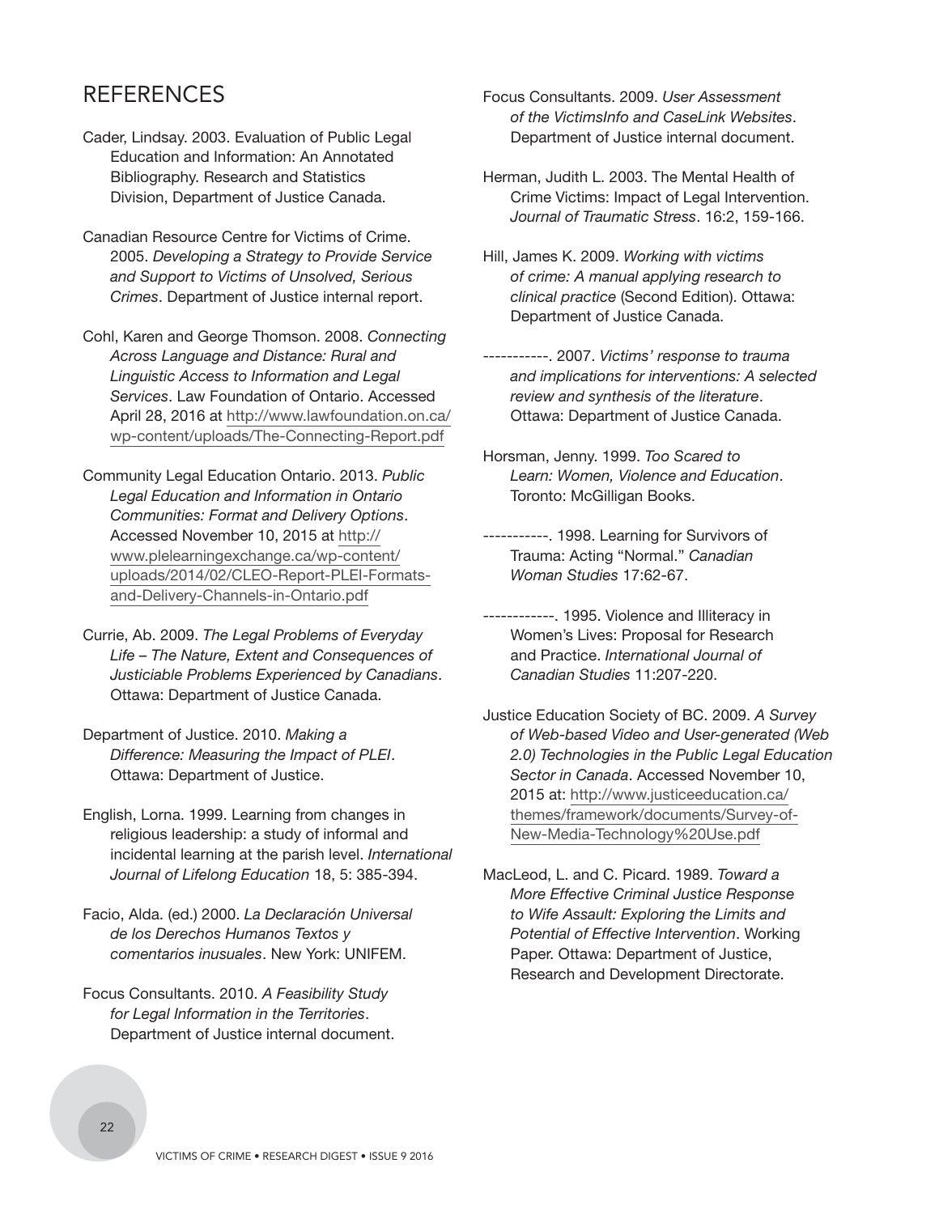## REFERENCES

Cader, Lindsay. 2003. Evaluation of Public Legal Education and Information: An Annotated Bibliography. Research and Statistics Division, Department of Justice Canada.

Canadian Resource Centre for Victims of Crime. 2005. *Developing a Strategy to Provide Service and Support to Victims of Unsolved, Serious Crimes*. Department of Justice internal report.

Cohl, Karen and George Thomson. 2008. *Connecting Across Language and Distance: Rural and Linguistic Access to Information and Legal Services*. Law Foundation of Ontario. Accessed April 28, 2016 at http://www.lawfoundation.on.ca/wp-content/uploads/The-Connecting-Report.pdf

Community Legal Education Ontario. 2013. *Public Legal Education and Information in Ontario Communities: Format and Delivery Options*. Accessed November 10, 2015 at http://www.plelearningexchange.ca/wp-content/uploads/2014/02/CLEO-Report-PLEI-Formats-and-Delivery-Channels-in-Ontario.pdf

Currie, Ab. 2009. *The Legal Problems of Everyday Life – The Nature, Extent and Consequences of Justiciable Problems Experienced by Canadians*. Ottawa: Department of Justice Canada.

Department of Justice. 2010. *Making a Difference: Measuring the Impact of PLEI*. Ottawa: Department of Justice.

English, Lorna. 1999. Learning from changes in religious leadership: a study of informal and incidental learning at the parish level. *International Journal of Lifelong Education* 18, 5: 385-394.

Facio, Alda. (ed.) 2000. *La Declaración Universal de los Derechos Humanos Textos y comentarios inusuales*. New York: UNIFEM.

Focus Consultants. 2010. *A Feasibility Study for Legal Information in the Territories*. Department of Justice internal document.

Focus Consultants. 2009. *User Assessment of the VictimsInfo and CaseLink Websites*. Department of Justice internal document.

Herman, Judith L. 2003. The Mental Health of Crime Victims: Impact of Legal Intervention. *Journal of Traumatic Stress*. 16:2, 159-166.

Hill, James K. 2009. *Working with victims of crime: A manual applying research to clinical practice* (Second Edition). Ottawa: Department of Justice Canada.

-----------. 2007. *Victims' response to trauma and implications for interventions: A selected review and synthesis of the literature*. Ottawa: Department of Justice Canada.

Horsman, Jenny. 1999. *Too Scared to Learn: Women, Violence and Education*. Toronto: McGilligan Books.

-----------. 1998. Learning for Survivors of Trauma: Acting "Normal." *Canadian Woman Studies* 17:62-67.

------------. 1995. Violence and Illiteracy in Women's Lives: Proposal for Research and Practice. *International Journal of Canadian Studies* 11:207-220.

Justice Education Society of BC. 2009. *A Survey of Web-based Video and User-generated (Web 2.0) Technologies in the Public Legal Education Sector in Canada*. Accessed November 10, 2015 at: http://www.justiceeducation.ca/themes/framework/documents/Survey-of-New-Media-Technology%20Use.pdf

MacLeod, L. and C. Picard. 1989. *Toward a More Effective Criminal Justice Response to Wife Assault: Exploring the Limits and Potential of Effective Intervention*. Working Paper. Ottawa: Department of Justice, Research and Development Directorate.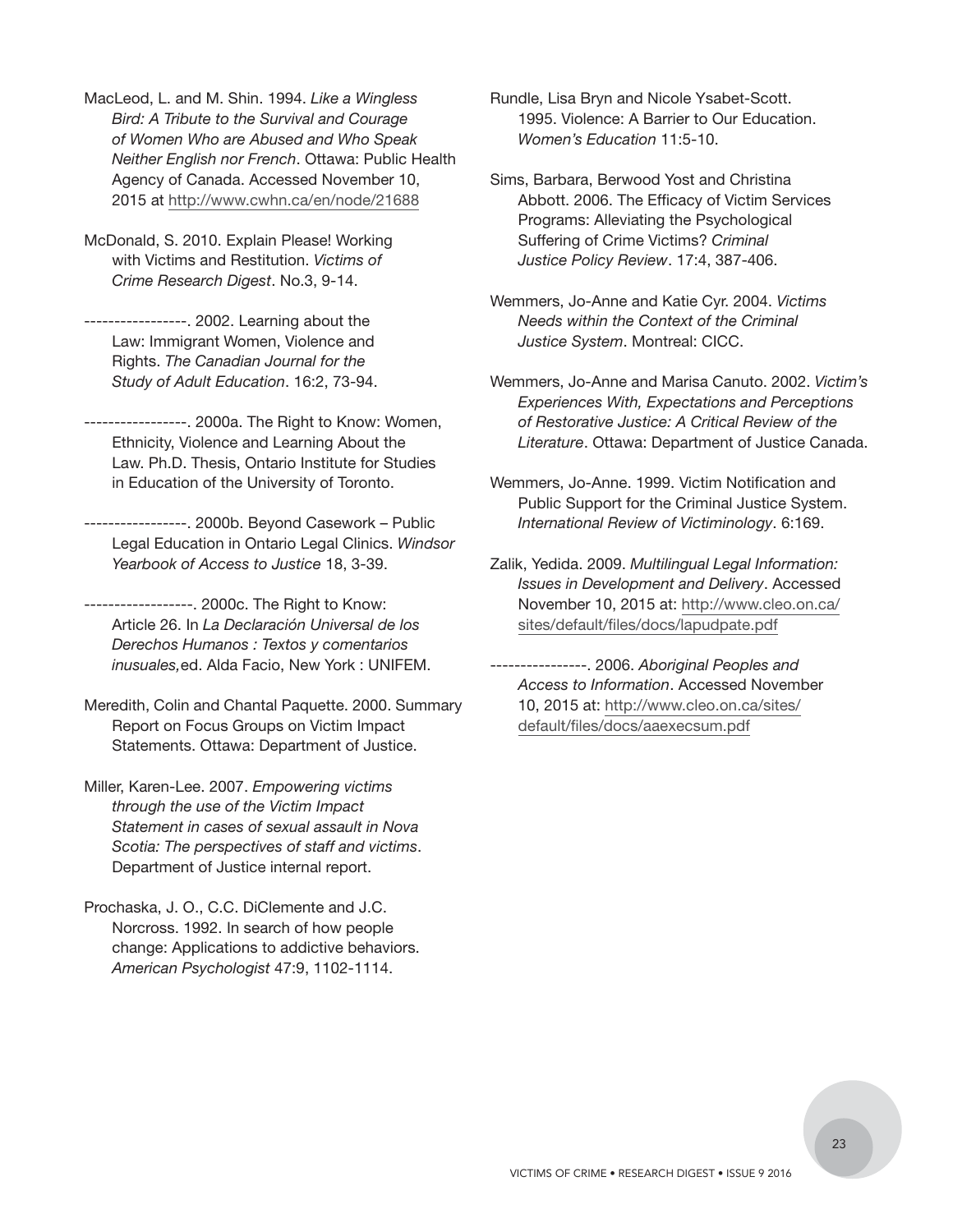MacLeod, L. and M. Shin. 1994. *Like a Wingless Bird: A Tribute to the Survival and Courage of Women Who are Abused and Who Speak Neither English nor French*. Ottawa: Public Health Agency of Canada. Accessed November 10, 2015 at http://www.cwhn.ca/en/node/21688

McDonald, S. 2010. Explain Please! Working with Victims and Restitution. *Victims of Crime Research Digest*. No.3, 9-14.

-----------------. 2002. Learning about the Law: Immigrant Women, Violence and Rights. *The Canadian Journal for the Study of Adult Education*. 16:2, 73-94.

-----------------. 2000a. The Right to Know: Women, Ethnicity, Violence and Learning About the Law. Ph.D. Thesis, Ontario Institute for Studies in Education of the University of Toronto.

-----------------. 2000b. Beyond Casework – Public Legal Education in Ontario Legal Clinics. *Windsor Yearbook of Access to Justice* 18, 3-39.

------------------. 2000c. The Right to Know: Article 26. In *La Declaración Universal de los Derechos Humanos : Textos y comentarios inusuales,* ed. Alda Facio, New York : UNIFEM.

Meredith, Colin and Chantal Paquette. 2000. Summary Report on Focus Groups on Victim Impact Statements. Ottawa: Department of Justice.

Miller, Karen-Lee. 2007. *Empowering victims through the use of the Victim Impact Statement in cases of sexual assault in Nova Scotia: The perspectives of staff and victims*. Department of Justice internal report.

Prochaska, J. O., C.C. DiClemente and J.C. Norcross. 1992. In search of how people change: Applications to addictive behaviors. *American Psychologist* 47:9, 1102-1114.

Rundle, Lisa Bryn and Nicole Ysabet-Scott. 1995. Violence: A Barrier to Our Education. *Women's Education* 11:5-10.

Sims, Barbara, Berwood Yost and Christina Abbott. 2006. The Efficacy of Victim Services Programs: Alleviating the Psychological Suffering of Crime Victims? *Criminal Justice Policy Review*. 17:4, 387-406.

Wemmers, Jo-Anne and Katie Cyr. 2004. *Victims Needs within the Context of the Criminal Justice System*. Montreal: CICC.

Wemmers, Jo-Anne and Marisa Canuto. 2002. *Victim's Experiences With, Expectations and Perceptions of Restorative Justice: A Critical Review of the Literature*. Ottawa: Department of Justice Canada.

Wemmers, Jo-Anne. 1999. Victim Notification and Public Support for the Criminal Justice System. *International Review of Victimology*. 6:169.

Zalik, Yedida. 2009. *Multilingual Legal Information: Issues in Development and Delivery*. Accessed November 10, 2015 at: http://www.cleo.on.ca/sites/default/files/docs/lapudpate.pdf

----------------. 2006. *Aboriginal Peoples and Access to Information*. Accessed November 10, 2015 at: http://www.cleo.on.ca/sites/default/files/docs/aaexecsum.pdf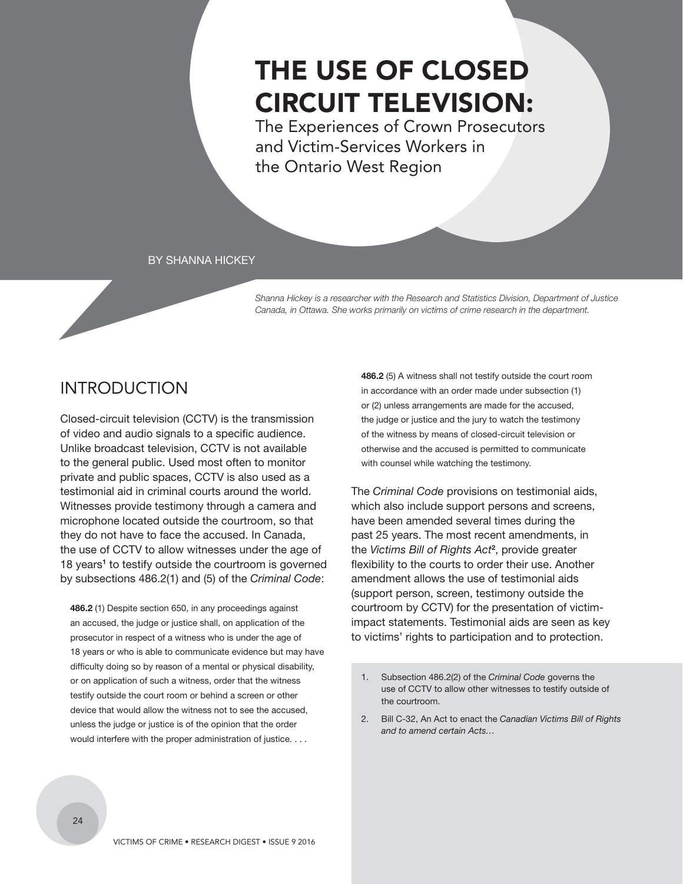# THE USE OF CLOSED CIRCUIT TELEVISION:

## The Experiences of Crown Prosecutors and Victim-Services Workers in the Ontario West Region

BY SHANNA HICKEY

*Shanna Hickey is a researcher with the Research and Statistics Division, Department of Justice Canada, in Ottawa. She works primarily on victims of crime research in the department.*

## INTRODUCTION

Closed-circuit television (CCTV) is the transmission of video and audio signals to a specific audience. Unlike broadcast television, CCTV is not available to the general public. Used most often to monitor private and public spaces, CCTV is also used as a testimonial aid in criminal courts around the world. Witnesses provide testimony through a camera and microphone located outside the courtroom, so that they do not have to face the accused. In Canada, the use of CCTV to allow witnesses under the age of 18 years[1] to testify outside the courtroom is governed by subsections 486.2(1) and (5) of the *Criminal Code*:

> **486.2** (1) Despite section 650, in any proceedings against an accused, the judge or justice shall, on application of the prosecutor in respect of a witness who is under the age of 18 years or who is able to communicate evidence but may have difficulty doing so by reason of a mental or physical disability, or on application of such a witness, order that the witness testify outside the court room or behind a screen or other device that would allow the witness not to see the accused, unless the judge or justice is of the opinion that the order would interfere with the proper administration of justice. . . .

> **486.2** (5) A witness shall not testify outside the court room in accordance with an order made under subsection (1) or (2) unless arrangements are made for the accused, the judge or justice and the jury to watch the testimony of the witness by means of closed-circuit television or otherwise and the accused is permitted to communicate with counsel while watching the testimony.

The *Criminal Code* provisions on testimonial aids, which also include support persons and screens, have been amended several times during the past 25 years. The most recent amendments, in the *Victims Bill of Rights Act*[2], provide greater flexibility to the courts to order their use. Another amendment allows the use of testimonial aids (support person, screen, testimony outside the courtroom by CCTV) for the presentation of victim-impact statements. Testimonial aids are seen as key to victims' rights to participation and to protection.

1. Subsection 486.2(2) of the *Criminal Code* governs the use of CCTV to allow other witnesses to testify outside of the courtroom.
2. Bill C-32, An Act to enact the *Canadian Victims Bill of Rights and to amend certain Acts…*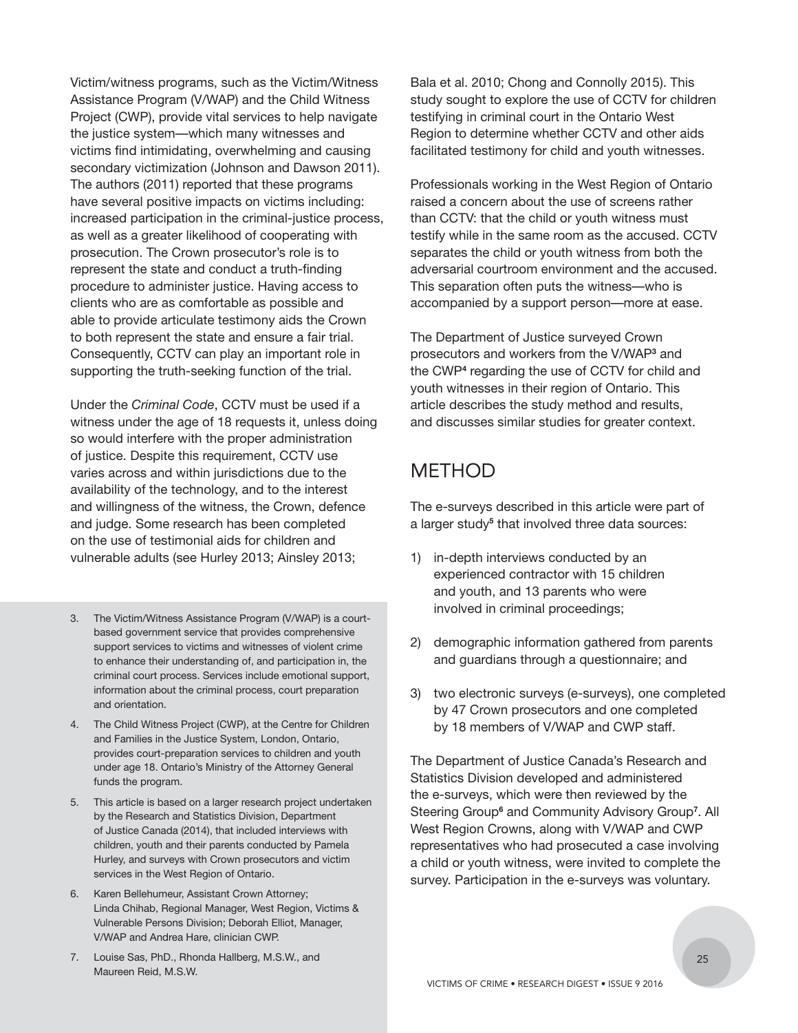Victim/witness programs, such as the Victim/Witness Assistance Program (V/WAP) and the Child Witness Project (CWP), provide vital services to help navigate the justice system—which many witnesses and victims find intimidating, overwhelming and causing secondary victimization (Johnson and Dawson 2011). The authors (2011) reported that these programs have several positive impacts on victims including: increased participation in the criminal-justice process, as well as a greater likelihood of cooperating with prosecution. The Crown prosecutor's role is to represent the state and conduct a truth-finding procedure to administer justice. Having access to clients who are as comfortable as possible and able to provide articulate testimony aids the Crown to both represent the state and ensure a fair trial. Consequently, CCTV can play an important role in supporting the truth-seeking function of the trial.

Under the *Criminal Code*, CCTV must be used if a witness under the age of 18 requests it, unless doing so would interfere with the proper administration of justice. Despite this requirement, CCTV use varies across and within jurisdictions due to the availability of the technology, and to the interest and willingness of the witness, the Crown, defence and judge. Some research has been completed on the use of testimonial aids for children and vulnerable adults (see Hurley 2013; Ainsley 2013; Bala et al. 2010; Chong and Connolly 2015). This study sought to explore the use of CCTV for children testifying in criminal court in the Ontario West Region to determine whether CCTV and other aids facilitated testimony for child and youth witnesses.

Professionals working in the West Region of Ontario raised a concern about the use of screens rather than CCTV: that the child or youth witness must testify while in the same room as the accused. CCTV separates the child or youth witness from both the adversarial courtroom environment and the accused. This separation often puts the witness—who is accompanied by a support person—more at ease.

The Department of Justice surveyed Crown prosecutors and workers from the V/WAP[3] and the CWP[4] regarding the use of CCTV for child and youth witnesses in their region of Ontario. This article describes the study method and results, and discusses similar studies for greater context.

## METHOD

The e-surveys described in this article were part of a larger study[5] that involved three data sources:

1) in-depth interviews conducted by an experienced contractor with 15 children and youth, and 13 parents who were involved in criminal proceedings;

2) demographic information gathered from parents and guardians through a questionnaire; and

3) two electronic surveys (e-surveys), one completed by 47 Crown prosecutors and one completed by 18 members of V/WAP and CWP staff.

The Department of Justice Canada's Research and Statistics Division developed and administered the e-surveys, which were then reviewed by the Steering Group[6] and Community Advisory Group[7]. All West Region Crowns, along with V/WAP and CWP representatives who had prosecuted a case involving a child or youth witness, were invited to complete the survey. Participation in the e-surveys was voluntary.

3. The Victim/Witness Assistance Program (V/WAP) is a court-based government service that provides comprehensive support services to victims and witnesses of violent crime to enhance their understanding of, and participation in, the criminal court process. Services include emotional support, information about the criminal process, court preparation and orientation.

4. The Child Witness Project (CWP), at the Centre for Children and Families in the Justice System, London, Ontario, provides court-preparation services to children and youth under age 18. Ontario's Ministry of the Attorney General funds the program.

5. This article is based on a larger research project undertaken by the Research and Statistics Division, Department of Justice Canada (2014), that included interviews with children, youth and their parents conducted by Pamela Hurley, and surveys with Crown prosecutors and victim services in the West Region of Ontario.

6. Karen Bellehumeur, Assistant Crown Attorney; Linda Chihab, Regional Manager, West Region, Victims & Vulnerable Persons Division; Deborah Elliot, Manager, V/WAP and Andrea Hare, clinician CWP.

7. Louise Sas, PhD., Rhonda Hallberg, M.S.W., and Maureen Reid, M.S.W.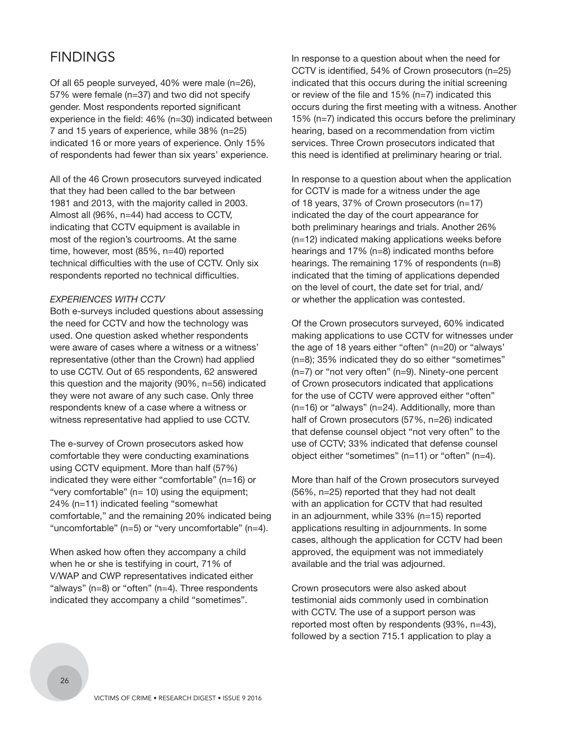## FINDINGS

Of all 65 people surveyed, 40% were male (n=26), 57% were female (n=37) and two did not specify gender. Most respondents reported significant experience in the field: 46% (n=30) indicated between 7 and 15 years of experience, while 38% (n=25) indicated 16 or more years of experience. Only 15% of respondents had fewer than six years' experience.

All of the 46 Crown prosecutors surveyed indicated that they had been called to the bar between 1981 and 2013, with the majority called in 2003. Almost all (96%, n=44) had access to CCTV, indicating that CCTV equipment is available in most of the region's courtrooms. At the same time, however, most (85%, n=40) reported technical difficulties with the use of CCTV. Only six respondents reported no technical difficulties.

### *EXPERIENCES WITH CCTV*

Both e-surveys included questions about assessing the need for CCTV and how the technology was used. One question asked whether respondents were aware of cases where a witness or a witness' representative (other than the Crown) had applied to use CCTV. Out of 65 respondents, 62 answered this question and the majority (90%, n=56) indicated they were not aware of any such case. Only three respondents knew of a case where a witness or witness representative had applied to use CCTV.

The e-survey of Crown prosecutors asked how comfortable they were conducting examinations using CCTV equipment. More than half (57%) indicated they were either "comfortable" (n=16) or "very comfortable" (n= 10) using the equipment; 24% (n=11) indicated feeling "somewhat comfortable," and the remaining 20% indicated being "uncomfortable" (n=5) or "very uncomfortable" (n=4).

When asked how often they accompany a child when he or she is testifying in court, 71% of V/WAP and CWP representatives indicated either "always" (n=8) or "often" (n=4). Three respondents indicated they accompany a child "sometimes".

In response to a question about when the need for CCTV is identified, 54% of Crown prosecutors (n=25) indicated that this occurs during the initial screening or review of the file and 15% (n=7) indicated this occurs during the first meeting with a witness. Another 15% (n=7) indicated this occurs before the preliminary hearing, based on a recommendation from victim services. Three Crown prosecutors indicated that this need is identified at preliminary hearing or trial.

In response to a question about when the application for CCTV is made for a witness under the age of 18 years, 37% of Crown prosecutors (n=17) indicated the day of the court appearance for both preliminary hearings and trials. Another 26% (n=12) indicated making applications weeks before hearings and 17% (n=8) indicated months before hearings. The remaining 17% of respondents (n=8) indicated that the timing of applications depended on the level of court, the date set for trial, and/or whether the application was contested.

Of the Crown prosecutors surveyed, 60% indicated making applications to use CCTV for witnesses under the age of 18 years either "often" (n=20) or "always' (n=8); 35% indicated they do so either "sometimes" (n=7) or "not very often" (n=9). Ninety-one percent of Crown prosecutors indicated that applications for the use of CCTV were approved either "often" (n=16) or "always" (n=24). Additionally, more than half of Crown prosecutors (57%, n=26) indicated that defense counsel object "not very often" to the use of CCTV; 33% indicated that defense counsel object either "sometimes" (n=11) or "often" (n=4).

More than half of the Crown prosecutors surveyed (56%, n=25) reported that they had not dealt with an application for CCTV that had resulted in an adjournment, while 33% (n=15) reported applications resulting in adjournments. In some cases, although the application for CCTV had been approved, the equipment was not immediately available and the trial was adjourned.

Crown prosecutors were also asked about testimonial aids commonly used in combination with CCTV. The use of a support person was reported most often by respondents (93%, n=43), followed by a section 715.1 application to play a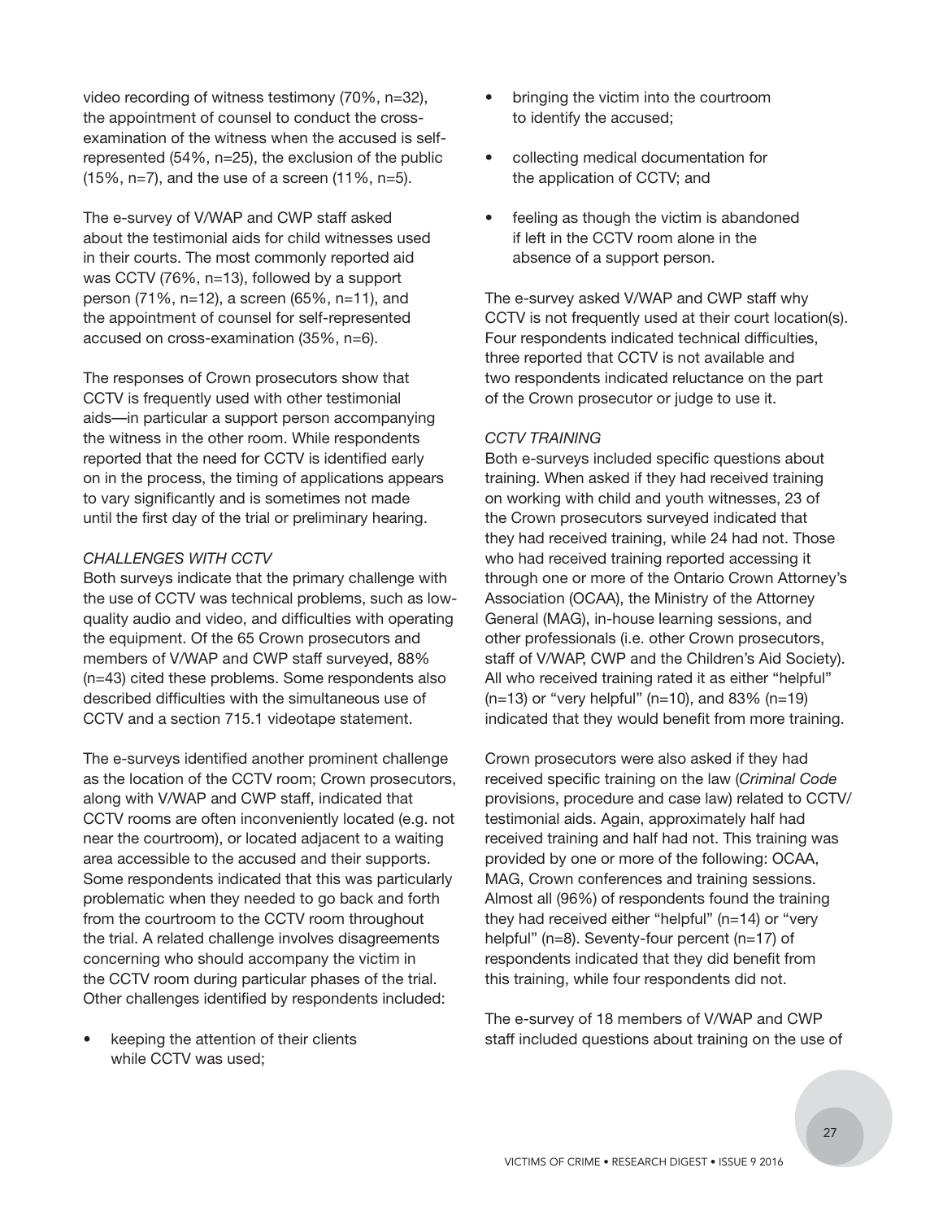video recording of witness testimony (70%, n=32), the appointment of counsel to conduct the cross-examination of the witness when the accused is self-represented (54%, n=25), the exclusion of the public (15%, n=7), and the use of a screen (11%, n=5).

The e-survey of V/WAP and CWP staff asked about the testimonial aids for child witnesses used in their courts. The most commonly reported aid was CCTV (76%, n=13), followed by a support person (71%, n=12), a screen (65%, n=11), and the appointment of counsel for self-represented accused on cross-examination (35%, n=6).

The responses of Crown prosecutors show that CCTV is frequently used with other testimonial aids—in particular a support person accompanying the witness in the other room. While respondents reported that the need for CCTV is identified early on in the process, the timing of applications appears to vary significantly and is sometimes not made until the first day of the trial or preliminary hearing.

*CHALLENGES WITH CCTV*

Both surveys indicate that the primary challenge with the use of CCTV was technical problems, such as low-quality audio and video, and difficulties with operating the equipment. Of the 65 Crown prosecutors and members of V/WAP and CWP staff surveyed, 88% (n=43) cited these problems. Some respondents also described difficulties with the simultaneous use of CCTV and a section 715.1 videotape statement.

The e-surveys identified another prominent challenge as the location of the CCTV room; Crown prosecutors, along with V/WAP and CWP staff, indicated that CCTV rooms are often inconveniently located (e.g. not near the courtroom), or located adjacent to a waiting area accessible to the accused and their supports. Some respondents indicated that this was particularly problematic when they needed to go back and forth from the courtroom to the CCTV room throughout the trial. A related challenge involves disagreements concerning who should accompany the victim in the CCTV room during particular phases of the trial. Other challenges identified by respondents included:

- keeping the attention of their clients while CCTV was used;
- bringing the victim into the courtroom to identify the accused;
- collecting medical documentation for the application of CCTV; and
- feeling as though the victim is abandoned if left in the CCTV room alone in the absence of a support person.

The e-survey asked V/WAP and CWP staff why CCTV is not frequently used at their court location(s). Four respondents indicated technical difficulties, three reported that CCTV is not available and two respondents indicated reluctance on the part of the Crown prosecutor or judge to use it.

*CCTV TRAINING*

Both e-surveys included specific questions about training. When asked if they had received training on working with child and youth witnesses, 23 of the Crown prosecutors surveyed indicated that they had received training, while 24 had not. Those who had received training reported accessing it through one or more of the Ontario Crown Attorney's Association (OCAA), the Ministry of the Attorney General (MAG), in-house learning sessions, and other professionals (i.e. other Crown prosecutors, staff of V/WAP, CWP and the Children's Aid Society). All who received training rated it as either "helpful" (n=13) or "very helpful" (n=10), and 83% (n=19) indicated that they would benefit from more training.

Crown prosecutors were also asked if they had received specific training on the law (*Criminal Code* provisions, procedure and case law) related to CCTV/testimonial aids. Again, approximately half had received training and half had not. This training was provided by one or more of the following: OCAA, MAG, Crown conferences and training sessions. Almost all (96%) of respondents found the training they had received either "helpful" (n=14) or "very helpful" (n=8). Seventy-four percent (n=17) of respondents indicated that they did benefit from this training, while four respondents did not.

The e-survey of 18 members of V/WAP and CWP staff included questions about training on the use of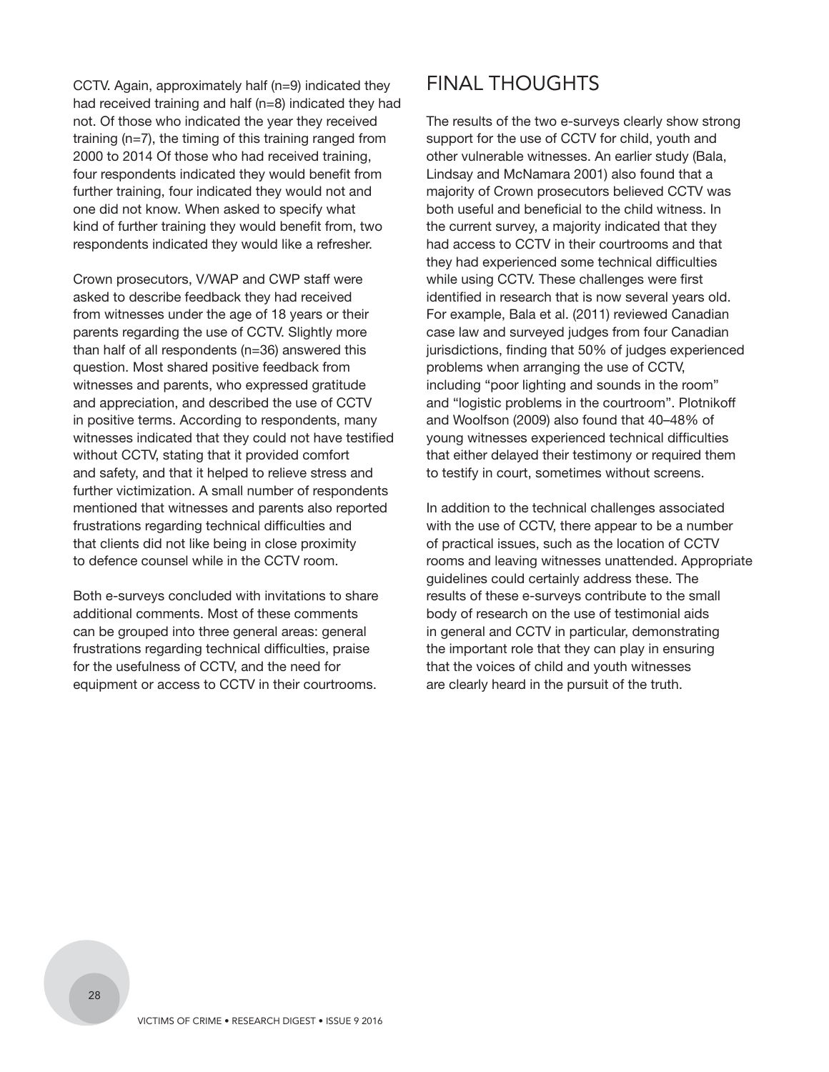CCTV. Again, approximately half (n=9) indicated they had received training and half (n=8) indicated they had not. Of those who indicated the year they received training (n=7), the timing of this training ranged from 2000 to 2014 Of those who had received training, four respondents indicated they would benefit from further training, four indicated they would not and one did not know. When asked to specify what kind of further training they would benefit from, two respondents indicated they would like a refresher.

Crown prosecutors, V/WAP and CWP staff were asked to describe feedback they had received from witnesses under the age of 18 years or their parents regarding the use of CCTV. Slightly more than half of all respondents (n=36) answered this question. Most shared positive feedback from witnesses and parents, who expressed gratitude and appreciation, and described the use of CCTV in positive terms. According to respondents, many witnesses indicated that they could not have testified without CCTV, stating that it provided comfort and safety, and that it helped to relieve stress and further victimization. A small number of respondents mentioned that witnesses and parents also reported frustrations regarding technical difficulties and that clients did not like being in close proximity to defence counsel while in the CCTV room.

Both e-surveys concluded with invitations to share additional comments. Most of these comments can be grouped into three general areas: general frustrations regarding technical difficulties, praise for the usefulness of CCTV, and the need for equipment or access to CCTV in their courtrooms.

## FINAL THOUGHTS

The results of the two e-surveys clearly show strong support for the use of CCTV for child, youth and other vulnerable witnesses. An earlier study (Bala, Lindsay and McNamara 2001) also found that a majority of Crown prosecutors believed CCTV was both useful and beneficial to the child witness. In the current survey, a majority indicated that they had access to CCTV in their courtrooms and that they had experienced some technical difficulties while using CCTV. These challenges were first identified in research that is now several years old. For example, Bala et al. (2011) reviewed Canadian case law and surveyed judges from four Canadian jurisdictions, finding that 50% of judges experienced problems when arranging the use of CCTV, including "poor lighting and sounds in the room" and "logistic problems in the courtroom". Plotnikoff and Woolfson (2009) also found that 40–48% of young witnesses experienced technical difficulties that either delayed their testimony or required them to testify in court, sometimes without screens.

In addition to the technical challenges associated with the use of CCTV, there appear to be a number of practical issues, such as the location of CCTV rooms and leaving witnesses unattended. Appropriate guidelines could certainly address these. The results of these e-surveys contribute to the small body of research on the use of testimonial aids in general and CCTV in particular, demonstrating the important role that they can play in ensuring that the voices of child and youth witnesses are clearly heard in the pursuit of the truth.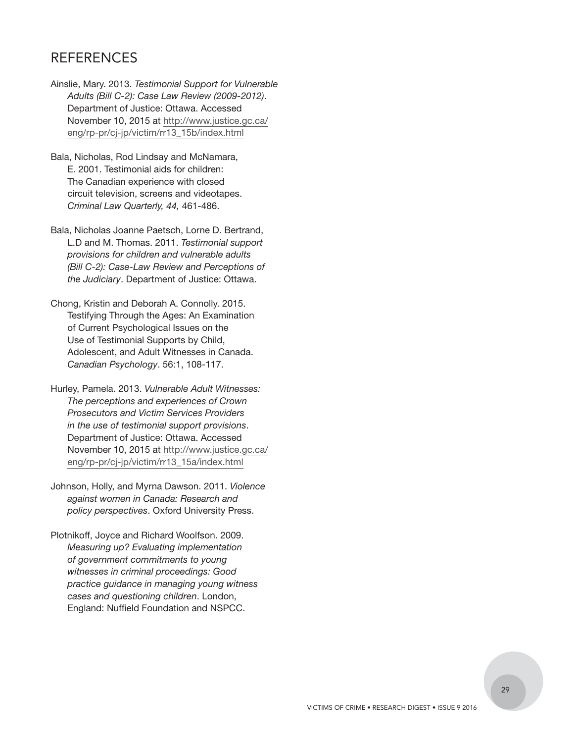## REFERENCES

Ainslie, Mary. 2013. *Testimonial Support for Vulnerable Adults (Bill C-2): Case Law Review (2009-2012)*. Department of Justice: Ottawa. Accessed November 10, 2015 at http://www.justice.gc.ca/eng/rp-pr/cj-jp/victim/rr13_15b/index.html

Bala, Nicholas, Rod Lindsay and McNamara, E. 2001. Testimonial aids for children: The Canadian experience with closed circuit television, screens and videotapes. *Criminal Law Quarterly, 44,* 461-486.

Bala, Nicholas Joanne Paetsch, Lorne D. Bertrand, L.D and M. Thomas. 2011. *Testimonial support provisions for children and vulnerable adults (Bill C-2): Case-Law Review and Perceptions of the Judiciary*. Department of Justice: Ottawa.

Chong, Kristin and Deborah A. Connolly. 2015. Testifying Through the Ages: An Examination of Current Psychological Issues on the Use of Testimonial Supports by Child, Adolescent, and Adult Witnesses in Canada. *Canadian Psychology*. 56:1, 108-117.

Hurley, Pamela. 2013. *Vulnerable Adult Witnesses: The perceptions and experiences of Crown Prosecutors and Victim Services Providers in the use of testimonial support provisions*. Department of Justice: Ottawa. Accessed November 10, 2015 at http://www.justice.gc.ca/eng/rp-pr/cj-jp/victim/rr13_15a/index.html

Johnson, Holly, and Myrna Dawson. 2011. *Violence against women in Canada: Research and policy perspectives*. Oxford University Press.

Plotnikoff, Joyce and Richard Woolfson. 2009. *Measuring up? Evaluating implementation of government commitments to young witnesses in criminal proceedings: Good practice guidance in managing young witness cases and questioning children*. London, England: Nuffield Foundation and NSPCC.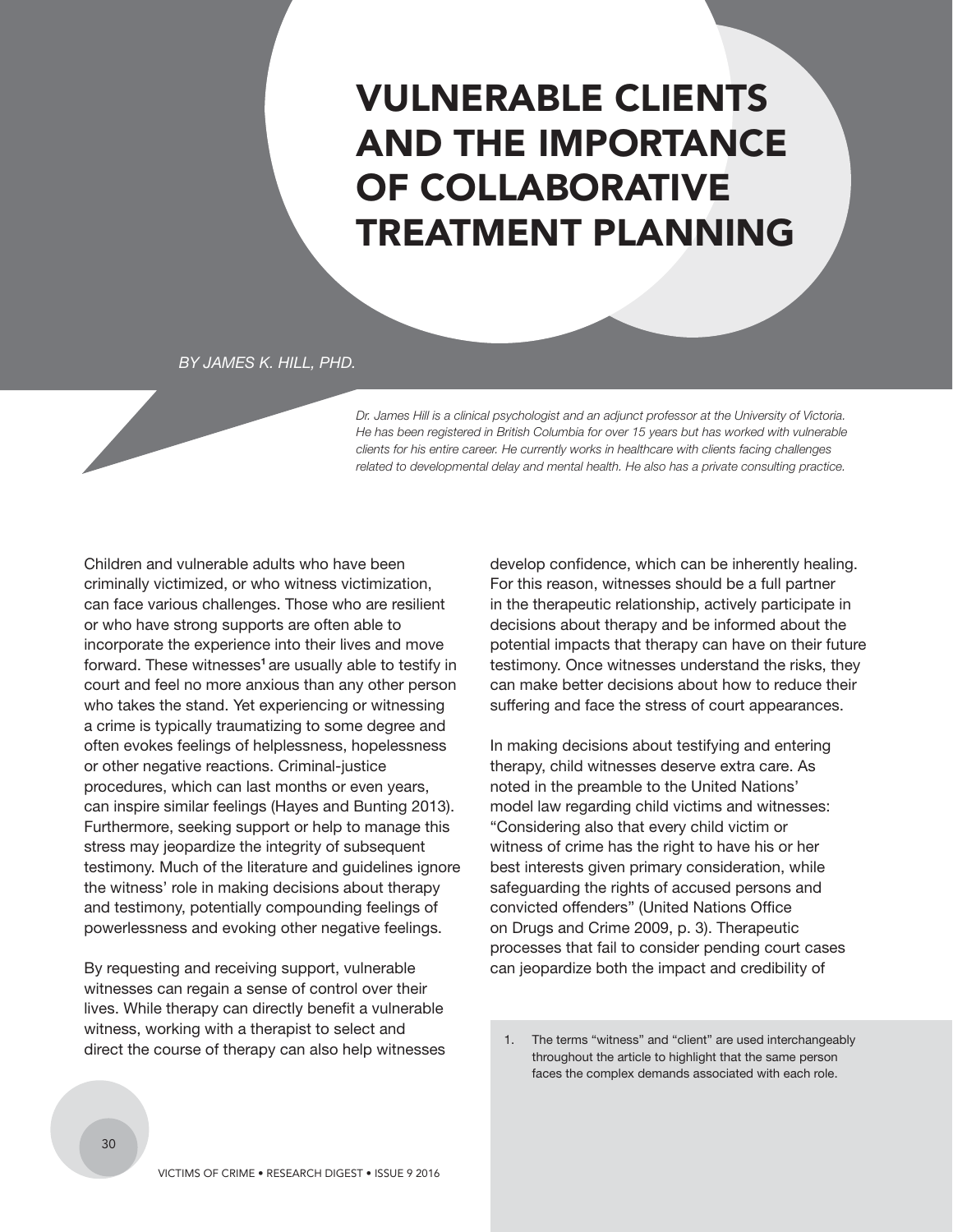# VULNERABLE CLIENTS AND THE IMPORTANCE OF COLLABORATIVE TREATMENT PLANNING

*BY JAMES K. HILL, PHD.*

*Dr. James Hill is a clinical psychologist and an adjunct professor at the University of Victoria. He has been registered in British Columbia for over 15 years but has worked with vulnerable clients for his entire career. He currently works in healthcare with clients facing challenges related to developmental delay and mental health. He also has a private consulting practice.*

Children and vulnerable adults who have been criminally victimized, or who witness victimization, can face various challenges. Those who are resilient or who have strong supports are often able to incorporate the experience into their lives and move forward. These witnesses[1] are usually able to testify in court and feel no more anxious than any other person who takes the stand. Yet experiencing or witnessing a crime is typically traumatizing to some degree and often evokes feelings of helplessness, hopelessness or other negative reactions. Criminal-justice procedures, which can last months or even years, can inspire similar feelings (Hayes and Bunting 2013). Furthermore, seeking support or help to manage this stress may jeopardize the integrity of subsequent testimony. Much of the literature and guidelines ignore the witness' role in making decisions about therapy and testimony, potentially compounding feelings of powerlessness and evoking other negative feelings.

By requesting and receiving support, vulnerable witnesses can regain a sense of control over their lives. While therapy can directly benefit a vulnerable witness, working with a therapist to select and direct the course of therapy can also help witnesses develop confidence, which can be inherently healing. For this reason, witnesses should be a full partner in the therapeutic relationship, actively participate in decisions about therapy and be informed about the potential impacts that therapy can have on their future testimony. Once witnesses understand the risks, they can make better decisions about how to reduce their suffering and face the stress of court appearances.

In making decisions about testifying and entering therapy, child witnesses deserve extra care. As noted in the preamble to the United Nations' model law regarding child victims and witnesses: "Considering also that every child victim or witness of crime has the right to have his or her best interests given primary consideration, while safeguarding the rights of accused persons and convicted offenders" (United Nations Office on Drugs and Crime 2009, p. 3). Therapeutic processes that fail to consider pending court cases can jeopardize both the impact and credibility of

1. The terms "witness" and "client" are used interchangeably throughout the article to highlight that the same person faces the complex demands associated with each role.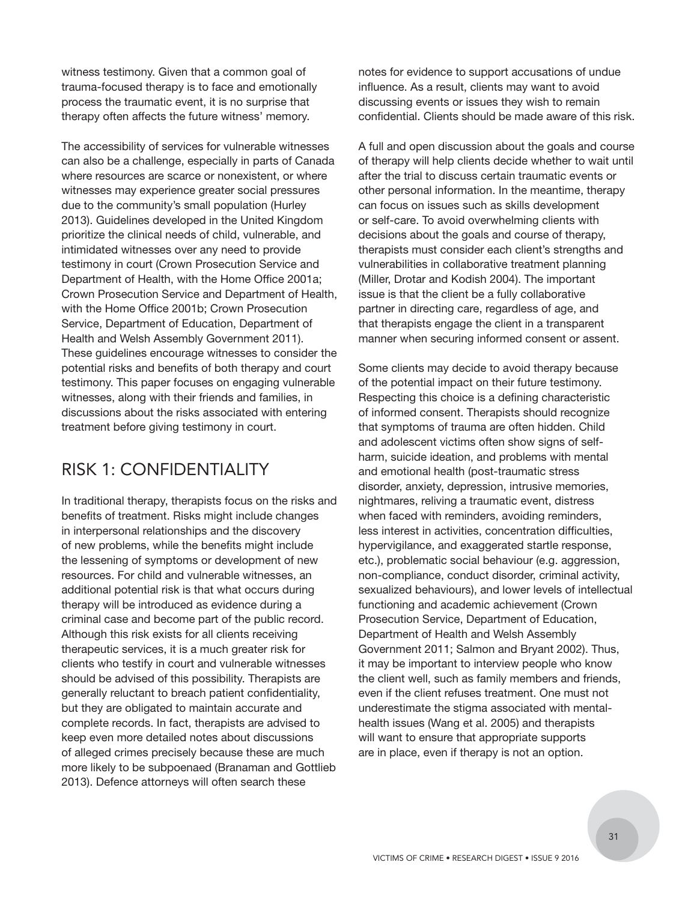witness testimony. Given that a common goal of trauma-focused therapy is to face and emotionally process the traumatic event, it is no surprise that therapy often affects the future witness' memory.

The accessibility of services for vulnerable witnesses can also be a challenge, especially in parts of Canada where resources are scarce or nonexistent, or where witnesses may experience greater social pressures due to the community's small population (Hurley 2013). Guidelines developed in the United Kingdom prioritize the clinical needs of child, vulnerable, and intimidated witnesses over any need to provide testimony in court (Crown Prosecution Service and Department of Health, with the Home Office 2001a; Crown Prosecution Service and Department of Health, with the Home Office 2001b; Crown Prosecution Service, Department of Education, Department of Health and Welsh Assembly Government 2011). These guidelines encourage witnesses to consider the potential risks and benefits of both therapy and court testimony. This paper focuses on engaging vulnerable witnesses, along with their friends and families, in discussions about the risks associated with entering treatment before giving testimony in court.

## RISK 1: CONFIDENTIALITY

In traditional therapy, therapists focus on the risks and benefits of treatment. Risks might include changes in interpersonal relationships and the discovery of new problems, while the benefits might include the lessening of symptoms or development of new resources. For child and vulnerable witnesses, an additional potential risk is that what occurs during therapy will be introduced as evidence during a criminal case and become part of the public record. Although this risk exists for all clients receiving therapeutic services, it is a much greater risk for clients who testify in court and vulnerable witnesses should be advised of this possibility. Therapists are generally reluctant to breach patient confidentiality, but they are obligated to maintain accurate and complete records. In fact, therapists are advised to keep even more detailed notes about discussions of alleged crimes precisely because these are much more likely to be subpoenaed (Branaman and Gottlieb 2013). Defence attorneys will often search these notes for evidence to support accusations of undue influence. As a result, clients may want to avoid discussing events or issues they wish to remain confidential. Clients should be made aware of this risk.

A full and open discussion about the goals and course of therapy will help clients decide whether to wait until after the trial to discuss certain traumatic events or other personal information. In the meantime, therapy can focus on issues such as skills development or self-care. To avoid overwhelming clients with decisions about the goals and course of therapy, therapists must consider each client's strengths and vulnerabilities in collaborative treatment planning (Miller, Drotar and Kodish 2004). The important issue is that the client be a fully collaborative partner in directing care, regardless of age, and that therapists engage the client in a transparent manner when securing informed consent or assent.

Some clients may decide to avoid therapy because of the potential impact on their future testimony. Respecting this choice is a defining characteristic of informed consent. Therapists should recognize that symptoms of trauma are often hidden. Child and adolescent victims often show signs of self-harm, suicide ideation, and problems with mental and emotional health (post-traumatic stress disorder, anxiety, depression, intrusive memories, nightmares, reliving a traumatic event, distress when faced with reminders, avoiding reminders, less interest in activities, concentration difficulties, hypervigilance, and exaggerated startle response, etc.), problematic social behaviour (e.g. aggression, non-compliance, conduct disorder, criminal activity, sexualized behaviours), and lower levels of intellectual functioning and academic achievement (Crown Prosecution Service, Department of Education, Department of Health and Welsh Assembly Government 2011; Salmon and Bryant 2002). Thus, it may be important to interview people who know the client well, such as family members and friends, even if the client refuses treatment. One must not underestimate the stigma associated with mental-health issues (Wang et al. 2005) and therapists will want to ensure that appropriate supports are in place, even if therapy is not an option.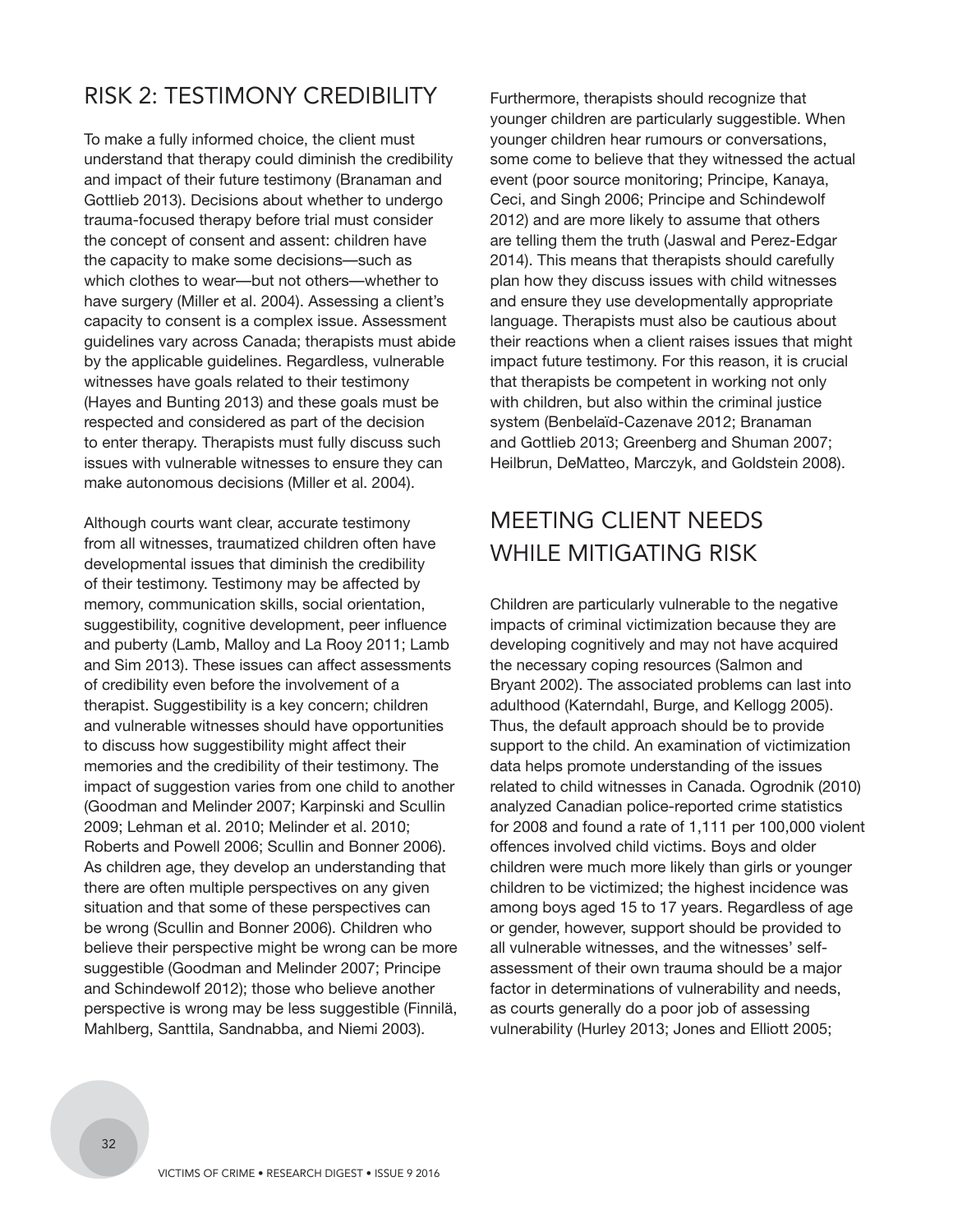## RISK 2: TESTIMONY CREDIBILITY

To make a fully informed choice, the client must understand that therapy could diminish the credibility and impact of their future testimony (Branaman and Gottlieb 2013). Decisions about whether to undergo trauma-focused therapy before trial must consider the concept of consent and assent: children have the capacity to make some decisions—such as which clothes to wear—but not others—whether to have surgery (Miller et al. 2004). Assessing a client's capacity to consent is a complex issue. Assessment guidelines vary across Canada; therapists must abide by the applicable guidelines. Regardless, vulnerable witnesses have goals related to their testimony (Hayes and Bunting 2013) and these goals must be respected and considered as part of the decision to enter therapy. Therapists must fully discuss such issues with vulnerable witnesses to ensure they can make autonomous decisions (Miller et al. 2004).

Although courts want clear, accurate testimony from all witnesses, traumatized children often have developmental issues that diminish the credibility of their testimony. Testimony may be affected by memory, communication skills, social orientation, suggestibility, cognitive development, peer influence and puberty (Lamb, Malloy and La Rooy 2011; Lamb and Sim 2013). These issues can affect assessments of credibility even before the involvement of a therapist. Suggestibility is a key concern; children and vulnerable witnesses should have opportunities to discuss how suggestibility might affect their memories and the credibility of their testimony. The impact of suggestion varies from one child to another (Goodman and Melinder 2007; Karpinski and Scullin 2009; Lehman et al. 2010; Melinder et al. 2010; Roberts and Powell 2006; Scullin and Bonner 2006). As children age, they develop an understanding that there are often multiple perspectives on any given situation and that some of these perspectives can be wrong (Scullin and Bonner 2006). Children who believe their perspective might be wrong can be more suggestible (Goodman and Melinder 2007; Principe and Schindewolf 2012); those who believe another perspective is wrong may be less suggestible (Finnilä, Mahlberg, Santtila, Sandnabba, and Niemi 2003).

Furthermore, therapists should recognize that younger children are particularly suggestible. When younger children hear rumours or conversations, some come to believe that they witnessed the actual event (poor source monitoring; Principe, Kanaya, Ceci, and Singh 2006; Principe and Schindewolf 2012) and are more likely to assume that others are telling them the truth (Jaswal and Perez-Edgar 2014). This means that therapists should carefully plan how they discuss issues with child witnesses and ensure they use developmentally appropriate language. Therapists must also be cautious about their reactions when a client raises issues that might impact future testimony. For this reason, it is crucial that therapists be competent in working not only with children, but also within the criminal justice system (Benbelaïd-Cazenave 2012; Branaman and Gottlieb 2013; Greenberg and Shuman 2007; Heilbrun, DeMatteo, Marczyk, and Goldstein 2008).

## MEETING CLIENT NEEDS WHILE MITIGATING RISK

Children are particularly vulnerable to the negative impacts of criminal victimization because they are developing cognitively and may not have acquired the necessary coping resources (Salmon and Bryant 2002). The associated problems can last into adulthood (Katerndahl, Burge, and Kellogg 2005). Thus, the default approach should be to provide support to the child. An examination of victimization data helps promote understanding of the issues related to child witnesses in Canada. Ogrodnik (2010) analyzed Canadian police-reported crime statistics for 2008 and found a rate of 1,111 per 100,000 violent offences involved child victims. Boys and older children were much more likely than girls or younger children to be victimized; the highest incidence was among boys aged 15 to 17 years. Regardless of age or gender, however, support should be provided to all vulnerable witnesses, and the witnesses' self-assessment of their own trauma should be a major factor in determinations of vulnerability and needs, as courts generally do a poor job of assessing vulnerability (Hurley 2013; Jones and Elliott 2005;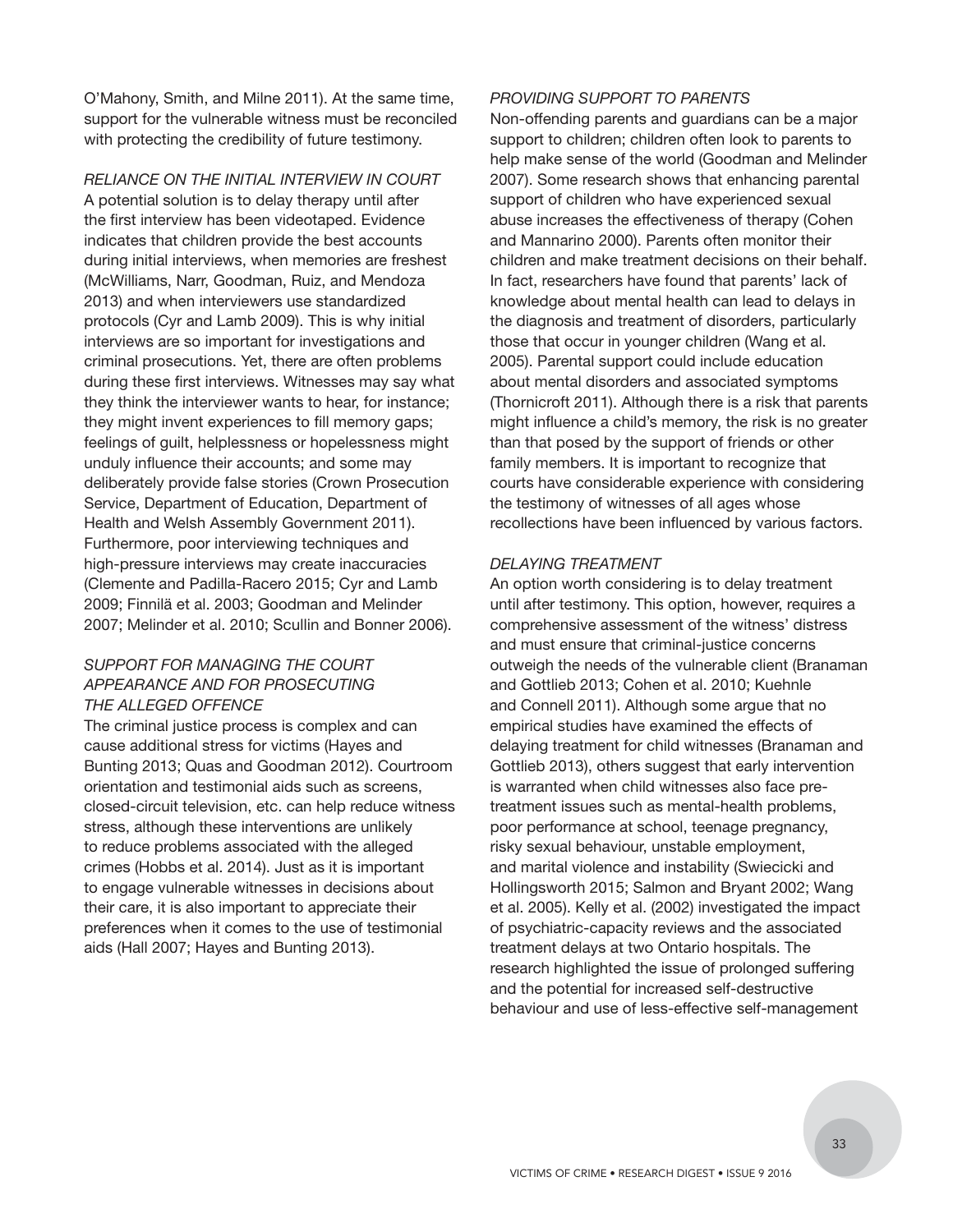O'Mahony, Smith, and Milne 2011). At the same time, support for the vulnerable witness must be reconciled with protecting the credibility of future testimony.

### *RELIANCE ON THE INITIAL INTERVIEW IN COURT*

A potential solution is to delay therapy until after the first interview has been videotaped. Evidence indicates that children provide the best accounts during initial interviews, when memories are freshest (McWilliams, Narr, Goodman, Ruiz, and Mendoza 2013) and when interviewers use standardized protocols (Cyr and Lamb 2009). This is why initial interviews are so important for investigations and criminal prosecutions. Yet, there are often problems during these first interviews. Witnesses may say what they think the interviewer wants to hear, for instance; they might invent experiences to fill memory gaps; feelings of guilt, helplessness or hopelessness might unduly influence their accounts; and some may deliberately provide false stories (Crown Prosecution Service, Department of Education, Department of Health and Welsh Assembly Government 2011). Furthermore, poor interviewing techniques and high-pressure interviews may create inaccuracies (Clemente and Padilla-Racero 2015; Cyr and Lamb 2009; Finnilä et al. 2003; Goodman and Melinder 2007; Melinder et al. 2010; Scullin and Bonner 2006).

### *SUPPORT FOR MANAGING THE COURT APPEARANCE AND FOR PROSECUTING THE ALLEGED OFFENCE*

The criminal justice process is complex and can cause additional stress for victims (Hayes and Bunting 2013; Quas and Goodman 2012). Courtroom orientation and testimonial aids such as screens, closed-circuit television, etc. can help reduce witness stress, although these interventions are unlikely to reduce problems associated with the alleged crimes (Hobbs et al. 2014). Just as it is important to engage vulnerable witnesses in decisions about their care, it is also important to appreciate their preferences when it comes to the use of testimonial aids (Hall 2007; Hayes and Bunting 2013).

### *PROVIDING SUPPORT TO PARENTS*

Non-offending parents and guardians can be a major support to children; children often look to parents to help make sense of the world (Goodman and Melinder 2007). Some research shows that enhancing parental support of children who have experienced sexual abuse increases the effectiveness of therapy (Cohen and Mannarino 2000). Parents often monitor their children and make treatment decisions on their behalf. In fact, researchers have found that parents' lack of knowledge about mental health can lead to delays in the diagnosis and treatment of disorders, particularly those that occur in younger children (Wang et al. 2005). Parental support could include education about mental disorders and associated symptoms (Thornicroft 2011). Although there is a risk that parents might influence a child's memory, the risk is no greater than that posed by the support of friends or other family members. It is important to recognize that courts have considerable experience with considering the testimony of witnesses of all ages whose recollections have been influenced by various factors.

### *DELAYING TREATMENT*

An option worth considering is to delay treatment until after testimony. This option, however, requires a comprehensive assessment of the witness' distress and must ensure that criminal-justice concerns outweigh the needs of the vulnerable client (Branaman and Gottlieb 2013; Cohen et al. 2010; Kuehnle and Connell 2011). Although some argue that no empirical studies have examined the effects of delaying treatment for child witnesses (Branaman and Gottlieb 2013), others suggest that early intervention is warranted when child witnesses also face pre-treatment issues such as mental-health problems, poor performance at school, teenage pregnancy, risky sexual behaviour, unstable employment, and marital violence and instability (Swiecicki and Hollingsworth 2015; Salmon and Bryant 2002; Wang et al. 2005). Kelly et al. (2002) investigated the impact of psychiatric-capacity reviews and the associated treatment delays at two Ontario hospitals. The research highlighted the issue of prolonged suffering and the potential for increased self-destructive behaviour and use of less-effective self-management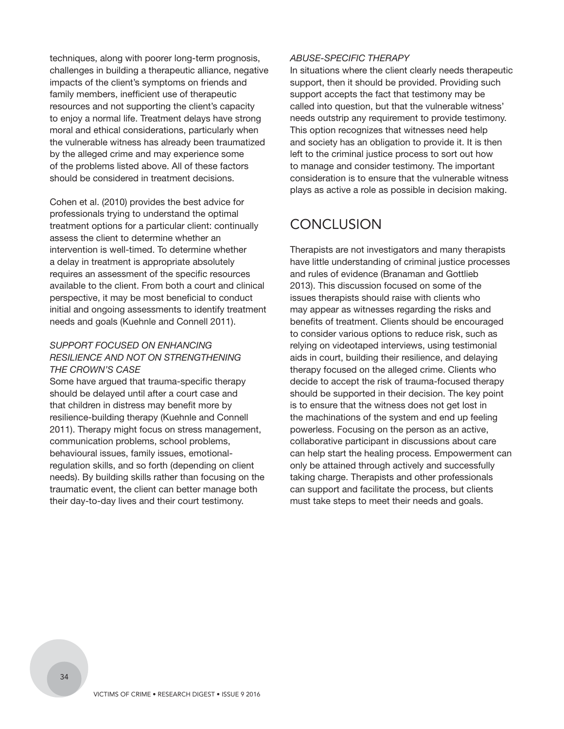techniques, along with poorer long-term prognosis, challenges in building a therapeutic alliance, negative impacts of the client's symptoms on friends and family members, inefficient use of therapeutic resources and not supporting the client's capacity to enjoy a normal life. Treatment delays have strong moral and ethical considerations, particularly when the vulnerable witness has already been traumatized by the alleged crime and may experience some of the problems listed above. All of these factors should be considered in treatment decisions.

Cohen et al. (2010) provides the best advice for professionals trying to understand the optimal treatment options for a particular client: continually assess the client to determine whether an intervention is well-timed. To determine whether a delay in treatment is appropriate absolutely requires an assessment of the specific resources available to the client. From both a court and clinical perspective, it may be most beneficial to conduct initial and ongoing assessments to identify treatment needs and goals (Kuehnle and Connell 2011).

#### *SUPPORT FOCUSED ON ENHANCING RESILIENCE AND NOT ON STRENGTHENING THE CROWN'S CASE*

Some have argued that trauma-specific therapy should be delayed until after a court case and that children in distress may benefit more by resilience-building therapy (Kuehnle and Connell 2011). Therapy might focus on stress management, communication problems, school problems, behavioural issues, family issues, emotional-regulation skills, and so forth (depending on client needs). By building skills rather than focusing on the traumatic event, the client can better manage both their day-to-day lives and their court testimony.

#### *ABUSE-SPECIFIC THERAPY*

In situations where the client clearly needs therapeutic support, then it should be provided. Providing such support accepts the fact that testimony may be called into question, but that the vulnerable witness' needs outstrip any requirement to provide testimony. This option recognizes that witnesses need help and society has an obligation to provide it. It is then left to the criminal justice process to sort out how to manage and consider testimony. The important consideration is to ensure that the vulnerable witness plays as active a role as possible in decision making.

## CONCLUSION

Therapists are not investigators and many therapists have little understanding of criminal justice processes and rules of evidence (Branaman and Gottlieb 2013). This discussion focused on some of the issues therapists should raise with clients who may appear as witnesses regarding the risks and benefits of treatment. Clients should be encouraged to consider various options to reduce risk, such as relying on videotaped interviews, using testimonial aids in court, building their resilience, and delaying therapy focused on the alleged crime. Clients who decide to accept the risk of trauma-focused therapy should be supported in their decision. The key point is to ensure that the witness does not get lost in the machinations of the system and end up feeling powerless. Focusing on the person as an active, collaborative participant in discussions about care can help start the healing process. Empowerment can only be attained through actively and successfully taking charge. Therapists and other professionals can support and facilitate the process, but clients must take steps to meet their needs and goals.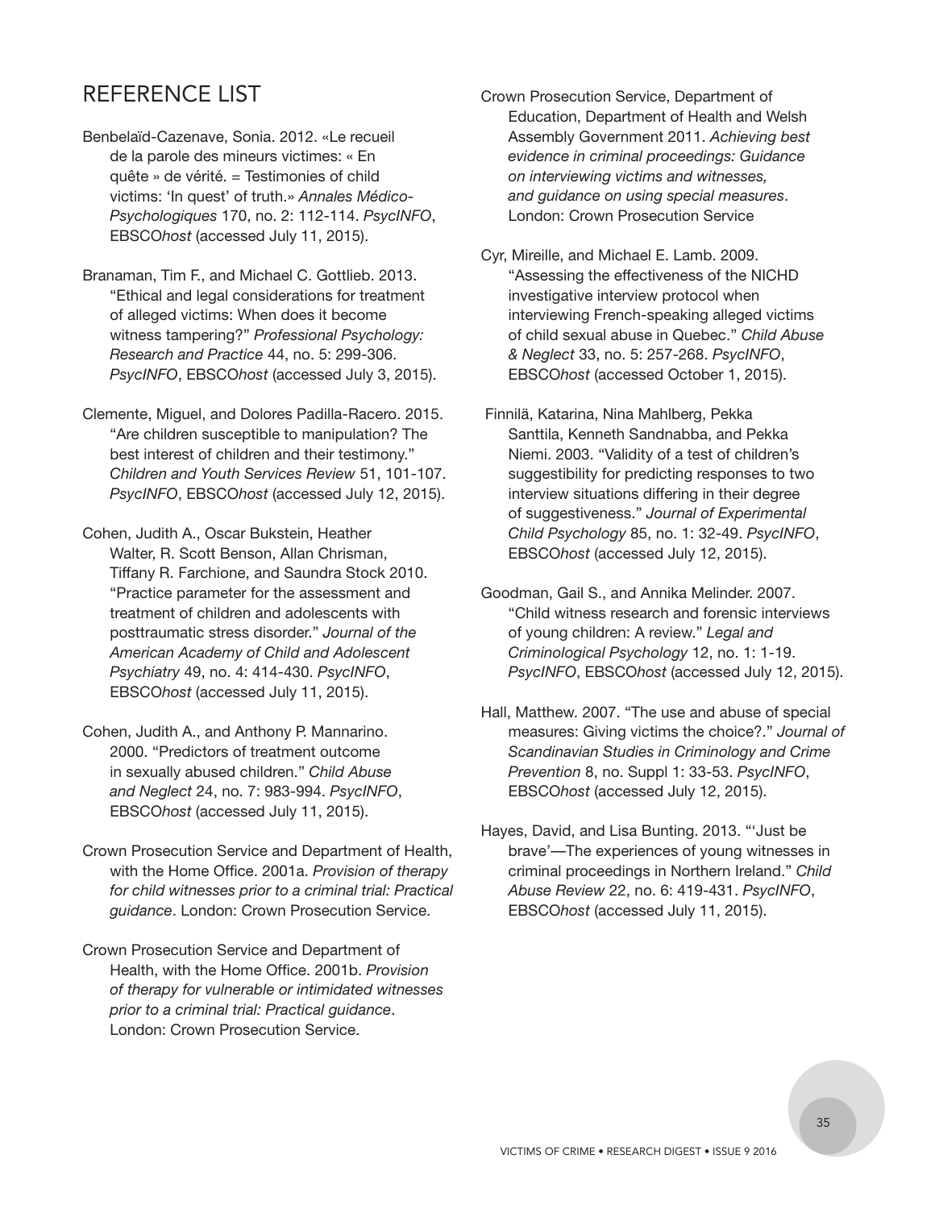## REFERENCE LIST

Benbelaïd-Cazenave, Sonia. 2012. «Le recueil de la parole des mineurs victimes: « En quête » de vérité. = Testimonies of child victims: 'In quest' of truth.» *Annales Médico-Psychologiques* 170, no. 2: 112-114. *PsycINFO*, EBSCO*host* (accessed July 11, 2015).

Branaman, Tim F., and Michael C. Gottlieb. 2013. "Ethical and legal considerations for treatment of alleged victims: When does it become witness tampering?" *Professional Psychology: Research and Practice* 44, no. 5: 299-306. *PsycINFO*, EBSCO*host* (accessed July 3, 2015).

Clemente, Miguel, and Dolores Padilla-Racero. 2015. "Are children susceptible to manipulation? The best interest of children and their testimony." *Children and Youth Services Review* 51, 101-107. *PsycINFO*, EBSCO*host* (accessed July 12, 2015).

Cohen, Judith A., Oscar Bukstein, Heather Walter, R. Scott Benson, Allan Chrisman, Tiffany R. Farchione, and Saundra Stock 2010. "Practice parameter for the assessment and treatment of children and adolescents with posttraumatic stress disorder." *Journal of the American Academy of Child and Adolescent Psychiatry* 49, no. 4: 414-430. *PsycINFO*, EBSCO*host* (accessed July 11, 2015).

Cohen, Judith A., and Anthony P. Mannarino. 2000. "Predictors of treatment outcome in sexually abused children." *Child Abuse and Neglect* 24, no. 7: 983-994. *PsycINFO*, EBSCO*host* (accessed July 11, 2015).

Crown Prosecution Service and Department of Health, with the Home Office. 2001a. *Provision of therapy for child witnesses prior to a criminal trial: Practical guidance*. London: Crown Prosecution Service.

Crown Prosecution Service and Department of Health, with the Home Office. 2001b. *Provision of therapy for vulnerable or intimidated witnesses prior to a criminal trial: Practical guidance*. London: Crown Prosecution Service.

Crown Prosecution Service, Department of Education, Department of Health and Welsh Assembly Government 2011. *Achieving best evidence in criminal proceedings: Guidance on interviewing victims and witnesses, and guidance on using special measures*. London: Crown Prosecution Service

Cyr, Mireille, and Michael E. Lamb. 2009. "Assessing the effectiveness of the NICHD investigative interview protocol when interviewing French-speaking alleged victims of child sexual abuse in Quebec." *Child Abuse & Neglect* 33, no. 5: 257-268. *PsycINFO*, EBSCO*host* (accessed October 1, 2015).

Finnilä, Katarina, Nina Mahlberg, Pekka Santtila, Kenneth Sandnabba, and Pekka Niemi. 2003. "Validity of a test of children's suggestibility for predicting responses to two interview situations differing in their degree of suggestiveness." *Journal of Experimental Child Psychology* 85, no. 1: 32-49. *PsycINFO*, EBSCO*host* (accessed July 12, 2015).

Goodman, Gail S., and Annika Melinder. 2007. "Child witness research and forensic interviews of young children: A review." *Legal and Criminological Psychology* 12, no. 1: 1-19. *PsycINFO*, EBSCO*host* (accessed July 12, 2015).

Hall, Matthew. 2007. "The use and abuse of special measures: Giving victims the choice?." *Journal of Scandinavian Studies in Criminology and Crime Prevention* 8, no. Suppl 1: 33-53. *PsycINFO*, EBSCO*host* (accessed July 12, 2015).

Hayes, David, and Lisa Bunting. 2013. "'Just be brave'—The experiences of young witnesses in criminal proceedings in Northern Ireland." *Child Abuse Review* 22, no. 6: 419-431. *PsycINFO*, EBSCO*host* (accessed July 11, 2015).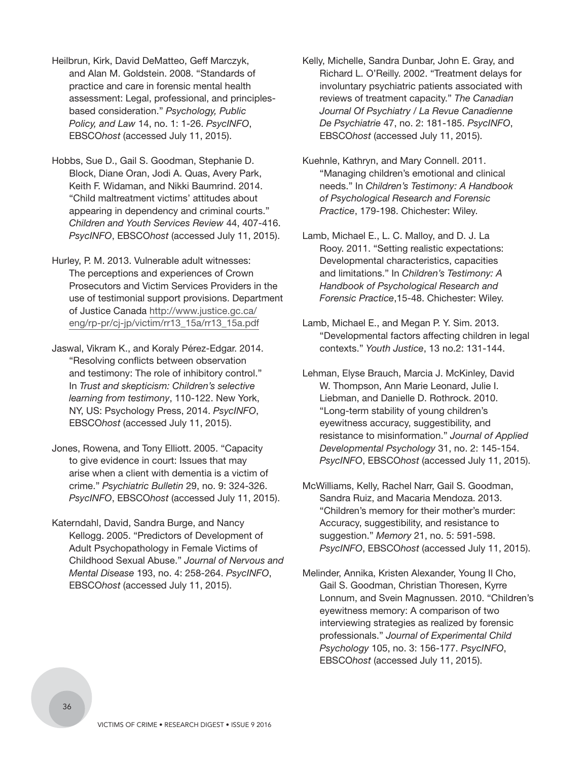Heilbrun, Kirk, David DeMatteo, Geff Marczyk, and Alan M. Goldstein. 2008. "Standards of practice and care in forensic mental health assessment: Legal, professional, and principles-based consideration." *Psychology, Public Policy, and Law* 14, no. 1: 1-26. *PsycINFO*, EBSCO*host* (accessed July 11, 2015).

Hobbs, Sue D., Gail S. Goodman, Stephanie D. Block, Diane Oran, Jodi A. Quas, Avery Park, Keith F. Widaman, and Nikki Baumrind. 2014. "Child maltreatment victims' attitudes about appearing in dependency and criminal courts." *Children and Youth Services Review* 44, 407-416. *PsycINFO*, EBSCO*host* (accessed July 11, 2015).

Hurley, P. M. 2013. Vulnerable adult witnesses: The perceptions and experiences of Crown Prosecutors and Victim Services Providers in the use of testimonial support provisions. Department of Justice Canada http://www.justice.gc.ca/eng/rp-pr/cj-jp/victim/rr13_15a/rr13_15a.pdf

Jaswal, Vikram K., and Koraly Pérez-Edgar. 2014. "Resolving conflicts between observation and testimony: The role of inhibitory control." In *Trust and skepticism: Children's selective learning from testimony*, 110-122. New York, NY, US: Psychology Press, 2014. *PsycINFO*, EBSCO*host* (accessed July 11, 2015).

Jones, Rowena, and Tony Elliott. 2005. "Capacity to give evidence in court: Issues that may arise when a client with dementia is a victim of crime." *Psychiatric Bulletin* 29, no. 9: 324-326. *PsycINFO*, EBSCO*host* (accessed July 11, 2015).

Katerndahl, David, Sandra Burge, and Nancy Kellogg. 2005. "Predictors of Development of Adult Psychopathology in Female Victims of Childhood Sexual Abuse." *Journal of Nervous and Mental Disease* 193, no. 4: 258-264. *PsycINFO*, EBSCO*host* (accessed July 11, 2015).

Kelly, Michelle, Sandra Dunbar, John E. Gray, and Richard L. O'Reilly. 2002. "Treatment delays for involuntary psychiatric patients associated with reviews of treatment capacity." *The Canadian Journal Of Psychiatry / La Revue Canadienne De Psychiatrie* 47, no. 2: 181-185. *PsycINFO*, EBSCO*host* (accessed July 11, 2015).

Kuehnle, Kathryn, and Mary Connell. 2011. "Managing children's emotional and clinical needs." In *Children's Testimony: A Handbook of Psychological Research and Forensic Practice*, 179-198. Chichester: Wiley.

Lamb, Michael E., L. C. Malloy, and D. J. La Rooy. 2011. "Setting realistic expectations: Developmental characteristics, capacities and limitations." In *Children's Testimony: A Handbook of Psychological Research and Forensic Practice*,15-48. Chichester: Wiley.

Lamb, Michael E., and Megan P. Y. Sim. 2013. "Developmental factors affecting children in legal contexts." *Youth Justice*, 13 no.2: 131-144.

Lehman, Elyse Brauch, Marcia J. McKinley, David W. Thompson, Ann Marie Leonard, Julie I. Liebman, and Danielle D. Rothrock. 2010. "Long-term stability of young children's eyewitness accuracy, suggestibility, and resistance to misinformation." *Journal of Applied Developmental Psychology* 31, no. 2: 145-154. *PsycINFO*, EBSCO*host* (accessed July 11, 2015).

McWilliams, Kelly, Rachel Narr, Gail S. Goodman, Sandra Ruiz, and Macaria Mendoza. 2013. "Children's memory for their mother's murder: Accuracy, suggestibility, and resistance to suggestion." *Memory* 21, no. 5: 591-598. *PsycINFO*, EBSCO*host* (accessed July 11, 2015).

Melinder, Annika, Kristen Alexander, Young Il Cho, Gail S. Goodman, Christian Thoresen, Kyrre Lonnum, and Svein Magnussen. 2010. "Children's eyewitness memory: A comparison of two interviewing strategies as realized by forensic professionals." *Journal of Experimental Child Psychology* 105, no. 3: 156-177. *PsycINFO*, EBSCO*host* (accessed July 11, 2015).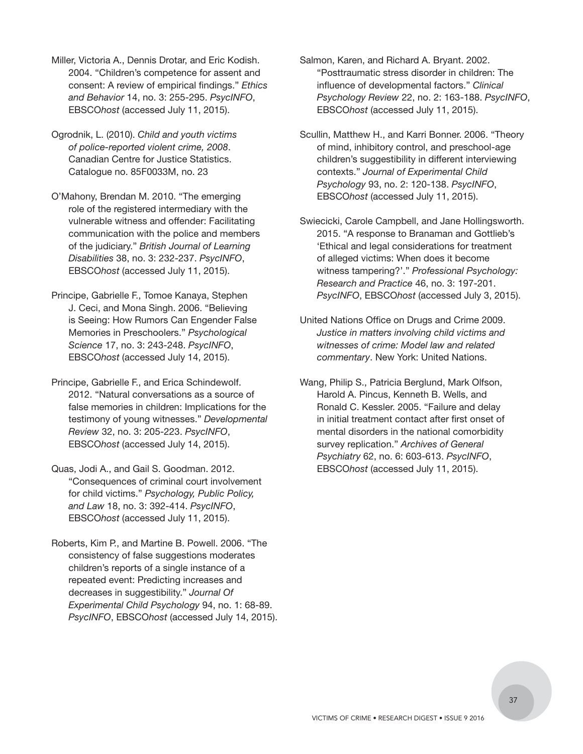Miller, Victoria A., Dennis Drotar, and Eric Kodish. 2004. "Children's competence for assent and consent: A review of empirical findings." *Ethics and Behavior* 14, no. 3: 255-295. *PsycINFO*, EBSCO*host* (accessed July 11, 2015).

Ogrodnik, L. (2010). *Child and youth victims of police-reported violent crime, 2008*. Canadian Centre for Justice Statistics. Catalogue no. 85F0033M, no. 23

O'Mahony, Brendan M. 2010. "The emerging role of the registered intermediary with the vulnerable witness and offender: Facilitating communication with the police and members of the judiciary." *British Journal of Learning Disabilities* 38, no. 3: 232-237. *PsycINFO*, EBSCO*host* (accessed July 11, 2015).

Principe, Gabrielle F., Tomoe Kanaya, Stephen J. Ceci, and Mona Singh. 2006. "Believing is Seeing: How Rumors Can Engender False Memories in Preschoolers." *Psychological Science* 17, no. 3: 243-248. *PsycINFO*, EBSCO*host* (accessed July 14, 2015).

Principe, Gabrielle F., and Erica Schindewolf. 2012. "Natural conversations as a source of false memories in children: Implications for the testimony of young witnesses." *Developmental Review* 32, no. 3: 205-223. *PsycINFO*, EBSCO*host* (accessed July 14, 2015).

Quas, Jodi A., and Gail S. Goodman. 2012. "Consequences of criminal court involvement for child victims." *Psychology, Public Policy, and Law* 18, no. 3: 392-414. *PsycINFO*, EBSCO*host* (accessed July 11, 2015).

Roberts, Kim P., and Martine B. Powell. 2006. "The consistency of false suggestions moderates children's reports of a single instance of a repeated event: Predicting increases and decreases in suggestibility." *Journal Of Experimental Child Psychology* 94, no. 1: 68-89. *PsycINFO*, EBSCO*host* (accessed July 14, 2015).

Salmon, Karen, and Richard A. Bryant. 2002. "Posttraumatic stress disorder in children: The influence of developmental factors." *Clinical Psychology Review* 22, no. 2: 163-188. *PsycINFO*, EBSCO*host* (accessed July 11, 2015).

Scullin, Matthew H., and Karri Bonner. 2006. "Theory of mind, inhibitory control, and preschool-age children's suggestibility in different interviewing contexts." *Journal of Experimental Child Psychology* 93, no. 2: 120-138. *PsycINFO*, EBSCO*host* (accessed July 11, 2015).

Swiecicki, Carole Campbell, and Jane Hollingsworth. 2015. "A response to Branaman and Gottlieb's 'Ethical and legal considerations for treatment of alleged victims: When does it become witness tampering?'." *Professional Psychology: Research and Practice* 46, no. 3: 197-201. *PsycINFO*, EBSCO*host* (accessed July 3, 2015).

United Nations Office on Drugs and Crime 2009. *Justice in matters involving child victims and witnesses of crime: Model law and related commentary*. New York: United Nations.

Wang, Philip S., Patricia Berglund, Mark Olfson, Harold A. Pincus, Kenneth B. Wells, and Ronald C. Kessler. 2005. "Failure and delay in initial treatment contact after first onset of mental disorders in the national comorbidity survey replication." *Archives of General Psychiatry* 62, no. 6: 603-613. *PsycINFO*, EBSCO*host* (accessed July 11, 2015).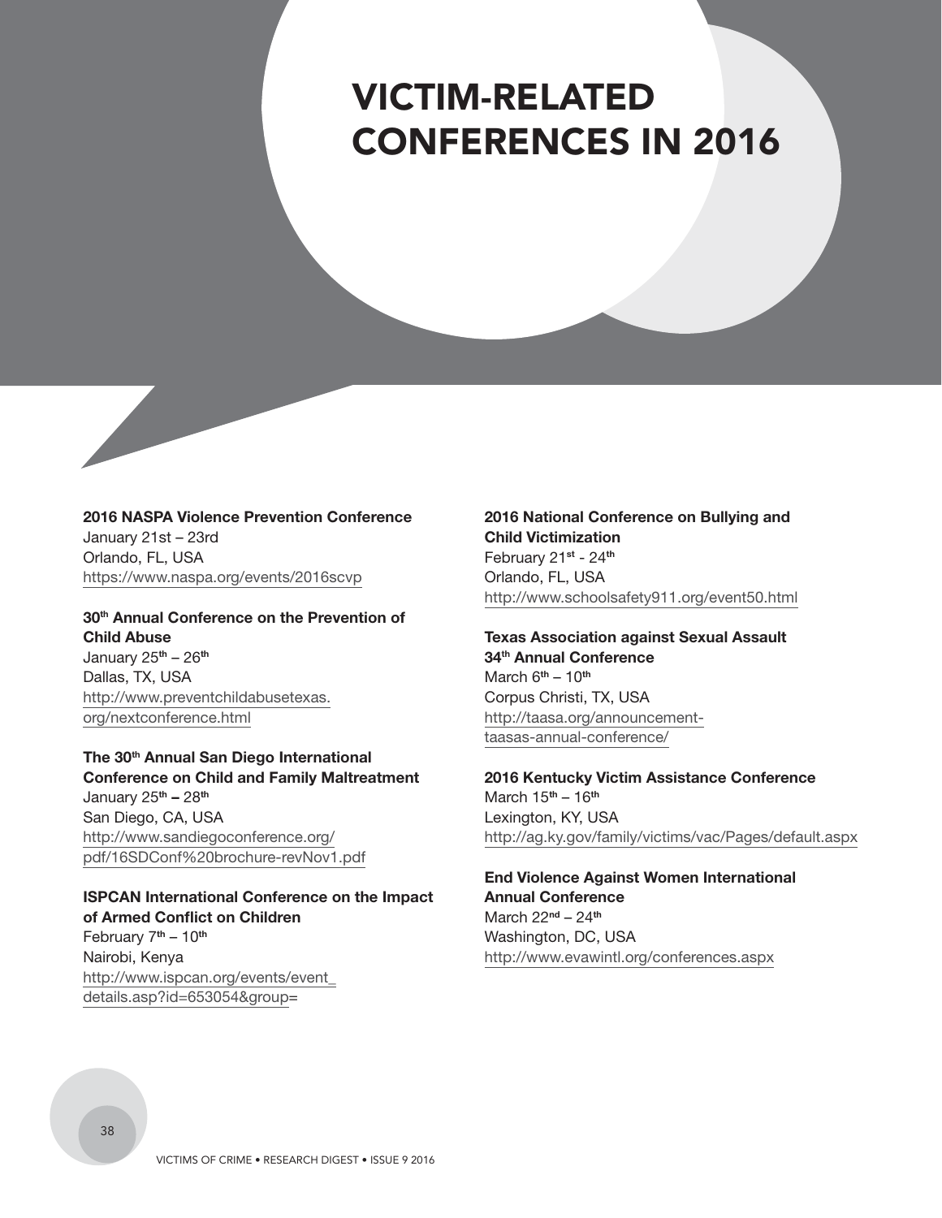# VICTIM-RELATED CONFERENCES IN 2016

**2016 NASPA Violence Prevention Conference**
January 21st – 23rd
Orlando, FL, USA
https://www.naspa.org/events/2016scvp

**30th Annual Conference on the Prevention of Child Abuse**
January 25th – 26th
Dallas, TX, USA
http://www.preventchildabusetexas.org/nextconference.html

**The 30th Annual San Diego International Conference on Child and Family Maltreatment**
January 25th – 28th
San Diego, CA, USA
http://www.sandiegoconference.org/pdf/16SDConf%20brochure-revNov1.pdf

**ISPCAN International Conference on the Impact of Armed Conflict on Children**
February 7th – 10th
Nairobi, Kenya
http://www.ispcan.org/events/event_details.asp?id=653054&group=

**2016 National Conference on Bullying and Child Victimization**
February 21st - 24th
Orlando, FL, USA
http://www.schoolsafety911.org/event50.html

**Texas Association against Sexual Assault 34th Annual Conference**
March 6th – 10th
Corpus Christi, TX, USA
http://taasa.org/announcement-taasas-annual-conference/

**2016 Kentucky Victim Assistance Conference**
March 15th – 16th
Lexington, KY, USA
http://ag.ky.gov/family/victims/vac/Pages/default.aspx

**End Violence Against Women International Annual Conference**
March 22nd – 24th
Washington, DC, USA
http://www.evawintl.org/conferences.aspx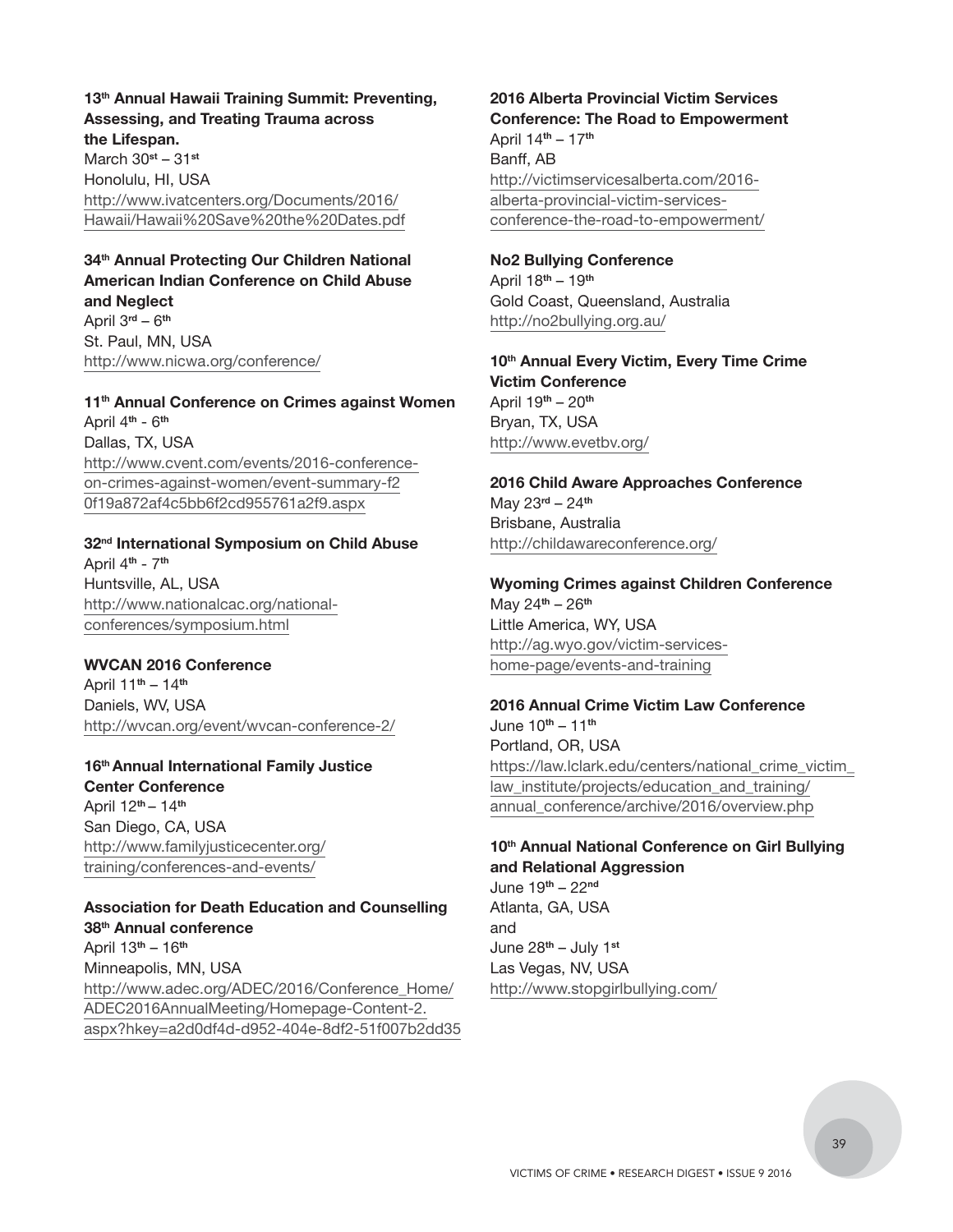**13th Annual Hawaii Training Summit: Preventing, Assessing, and Treating Trauma across the Lifespan.**
March 30st – 31st
Honolulu, HI, USA
http://www.ivatcenters.org/Documents/2016/Hawaii/Hawaii%20Save%20the%20Dates.pdf

**34th Annual Protecting Our Children National American Indian Conference on Child Abuse and Neglect**
April 3rd – 6th
St. Paul, MN, USA
http://www.nicwa.org/conference/

**11th Annual Conference on Crimes against Women**
April 4th - 6th
Dallas, TX, USA
http://www.cvent.com/events/2016-conference-on-crimes-against-women/event-summary-f20f19a872af4c5bb6f2cd955761a2f9.aspx

**32nd International Symposium on Child Abuse**
April 4th - 7th
Huntsville, AL, USA
http://www.nationalcac.org/national-conferences/symposium.html

**WVCAN 2016 Conference**
April 11th – 14th
Daniels, WV, USA
http://wvcan.org/event/wvcan-conference-2/

**16th Annual International Family Justice Center Conference**
April 12th – 14th
San Diego, CA, USA
http://www.familyjusticecenter.org/training/conferences-and-events/

**Association for Death Education and Counselling 38th Annual conference**
April 13th – 16th
Minneapolis, MN, USA
http://www.adec.org/ADEC/2016/Conference_Home/ADEC2016AnnualMeeting/Homepage-Content-2.aspx?hkey=a2d0df4d-d952-404e-8df2-51f007b2dd35

**2016 Alberta Provincial Victim Services Conference: The Road to Empowerment**
April 14th – 17th
Banff, AB
http://victimservicesalberta.com/2016-alberta-provincial-victim-services-conference-the-road-to-empowerment/

**No2 Bullying Conference**
April 18th – 19th
Gold Coast, Queensland, Australia
http://no2bullying.org.au/

**10th Annual Every Victim, Every Time Crime Victim Conference**
April 19th – 20th
Bryan, TX, USA
http://www.evetbv.org/

**2016 Child Aware Approaches Conference**
May 23rd – 24th
Brisbane, Australia
http://childawareconference.org/

**Wyoming Crimes against Children Conference**
May 24th – 26th
Little America, WY, USA
http://ag.wyo.gov/victim-services-home-page/events-and-training

**2016 Annual Crime Victim Law Conference**
June 10th – 11th
Portland, OR, USA
https://law.lclark.edu/centers/national_crime_victim_law_institute/projects/education_and_training/annual_conference/archive/2016/overview.php

**10th Annual National Conference on Girl Bullying and Relational Aggression**
June 19th – 22nd
Atlanta, GA, USA
and
June 28th – July 1st
Las Vegas, NV, USA
http://www.stopgirlbullying.com/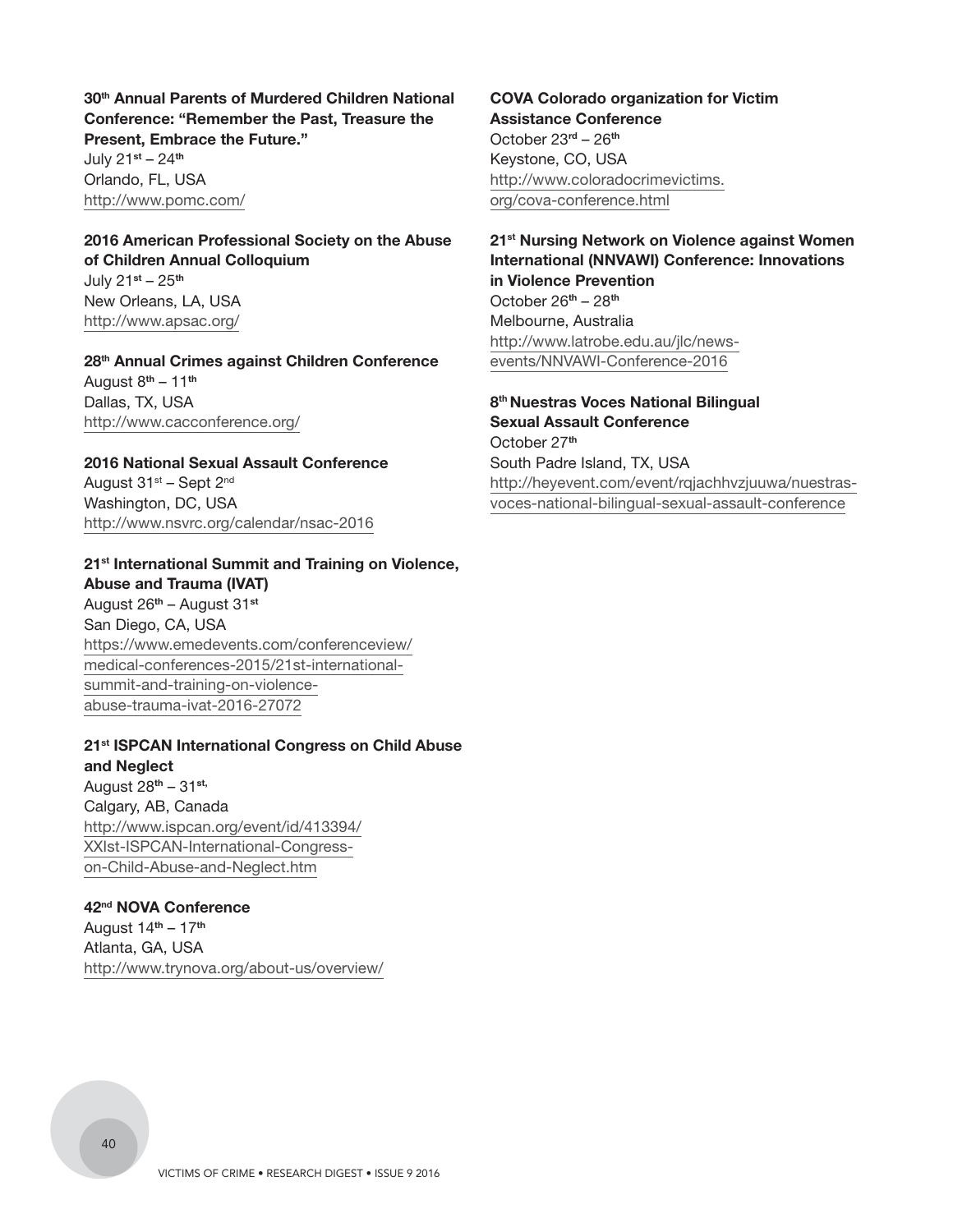**30th Annual Parents of Murdered Children National Conference: "Remember the Past, Treasure the Present, Embrace the Future."**
July 21st – 24th
Orlando, FL, USA
http://www.pomc.com/

**2016 American Professional Society on the Abuse of Children Annual Colloquium**
July 21st – 25th
New Orleans, LA, USA
http://www.apsac.org/

**28th Annual Crimes against Children Conference**
August 8th – 11th
Dallas, TX, USA
http://www.cacconference.org/

**2016 National Sexual Assault Conference**
August 31st – Sept 2nd
Washington, DC, USA
http://www.nsvrc.org/calendar/nsac-2016

**21st International Summit and Training on Violence, Abuse and Trauma (IVAT)**
August 26th – August 31st
San Diego, CA, USA
https://www.emedevents.com/conferenceview/medical-conferences-2015/21st-international-summit-and-training-on-violence-abuse-trauma-ivat-2016-27072

**21st ISPCAN International Congress on Child Abuse and Neglect**
August 28th – 31st,
Calgary, AB, Canada
http://www.ispcan.org/event/id/413394/XXIst-ISPCAN-International-Congress-on-Child-Abuse-and-Neglect.htm

**42nd NOVA Conference**
August 14th – 17th
Atlanta, GA, USA
http://www.trynova.org/about-us/overview/

**COVA Colorado organization for Victim Assistance Conference**
October 23rd – 26th
Keystone, CO, USA
http://www.coloradocrimevictims.org/cova-conference.html

**21st Nursing Network on Violence against Women International (NNVAWI) Conference: Innovations in Violence Prevention**
October 26th – 28th
Melbourne, Australia
http://www.latrobe.edu.au/jlc/news-events/NNVAWI-Conference-2016

**8th Nuestras Voces National Bilingual Sexual Assault Conference**
October 27th
South Padre Island, TX, USA
http://heyevent.com/event/rqjachhvzjuuwa/nuestras-voces-national-bilingual-sexual-assault-conference